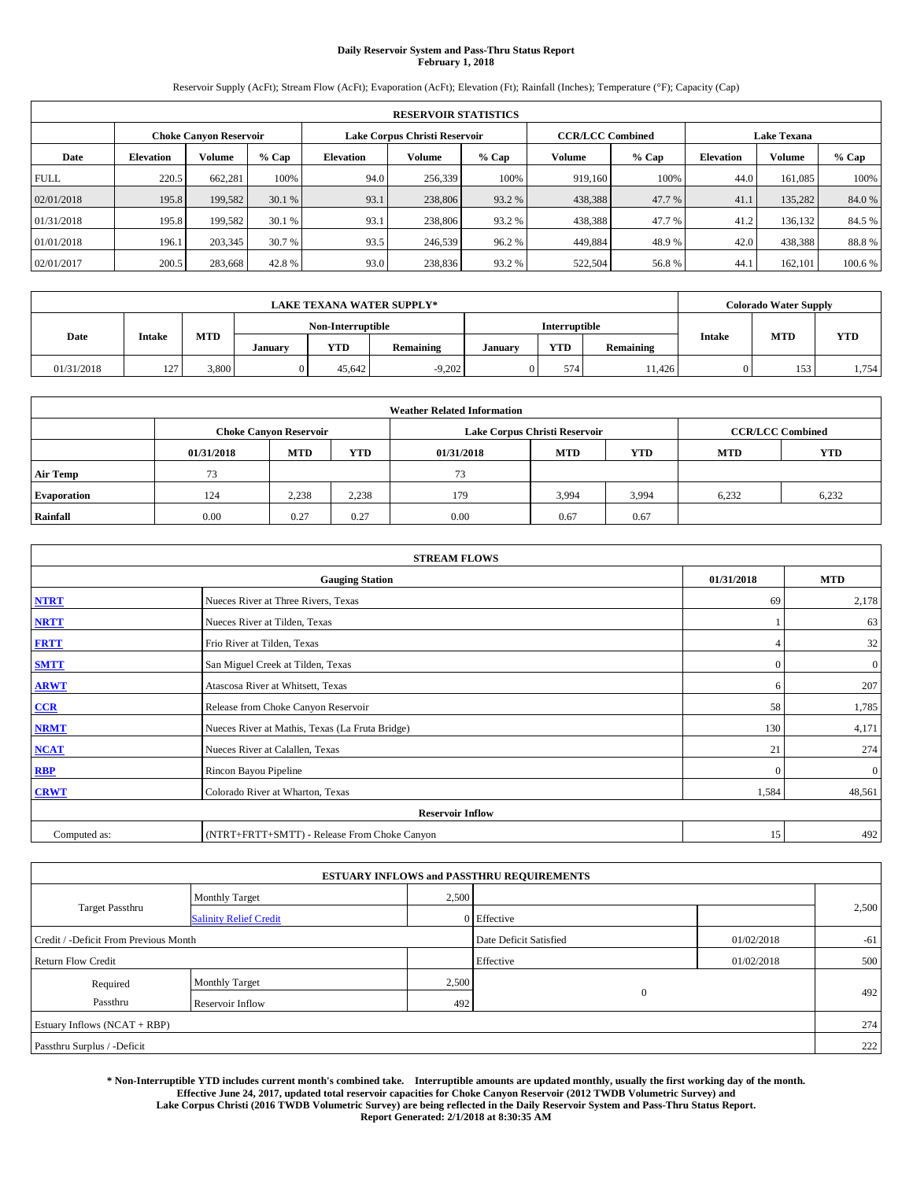# Daily Reservoir System and Pass-Thru Status Report
**February 1, 2018**

Reservoir Supply (AcFt); Stream Flow (AcFt); Evaporation (AcFt); Elevation (Ft); Rainfall (Inches); Temperature (°F); Capacity (Cap)

| RESERVOIR STATISTICS | | | | | | | | | | | |
|---|---|---|---|---|---|---|---|---|---|---|---|
| | Choke Canyon Reservoir | | | Lake Corpus Christi Reservoir | | | CCR/LCC Combined | | Lake Texana | | |
| Date | Elevation | Volume | % Cap | Elevation | Volume | % Cap | Volume | % Cap | Elevation | Volume | % Cap |
| FULL | 220.5 | 662,281 | 100% | 94.0 | 256,339 | 100% | 919,160 | 100% | 44.0 | 161,085 | 100% |
| 02/01/2018 | 195.8 | 199,582 | 30.1 % | 93.1 | 238,806 | 93.2 % | 438,388 | 47.7 % | 41.1 | 135,282 | 84.0 % |
| 01/31/2018 | 195.8 | 199,582 | 30.1 % | 93.1 | 238,806 | 93.2 % | 438,388 | 47.7 % | 41.2 | 136,132 | 84.5 % |
| 01/01/2018 | 196.1 | 203,345 | 30.7 % | 93.5 | 246,539 | 96.2 % | 449,884 | 48.9 % | 42.0 | 438,388 | 88.8 % |
| 02/01/2017 | 200.5 | 283,668 | 42.8 % | 93.0 | 238,836 | 93.2 % | 522,504 | 56.8 % | 44.1 | 162,101 | 100.6 % |

| LAKE TEXANA WATER SUPPLY* | | | | | | | | | Colorado Water Supply | | |
|---|---|---|---|---|---|---|---|---|---|---|---|
| Date | Intake | MTD | Non-Interruptible | | | Interruptible | | | Intake | MTD | YTD |
| | | | January | YTD | Remaining | January | YTD | Remaining | | | |
| 01/31/2018 | 127 | 3,800 | 0 | 45,642 | -9,202 | 0 | 574 | 11,426 | 0 | 153 | 1,754 |

| Weather Related Information | | | | | | | | |
|---|---|---|---|---|---|---|---|---|
| | Choke Canyon Reservoir | | | Lake Corpus Christi Reservoir | | | CCR/LCC Combined | |
| | 01/31/2018 | MTD | YTD | 01/31/2018 | MTD | YTD | MTD | YTD |
| Air Temp | 73 | | | 73 | | | | |
| Evaporation | 124 | 2,238 | 2,238 | 179 | 3,994 | 3,994 | 6,232 | 6,232 |
| Rainfall | 0.00 | 0.27 | 0.27 | 0.00 | 0.67 | 0.67 | | |

| STREAM FLOWS | | | |
|---|---|---|---|
| | Gauging Station | 01/31/2018 | MTD |
| NTRT | Nueces River at Three Rivers, Texas | 69 | 2,178 |
| NRTT | Nueces River at Tilden, Texas | 1 | 63 |
| FRTT | Frio River at Tilden, Texas | 4 | 32 |
| SMTT | San Miguel Creek at Tilden, Texas | 0 | 0 |
| ARWT | Atascosa River at Whitsett, Texas | 6 | 207 |
| CCR | Release from Choke Canyon Reservoir | 58 | 1,785 |
| NRMT | Nueces River at Mathis, Texas (La Fruta Bridge) | 130 | 4,171 |
| NCAT | Nueces River at Calallen, Texas | 21 | 274 |
| RBP | Rincon Bayou Pipeline | 0 | 0 |
| CRWT | Colorado River at Wharton, Texas | 1,584 | 48,561 |
| | Reservoir Inflow | | |
| Computed as: | (NTRT+FRTT+SMTT) - Release From Choke Canyon | 15 | 492 |

| ESTUARY INFLOWS and PASSTHRU REQUIREMENTS | | | | | |
|---|---|---|---|---|---|
| Target Passthru | Monthly Target | 2,500 | | | 2,500 |
| | Salinity Relief Credit | 0 | Effective | | |
| Credit / -Deficit From Previous Month | | | Date Deficit Satisfied | 01/02/2018 | -61 |
| Return Flow Credit | | | Effective | 01/02/2018 | 500 |
| Required Passthru | Monthly Target | 2,500 | 0 | | 492 |
| | Reservoir Inflow | 492 | | | |
| Estuary Inflows (NCAT + RBP) | | | | | 274 |
| Passthru Surplus / -Deficit | | | | | 222 |

**\* Non-Interruptible YTD includes current month's combined take. Interruptible amounts are updated monthly, usually the first working day of the month. Effective June 24, 2017, updated total reservoir capacities for Choke Canyon Reservoir (2012 TWDB Volumetric Survey) and Lake Corpus Christi (2016 TWDB Volumetric Survey) are being reflected in the Daily Reservoir System and Pass-Thru Status Report. Report Generated: 2/1/2018 at 8:30:35 AM**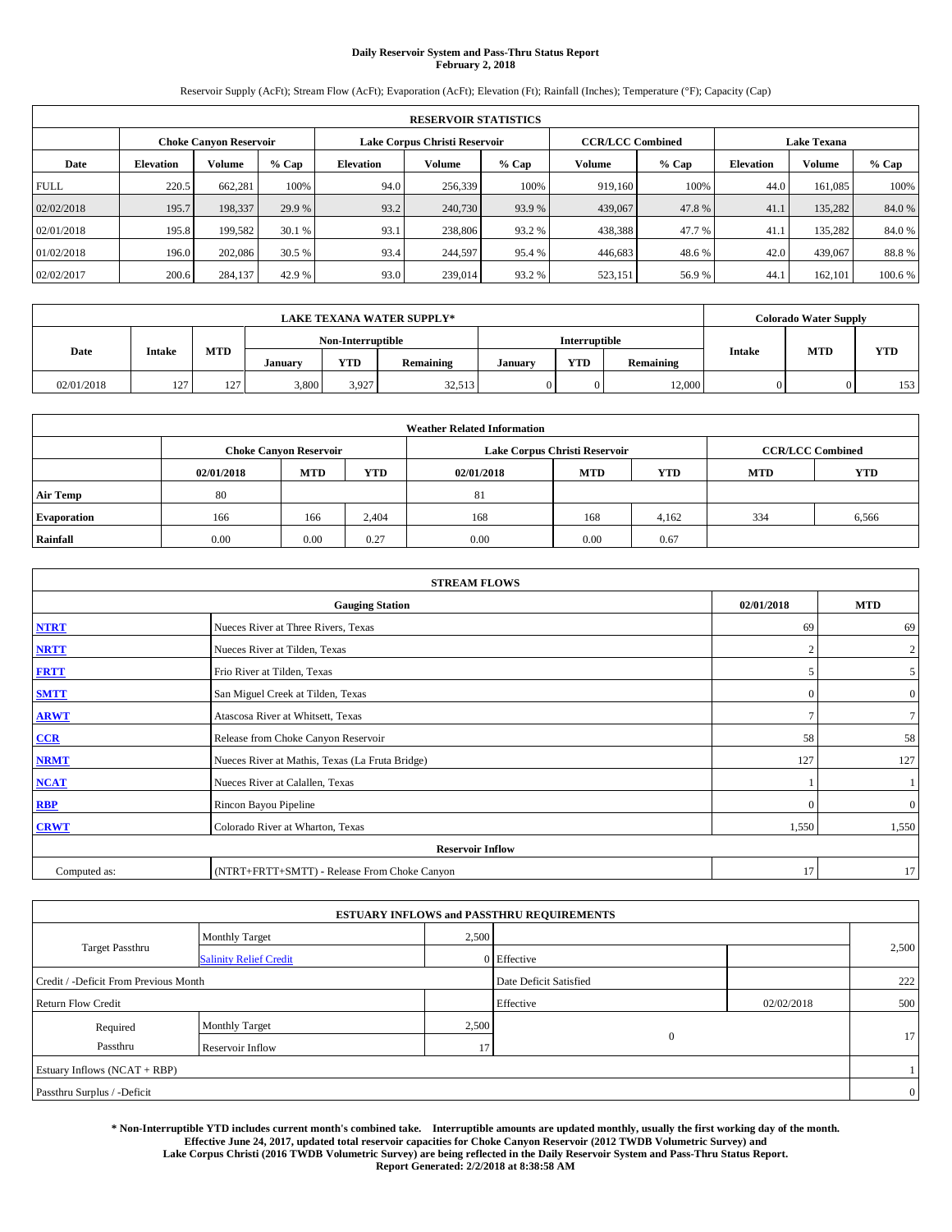**Daily Reservoir System and Pass-Thru Status Report**
**February 2, 2018**

Reservoir Supply (AcFt); Stream Flow (AcFt); Evaporation (AcFt); Elevation (Ft); Rainfall (Inches); Temperature (°F); Capacity (Cap)

| RESERVOIR STATISTICS | | | | | | | | | | | |
|---|---|---|---|---|---|---|---|---|---|---|---|
| | Choke Canyon Reservoir | | | Lake Corpus Christi Reservoir | | | CCR/LCC Combined | | Lake Texana | | |
| Date | Elevation | Volume | % Cap | Elevation | Volume | % Cap | Volume | % Cap | Elevation | Volume | % Cap |
| FULL | 220.5 | 662,281 | 100% | 94.0 | 256,339 | 100% | 919,160 | 100% | 44.0 | 161,085 | 100% |
| 02/02/2018 | 195.7 | 198,337 | 29.9 % | 93.2 | 240,730 | 93.9 % | 439,067 | 47.8 % | 41.1 | 135,282 | 84.0 % |
| 02/01/2018 | 195.8 | 199,582 | 30.1 % | 93.1 | 238,806 | 93.2 % | 438,388 | 47.7 % | 41.1 | 135,282 | 84.0 % |
| 01/02/2018 | 196.0 | 202,086 | 30.5 % | 93.4 | 244,597 | 95.4 % | 446,683 | 48.6 % | 42.0 | 439,067 | 88.8 % |
| 02/02/2017 | 200.6 | 284,137 | 42.9 % | 93.0 | 239,014 | 93.2 % | 523,151 | 56.9 % | 44.1 | 162,101 | 100.6 % |

| LAKE TEXANA WATER SUPPLY* | | | | | | | | | Colorado Water Supply | | |
|---|---|---|---|---|---|---|---|---|---|---|---|
| Date | Intake | MTD | Non-Interruptible | | | Interruptible | | | Intake | MTD | YTD |
| | | | January | YTD | Remaining | January | YTD | Remaining | | | |
| 02/01/2018 | 127 | 127 | 3,800 | 3,927 | 32,513 | 0 | 0 | 12,000 | 0 | 0 | 153 |

| Weather Related Information | | | | | | | | |
|---|---|---|---|---|---|---|---|---|
| | Choke Canyon Reservoir | | | Lake Corpus Christi Reservoir | | | CCR/LCC Combined | |
| | 02/01/2018 | MTD | YTD | 02/01/2018 | MTD | YTD | MTD | YTD |
| Air Temp | 80 | | | 81 | | | | |
| Evaporation | 166 | 166 | 2,404 | 168 | 168 | 4,162 | 334 | 6,566 |
| Rainfall | 0.00 | 0.00 | 0.27 | 0.00 | 0.00 | 0.67 | | |

| STREAM FLOWS | | | |
|---|---|---|---|
| | Gauging Station | 02/01/2018 | MTD |
| NTRT | Nueces River at Three Rivers, Texas | 69 | 69 |
| NRTT | Nueces River at Tilden, Texas | 2 | 2 |
| FRTT | Frio River at Tilden, Texas | 5 | 5 |
| SMTT | San Miguel Creek at Tilden, Texas | 0 | 0 |
| ARWT | Atascosa River at Whitsett, Texas | 7 | 7 |
| CCR | Release from Choke Canyon Reservoir | 58 | 58 |
| NRMT | Nueces River at Mathis, Texas (La Fruta Bridge) | 127 | 127 |
| NCAT | Nueces River at Calallen, Texas | 1 | 1 |
| RBP | Rincon Bayou Pipeline | 0 | 0 |
| CRWT | Colorado River at Wharton, Texas | 1,550 | 1,550 |
| Reservoir Inflow | | | |
| Computed as: | (NTRT+FRTT+SMTT) - Release From Choke Canyon | 17 | 17 |

| ESTUARY INFLOWS and PASSTHRU REQUIREMENTS | | | | | |
|---|---|---|---|---|---|
| Target Passthru | Monthly Target | 2,500 | | | 2,500 |
| | Salinity Relief Credit | 0 | Effective | | |
| Credit / -Deficit From Previous Month | | | Date Deficit Satisfied | | 222 |
| Return Flow Credit | | | Effective | 02/02/2018 | 500 |
| Required Passthru | Monthly Target | 2,500 | 0 | | 17 |
| | Reservoir Inflow | 17 | | | |
| Estuary Inflows (NCAT + RBP) | | | | | 1 |
| Passthru Surplus / -Deficit | | | | | 0 |

**\* Non-Interruptible YTD includes current month's combined take. Interruptible amounts are updated monthly, usually the first working day of the month. Effective June 24, 2017, updated total reservoir capacities for Choke Canyon Reservoir (2012 TWDB Volumetric Survey) and Lake Corpus Christi (2016 TWDB Volumetric Survey) are being reflected in the Daily Reservoir System and Pass-Thru Status Report. Report Generated: 2/2/2018 at 8:38:58 AM**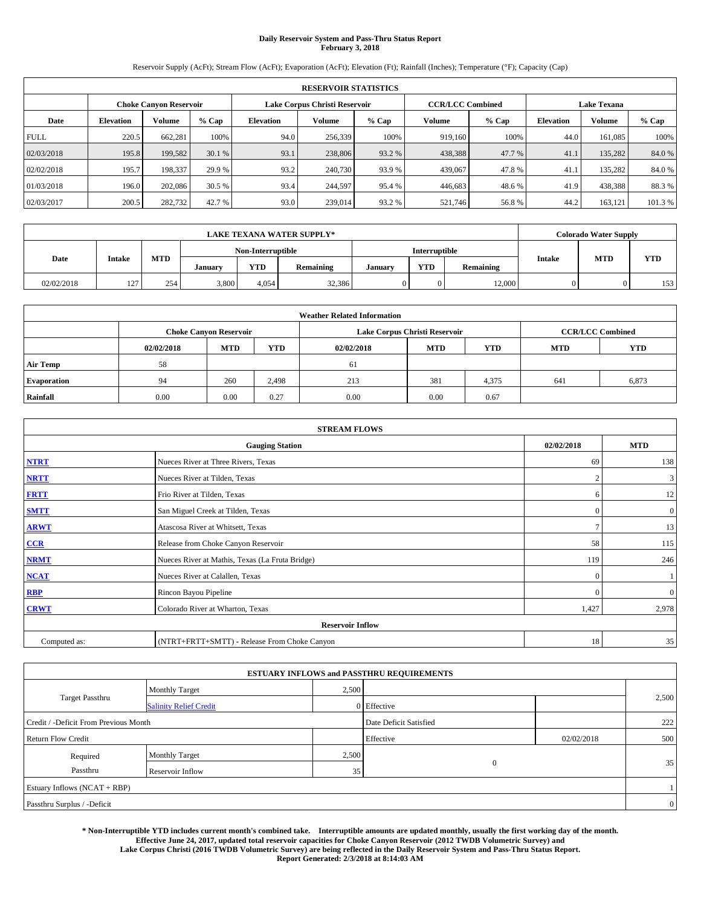# Daily Reservoir System and Pass-Thru Status Report
## February 3, 2018

Reservoir Supply (AcFt); Stream Flow (AcFt); Evaporation (AcFt); Elevation (Ft); Rainfall (Inches); Temperature (°F); Capacity (Cap)

| RESERVOIR STATISTICS | | | | | | | | | | | |
|---|---|---|---|---|---|---|---|---|---|---|---|
| | Choke Canyon Reservoir | | | Lake Corpus Christi Reservoir | | | CCR/LCC Combined | | Lake Texana | | |
| Date | Elevation | Volume | % Cap | Elevation | Volume | % Cap | Volume | % Cap | Elevation | Volume | % Cap |
| FULL | 220.5 | 662,281 | 100% | 94.0 | 256,339 | 100% | 919,160 | 100% | 44.0 | 161,085 | 100% |
| 02/03/2018 | 195.8 | 199,582 | 30.1 % | 93.1 | 238,806 | 93.2 % | 438,388 | 47.7 % | 41.1 | 135,282 | 84.0 % |
| 02/02/2018 | 195.7 | 198,337 | 29.9 % | 93.2 | 240,730 | 93.9 % | 439,067 | 47.8 % | 41.1 | 135,282 | 84.0 % |
| 01/03/2018 | 196.0 | 202,086 | 30.5 % | 93.4 | 244,597 | 95.4 % | 446,683 | 48.6 % | 41.9 | 438,388 | 88.3 % |
| 02/03/2017 | 200.5 | 282,732 | 42.7 % | 93.0 | 239,014 | 93.2 % | 521,746 | 56.8 % | 44.2 | 163,121 | 101.3 % |

| LAKE TEXANA WATER SUPPLY* | | | | | | | | | Colorado Water Supply | | |
|---|---|---|---|---|---|---|---|---|---|---|---|
| Date | Intake | MTD | Non-Interruptible | | | Interruptible | | | Intake | MTD | YTD |
| | | | January | YTD | Remaining | January | YTD | Remaining | | | |
| 02/02/2018 | 127 | 254 | 3,800 | 4,054 | 32,386 | 0 | 0 | 12,000 | 0 | 0 | 153 |

| Weather Related Information | | | | | | | | |
|---|---|---|---|---|---|---|---|---|
| | Choke Canyon Reservoir | | | Lake Corpus Christi Reservoir | | | CCR/LCC Combined | |
| | 02/02/2018 | MTD | YTD | 02/02/2018 | MTD | YTD | MTD | YTD |
| Air Temp | 58 | | | 61 | | | | |
| Evaporation | 94 | 260 | 2,498 | 213 | 381 | 4,375 | 641 | 6,873 |
| Rainfall | 0.00 | 0.00 | 0.27 | 0.00 | 0.00 | 0.67 | | |

| STREAM FLOWS | | | |
|---|---|---|---|
| | Gauging Station | 02/02/2018 | MTD |
| NTRT | Nueces River at Three Rivers, Texas | 69 | 138 |
| NRTT | Nueces River at Tilden, Texas | 2 | 3 |
| FRTT | Frio River at Tilden, Texas | 6 | 12 |
| SMTT | San Miguel Creek at Tilden, Texas | 0 | 0 |
| ARWT | Atascosa River at Whitsett, Texas | 7 | 13 |
| CCR | Release from Choke Canyon Reservoir | 58 | 115 |
| NRMT | Nueces River at Mathis, Texas (La Fruta Bridge) | 119 | 246 |
| NCAT | Nueces River at Calallen, Texas | 0 | 1 |
| RBP | Rincon Bayou Pipeline | 0 | 0 |
| CRWT | Colorado River at Wharton, Texas | 1,427 | 2,978 |
| Reservoir Inflow | | | |
| Computed as: | (NTRT+FRTT+SMTT) - Release From Choke Canyon | 18 | 35 |

| ESTUARY INFLOWS and PASSTHRU REQUIREMENTS | | | | | |
|---|---|---|---|---|---|
| Target Passthru | Monthly Target | 2,500 | | | 2,500 |
| | Salinity Relief Credit | 0 | Effective | | |
| Credit / -Deficit From Previous Month | | | Date Deficit Satisfied | | 222 |
| Return Flow Credit | | | Effective | 02/02/2018 | 500 |
| Required Passthru | Monthly Target | 2,500 | 0 | | 35 |
| | Reservoir Inflow | 35 | | | |
| Estuary Inflows (NCAT + RBP) | | | | | 1 |
| Passthru Surplus / -Deficit | | | | | 0 |

**\* Non-Interruptible YTD includes current month's combined take. Interruptible amounts are updated monthly, usually the first working day of the month. Effective June 24, 2017, updated total reservoir capacities for Choke Canyon Reservoir (2012 TWDB Volumetric Survey) and Lake Corpus Christi (2016 TWDB Volumetric Survey) are being reflected in the Daily Reservoir System and Pass-Thru Status Report. Report Generated: 2/3/2018 at 8:14:03 AM**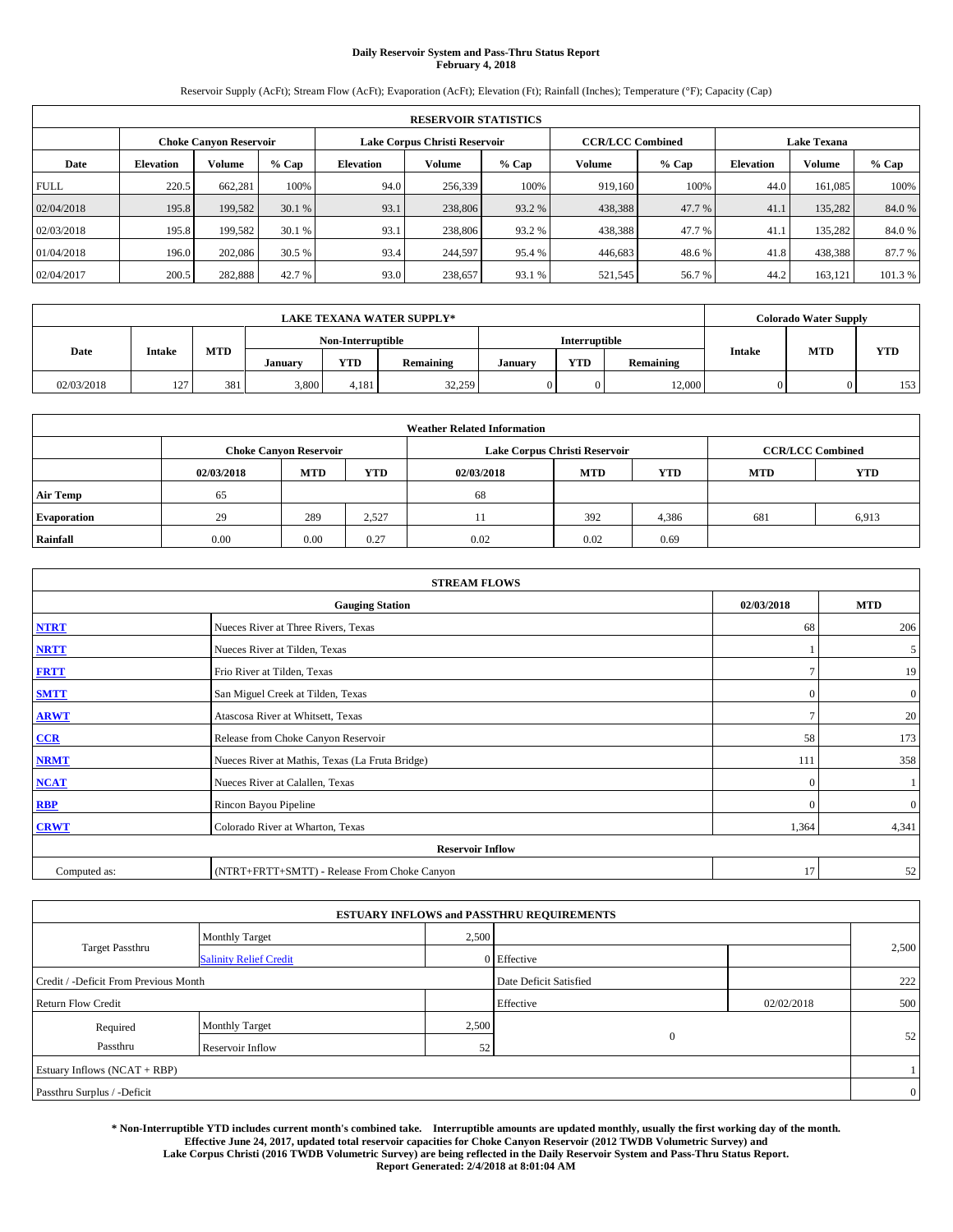# Daily Reservoir System and Pass-Thru Status Report
## February 4, 2018

Reservoir Supply (AcFt); Stream Flow (AcFt); Evaporation (AcFt); Elevation (Ft); Rainfall (Inches); Temperature (°F); Capacity (Cap)

| RESERVOIR STATISTICS | | | | | | | | | | | |
|---|---|---|---|---|---|---|---|---|---|---|---|
| | Choke Canyon Reservoir | | | Lake Corpus Christi Reservoir | | | CCR/LCC Combined | | Lake Texana | | |
| Date | Elevation | Volume | % Cap | Elevation | Volume | % Cap | Volume | % Cap | Elevation | Volume | % Cap |
| FULL | 220.5 | 662,281 | 100% | 94.0 | 256,339 | 100% | 919,160 | 100% | 44.0 | 161,085 | 100% |
| 02/04/2018 | 195.8 | 199,582 | 30.1 % | 93.1 | 238,806 | 93.2 % | 438,388 | 47.7 % | 41.1 | 135,282 | 84.0 % |
| 02/03/2018 | 195.8 | 199,582 | 30.1 % | 93.1 | 238,806 | 93.2 % | 438,388 | 47.7 % | 41.1 | 135,282 | 84.0 % |
| 01/04/2018 | 196.0 | 202,086 | 30.5 % | 93.4 | 244,597 | 95.4 % | 446,683 | 48.6 % | 41.8 | 438,388 | 87.7 % |
| 02/04/2017 | 200.5 | 282,888 | 42.7 % | 93.0 | 238,657 | 93.1 % | 521,545 | 56.7 % | 44.2 | 163,121 | 101.3 % |

| LAKE TEXANA WATER SUPPLY* | | | | | | | | | Colorado Water Supply | | |
|---|---|---|---|---|---|---|---|---|---|---|---|
| Date | Intake | MTD | Non-Interruptible | | | Interruptible | | | Intake | MTD | YTD |
| | | | January | YTD | Remaining | January | YTD | Remaining | | | |
| 02/03/2018 | 127 | 381 | 3,800 | 4,181 | 32,259 | 0 | 0 | 12,000 | 0 | 0 | 153 |

| Weather Related Information | | | | | | | | |
|---|---|---|---|---|---|---|---|---|
| | Choke Canyon Reservoir | | | Lake Corpus Christi Reservoir | | | CCR/LCC Combined | |
| | 02/03/2018 | MTD | YTD | 02/03/2018 | MTD | YTD | MTD | YTD |
| Air Temp | 65 | | | 68 | | | | |
| Evaporation | 29 | 289 | 2,527 | 11 | 392 | 4,386 | 681 | 6,913 |
| Rainfall | 0.00 | 0.00 | 0.27 | 0.02 | 0.02 | 0.69 | | |

| STREAM FLOWS | | | |
|---|---|---|---|
| | Gauging Station | 02/03/2018 | MTD |
| NTRT | Nueces River at Three Rivers, Texas | 68 | 206 |
| NRTT | Nueces River at Tilden, Texas | 1 | 5 |
| FRTT | Frio River at Tilden, Texas | 7 | 19 |
| SMTT | San Miguel Creek at Tilden, Texas | 0 | 0 |
| ARWT | Atascosa River at Whitsett, Texas | 7 | 20 |
| CCR | Release from Choke Canyon Reservoir | 58 | 173 |
| NRMT | Nueces River at Mathis, Texas (La Fruta Bridge) | 111 | 358 |
| NCAT | Nueces River at Calallen, Texas | 0 | 1 |
| RBP | Rincon Bayou Pipeline | 0 | 0 |
| CRWT | Colorado River at Wharton, Texas | 1,364 | 4,341 |
| Reservoir Inflow | | | |
| Computed as: | (NTRT+FRTT+SMTT) - Release From Choke Canyon | 17 | 52 |

| ESTUARY INFLOWS and PASSTHRU REQUIREMENTS | | | | | |
|---|---|---|---|---|---|
| Target Passthru | Monthly Target | 2,500 | | | 2,500 |
| | Salinity Relief Credit | 0 | Effective | | |
| Credit / -Deficit From Previous Month | | | Date Deficit Satisfied | | 222 |
| Return Flow Credit | | | Effective | 02/02/2018 | 500 |
| Required Passthru | Monthly Target | 2,500 | 0 | | 52 |
| | Reservoir Inflow | 52 | | | |
| Estuary Inflows (NCAT + RBP) | | | | | 1 |
| Passthru Surplus / -Deficit | | | | | 0 |

**\* Non-Interruptible YTD includes current month's combined take. Interruptible amounts are updated monthly, usually the first working day of the month. Effective June 24, 2017, updated total reservoir capacities for Choke Canyon Reservoir (2012 TWDB Volumetric Survey) and Lake Corpus Christi (2016 TWDB Volumetric Survey) are being reflected in the Daily Reservoir System and Pass-Thru Status Report. Report Generated: 2/4/2018 at 8:01:04 AM**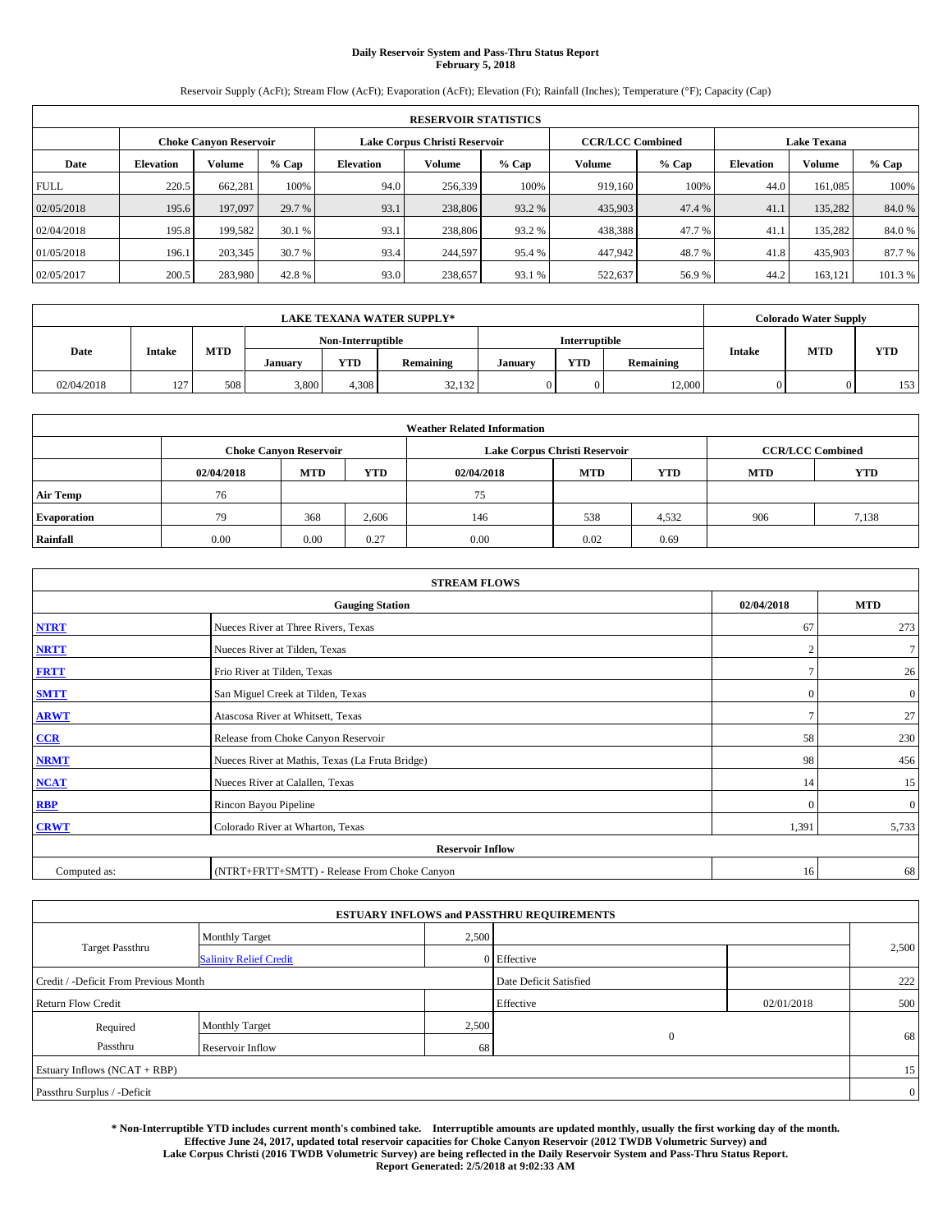# Daily Reservoir System and Pass-Thru Status Report
## February 5, 2018

Reservoir Supply (AcFt); Stream Flow (AcFt); Evaporation (AcFt); Elevation (Ft); Rainfall (Inches); Temperature (°F); Capacity (Cap)

| RESERVOIR STATISTICS | | | | | | | | | | | |
|---|---|---|---|---|---|---|---|---|---|---|---|
| | Choke Canyon Reservoir | | | Lake Corpus Christi Reservoir | | | CCR/LCC Combined | | Lake Texana | | |
| Date | Elevation | Volume | % Cap | Elevation | Volume | % Cap | Volume | % Cap | Elevation | Volume | % Cap |
| FULL | 220.5 | 662,281 | 100% | 94.0 | 256,339 | 100% | 919,160 | 100% | 44.0 | 161,085 | 100% |
| 02/05/2018 | 195.6 | 197,097 | 29.7 % | 93.1 | 238,806 | 93.2 % | 435,903 | 47.4 % | 41.1 | 135,282 | 84.0 % |
| 02/04/2018 | 195.8 | 199,582 | 30.1 % | 93.1 | 238,806 | 93.2 % | 438,388 | 47.7 % | 41.1 | 135,282 | 84.0 % |
| 01/05/2018 | 196.1 | 203,345 | 30.7 % | 93.4 | 244,597 | 95.4 % | 447,942 | 48.7 % | 41.8 | 435,903 | 87.7 % |
| 02/05/2017 | 200.5 | 283,980 | 42.8 % | 93.0 | 238,657 | 93.1 % | 522,637 | 56.9 % | 44.2 | 163,121 | 101.3 % |

| LAKE TEXANA WATER SUPPLY* | | | | | | | | | Colorado Water Supply | | |
|---|---|---|---|---|---|---|---|---|---|---|---|
| Date | Intake | MTD | Non-Interruptible | | | Interruptible | | | Intake | MTD | YTD |
| | | | January | YTD | Remaining | January | YTD | Remaining | | | |
| 02/04/2018 | 127 | 508 | 3,800 | 4,308 | 32,132 | 0 | 0 | 12,000 | 0 | 0 | 153 |

| Weather Related Information | | | | | | | | |
|---|---|---|---|---|---|---|---|---|
| | Choke Canyon Reservoir | | | Lake Corpus Christi Reservoir | | | CCR/LCC Combined | |
| | 02/04/2018 | MTD | YTD | 02/04/2018 | MTD | YTD | MTD | YTD |
| Air Temp | 76 | | | 75 | | | | |
| Evaporation | 79 | 368 | 2,606 | 146 | 538 | 4,532 | 906 | 7,138 |
| Rainfall | 0.00 | 0.00 | 0.27 | 0.00 | 0.02 | 0.69 | | |

| STREAM FLOWS | | | |
|---|---|---|---|
| Gauging Station | | 02/04/2018 | MTD |
| NTRT | Nueces River at Three Rivers, Texas | 67 | 273 |
| NRTT | Nueces River at Tilden, Texas | 2 | 7 |
| FRTT | Frio River at Tilden, Texas | 7 | 26 |
| SMTT | San Miguel Creek at Tilden, Texas | 0 | 0 |
| ARWT | Atascosa River at Whitsett, Texas | 7 | 27 |
| CCR | Release from Choke Canyon Reservoir | 58 | 230 |
| NRMT | Nueces River at Mathis, Texas (La Fruta Bridge) | 98 | 456 |
| NCAT | Nueces River at Calallen, Texas | 14 | 15 |
| RBP | Rincon Bayou Pipeline | 0 | 0 |
| CRWT | Colorado River at Wharton, Texas | 1,391 | 5,733 |
| Reservoir Inflow | | | |
| Computed as: | (NTRT+FRTT+SMTT) - Release From Choke Canyon | 16 | 68 |

| ESTUARY INFLOWS and PASSTHRU REQUIREMENTS | | | | | |
|---|---|---|---|---|---|
| Target Passthru | Monthly Target | 2,500 | | | 2,500 |
| | Salinity Relief Credit | 0 | Effective | | |
| Credit / -Deficit From Previous Month | | | Date Deficit Satisfied | | 222 |
| Return Flow Credit | | | Effective | 02/01/2018 | 500 |
| Required Passthru | Monthly Target | 2,500 | 0 | | 68 |
| | Reservoir Inflow | 68 | | | |
| Estuary Inflows (NCAT + RBP) | | | | | 15 |
| Passthru Surplus / -Deficit | | | | | 0 |

**\* Non-Interruptible YTD includes current month's combined take. Interruptible amounts are updated monthly, usually the first working day of the month. Effective June 24, 2017, updated total reservoir capacities for Choke Canyon Reservoir (2012 TWDB Volumetric Survey) and Lake Corpus Christi (2016 TWDB Volumetric Survey) are being reflected in the Daily Reservoir System and Pass-Thru Status Report. Report Generated: 2/5/2018 at 9:02:33 AM**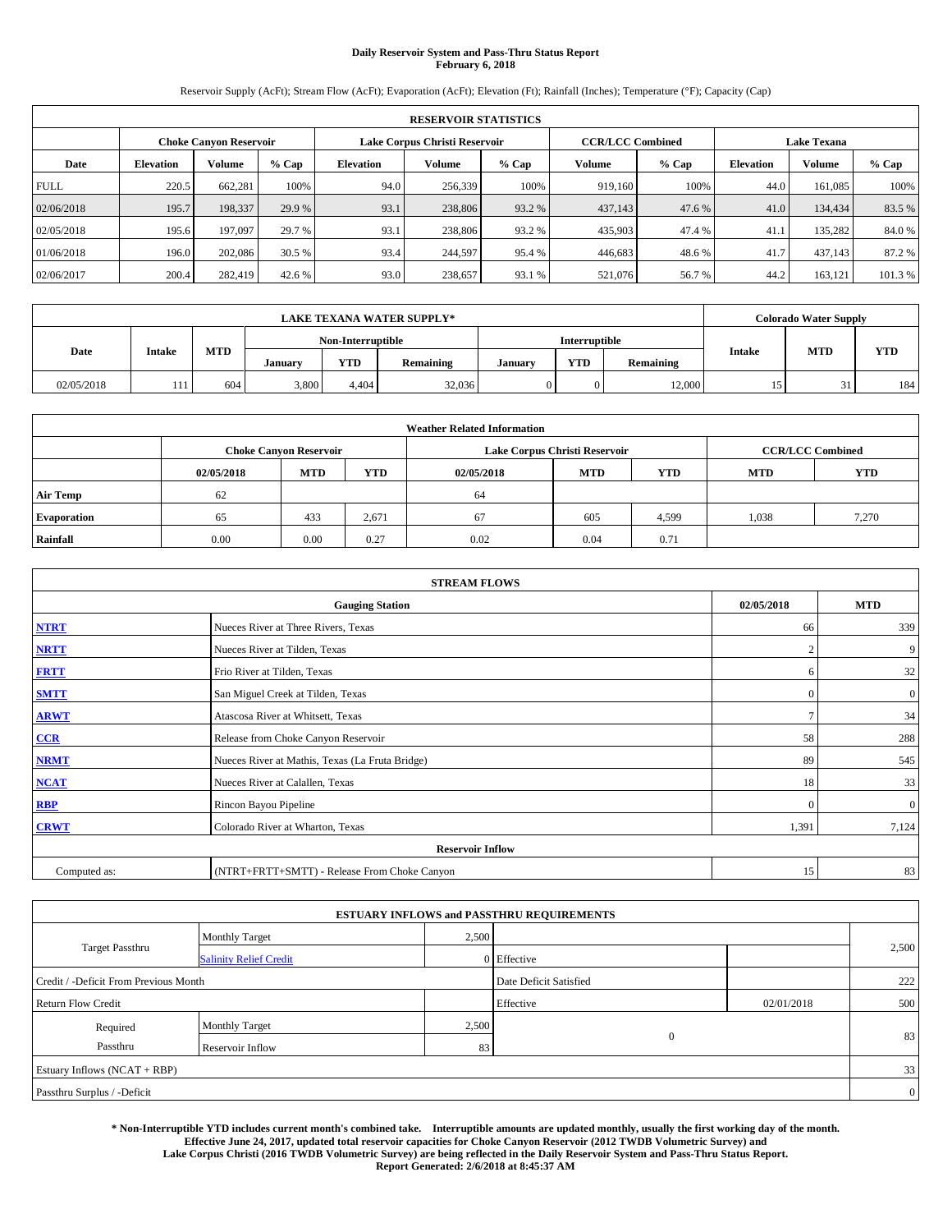# Daily Reservoir System and Pass-Thru Status Report
## February 6, 2018

Reservoir Supply (AcFt); Stream Flow (AcFt); Evaporation (AcFt); Elevation (Ft); Rainfall (Inches); Temperature (°F); Capacity (Cap)

| RESERVOIR STATISTICS | | | | | | | | | | | |
|---|---|---|---|---|---|---|---|---|---|---|---|
| | Choke Canyon Reservoir | | | Lake Corpus Christi Reservoir | | | CCR/LCC Combined | | Lake Texana | | |
| Date | Elevation | Volume | % Cap | Elevation | Volume | % Cap | Volume | % Cap | Elevation | Volume | % Cap |
| FULL | 220.5 | 662,281 | 100% | 94.0 | 256,339 | 100% | 919,160 | 100% | 44.0 | 161,085 | 100% |
| 02/06/2018 | 195.7 | 198,337 | 29.9 % | 93.1 | 238,806 | 93.2 % | 437,143 | 47.6 % | 41.0 | 134,434 | 83.5 % |
| 02/05/2018 | 195.6 | 197,097 | 29.7 % | 93.1 | 238,806 | 93.2 % | 435,903 | 47.4 % | 41.1 | 135,282 | 84.0 % |
| 01/06/2018 | 196.0 | 202,086 | 30.5 % | 93.4 | 244,597 | 95.4 % | 446,683 | 48.6 % | 41.7 | 437,143 | 87.2 % |
| 02/06/2017 | 200.4 | 282,419 | 42.6 % | 93.0 | 238,657 | 93.1 % | 521,076 | 56.7 % | 44.2 | 163,121 | 101.3 % |

| LAKE TEXANA WATER SUPPLY* | | | | | | | | | Colorado Water Supply | | |
|---|---|---|---|---|---|---|---|---|---|---|---|
| Date | Intake | MTD | Non-Interruptible | | | Interruptible | | | Intake | MTD | YTD |
| | | | January | YTD | Remaining | January | YTD | Remaining | | | |
| 02/05/2018 | 111 | 604 | 3,800 | 4,404 | 32,036 | 0 | 0 | 12,000 | 15 | 31 | 184 |

| Weather Related Information | | | | | | | | |
|---|---|---|---|---|---|---|---|---|
| | Choke Canyon Reservoir | | | Lake Corpus Christi Reservoir | | | CCR/LCC Combined | |
| | 02/05/2018 | MTD | YTD | 02/05/2018 | MTD | YTD | MTD | YTD |
| Air Temp | 62 | | | 64 | | | | |
| Evaporation | 65 | 433 | 2,671 | 67 | 605 | 4,599 | 1,038 | 7,270 |
| Rainfall | 0.00 | 0.00 | 0.27 | 0.02 | 0.04 | 0.71 | | |

| STREAM FLOWS | | | |
|---|---|---|---|
| Gauging Station | | 02/05/2018 | MTD |
| NTRT | Nueces River at Three Rivers, Texas | 66 | 339 |
| NRTT | Nueces River at Tilden, Texas | 2 | 9 |
| FRTT | Frio River at Tilden, Texas | 6 | 32 |
| SMTT | San Miguel Creek at Tilden, Texas | 0 | 0 |
| ARWT | Atascosa River at Whitsett, Texas | 7 | 34 |
| CCR | Release from Choke Canyon Reservoir | 58 | 288 |
| NRMT | Nueces River at Mathis, Texas (La Fruta Bridge) | 89 | 545 |
| NCAT | Nueces River at Calallen, Texas | 18 | 33 |
| RBP | Rincon Bayou Pipeline | 0 | 0 |
| CRWT | Colorado River at Wharton, Texas | 1,391 | 7,124 |
| Reservoir Inflow | | | |
| Computed as: | (NTRT+FRTT+SMTT) - Release From Choke Canyon | 15 | 83 |

| ESTUARY INFLOWS and PASSTHRU REQUIREMENTS | | | | | |
|---|---|---|---|---|---|
| Target Passthru | Monthly Target | 2,500 | | | 2,500 |
| | Salinity Relief Credit | 0 | Effective | | |
| Credit / -Deficit From Previous Month | | | Date Deficit Satisfied | | 222 |
| Return Flow Credit | | | Effective | 02/01/2018 | 500 |
| Required Passthru | Monthly Target | 2,500 | 0 | | 83 |
| | Reservoir Inflow | 83 | | | |
| Estuary Inflows (NCAT + RBP) | | | | | 33 |
| Passthru Surplus / -Deficit | | | | | 0 |

**\* Non-Interruptible YTD includes current month's combined take. Interruptible amounts are updated monthly, usually the first working day of the month. Effective June 24, 2017, updated total reservoir capacities for Choke Canyon Reservoir (2012 TWDB Volumetric Survey) and Lake Corpus Christi (2016 TWDB Volumetric Survey) are being reflected in the Daily Reservoir System and Pass-Thru Status Report. Report Generated: 2/6/2018 at 8:45:37 AM**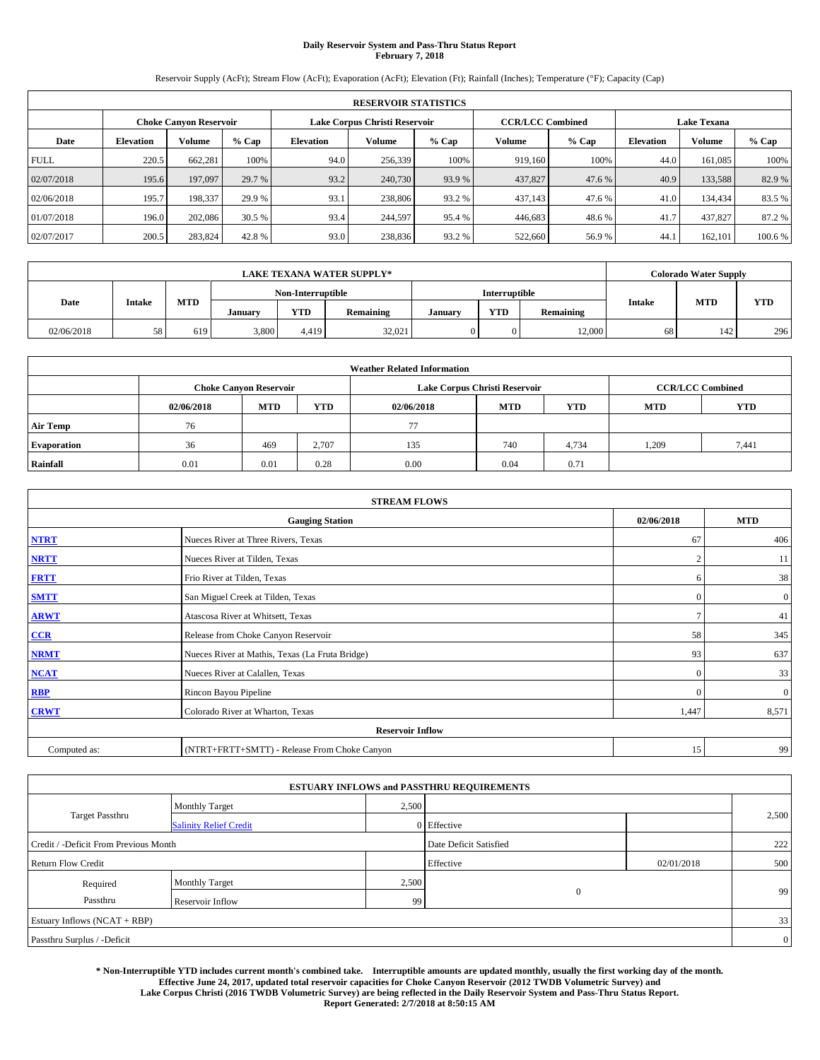# Daily Reservoir System and Pass-Thru Status Report
## February 7, 2018

Reservoir Supply (AcFt); Stream Flow (AcFt); Evaporation (AcFt); Elevation (Ft); Rainfall (Inches); Temperature (°F); Capacity (Cap)

| RESERVOIR STATISTICS | | | | | | | | | | | |
|---|---|---|---|---|---|---|---|---|---|---|---|
| | Choke Canyon Reservoir | | | Lake Corpus Christi Reservoir | | | CCR/LCC Combined | | Lake Texana | | |
| Date | Elevation | Volume | % Cap | Elevation | Volume | % Cap | Volume | % Cap | Elevation | Volume | % Cap |
| FULL | 220.5 | 662,281 | 100% | 94.0 | 256,339 | 100% | 919,160 | 100% | 44.0 | 161,085 | 100% |
| 02/07/2018 | 195.6 | 197,097 | 29.7 % | 93.2 | 240,730 | 93.9 % | 437,827 | 47.6 % | 40.9 | 133,588 | 82.9 % |
| 02/06/2018 | 195.7 | 198,337 | 29.9 % | 93.1 | 238,806 | 93.2 % | 437,143 | 47.6 % | 41.0 | 134,434 | 83.5 % |
| 01/07/2018 | 196.0 | 202,086 | 30.5 % | 93.4 | 244,597 | 95.4 % | 446,683 | 48.6 % | 41.7 | 437,827 | 87.2 % |
| 02/07/2017 | 200.5 | 283,824 | 42.8 % | 93.0 | 238,836 | 93.2 % | 522,660 | 56.9 % | 44.1 | 162,101 | 100.6 % |

| LAKE TEXANA WATER SUPPLY* | | | | | | | | | Colorado Water Supply | | |
|---|---|---|---|---|---|---|---|---|---|---|---|
| Date | Intake | MTD | Non-Interruptible | | | Interruptible | | | Intake | MTD | YTD |
| | | | January | YTD | Remaining | January | YTD | Remaining | | | |
| 02/06/2018 | 58 | 619 | 3,800 | 4,419 | 32,021 | 0 | 0 | 12,000 | 68 | 142 | 296 |

| Weather Related Information | | | | | | | | |
|---|---|---|---|---|---|---|---|---|
| | Choke Canyon Reservoir | | | Lake Corpus Christi Reservoir | | | CCR/LCC Combined | |
| | 02/06/2018 | MTD | YTD | 02/06/2018 | MTD | YTD | MTD | YTD |
| Air Temp | 76 | | | 77 | | | | |
| Evaporation | 36 | 469 | 2,707 | 135 | 740 | 4,734 | 1,209 | 7,441 |
| Rainfall | 0.01 | 0.01 | 0.28 | 0.00 | 0.04 | 0.71 | | |

| STREAM FLOWS | | | |
|---|---|---|---|
| Gauging Station | | 02/06/2018 | MTD |
| NTRT | Nueces River at Three Rivers, Texas | 67 | 406 |
| NRTT | Nueces River at Tilden, Texas | 2 | 11 |
| FRTT | Frio River at Tilden, Texas | 6 | 38 |
| SMTT | San Miguel Creek at Tilden, Texas | 0 | 0 |
| ARWT | Atascosa River at Whitsett, Texas | 7 | 41 |
| CCR | Release from Choke Canyon Reservoir | 58 | 345 |
| NRMT | Nueces River at Mathis, Texas (La Fruta Bridge) | 93 | 637 |
| NCAT | Nueces River at Calallen, Texas | 0 | 33 |
| RBP | Rincon Bayou Pipeline | 0 | 0 |
| CRWT | Colorado River at Wharton, Texas | 1,447 | 8,571 |
| Reservoir Inflow | | | |
| Computed as: | (NTRT+FRTT+SMTT) - Release From Choke Canyon | 15 | 99 |

| ESTUARY INFLOWS and PASSTHRU REQUIREMENTS | | | | | |
|---|---|---|---|---|---|
| Target Passthru | Monthly Target | 2,500 | | | 2,500 |
| | Salinity Relief Credit | 0 | Effective | | |
| Credit / -Deficit From Previous Month | | | Date Deficit Satisfied | | 222 |
| Return Flow Credit | | | Effective | 02/01/2018 | 500 |
| Required Passthru | Monthly Target | 2,500 | 0 | | 99 |
| | Reservoir Inflow | 99 | | | |
| Estuary Inflows (NCAT + RBP) | | | | | 33 |
| Passthru Surplus / -Deficit | | | | | 0 |

**\* Non-Interruptible YTD includes current month's combined take. Interruptible amounts are updated monthly, usually the first working day of the month. Effective June 24, 2017, updated total reservoir capacities for Choke Canyon Reservoir (2012 TWDB Volumetric Survey) and Lake Corpus Christi (2016 TWDB Volumetric Survey) are being reflected in the Daily Reservoir System and Pass-Thru Status Report. Report Generated: 2/7/2018 at 8:50:15 AM**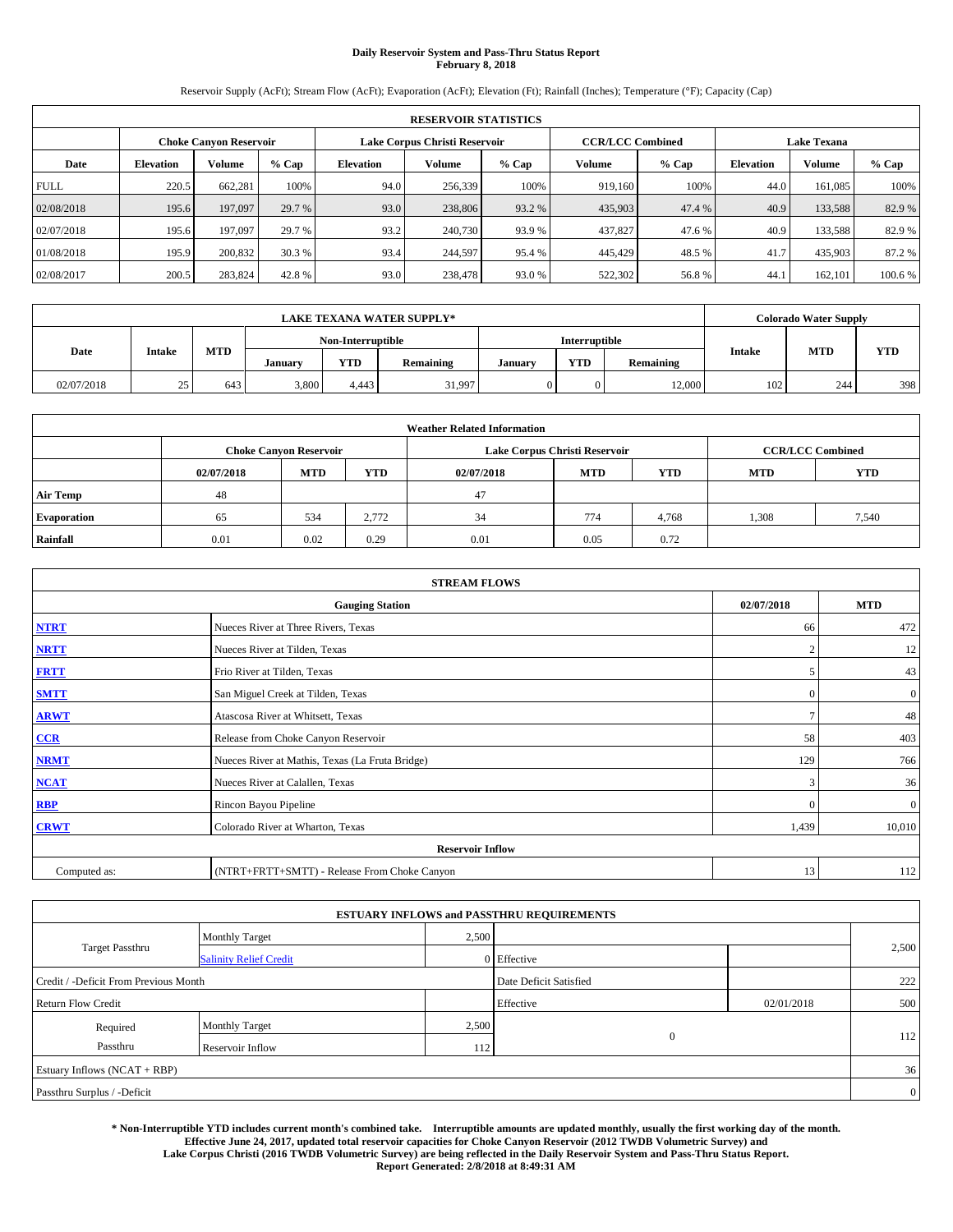# Daily Reservoir System and Pass-Thru Status Report
## February 8, 2018

Reservoir Supply (AcFt); Stream Flow (AcFt); Evaporation (AcFt); Elevation (Ft); Rainfall (Inches); Temperature (°F); Capacity (Cap)

| RESERVOIR STATISTICS | | | | | | | | | | | |
|---|---|---|---|---|---|---|---|---|---|---|---|
| | Choke Canyon Reservoir | | | Lake Corpus Christi Reservoir | | | CCR/LCC Combined | | Lake Texana | | |
| Date | Elevation | Volume | % Cap | Elevation | Volume | % Cap | Volume | % Cap | Elevation | Volume | % Cap |
| FULL | 220.5 | 662,281 | 100% | 94.0 | 256,339 | 100% | 919,160 | 100% | 44.0 | 161,085 | 100% |
| 02/08/2018 | 195.6 | 197,097 | 29.7 % | 93.0 | 238,806 | 93.2 % | 435,903 | 47.4 % | 40.9 | 133,588 | 82.9 % |
| 02/07/2018 | 195.6 | 197,097 | 29.7 % | 93.2 | 240,730 | 93.9 % | 437,827 | 47.6 % | 40.9 | 133,588 | 82.9 % |
| 01/08/2018 | 195.9 | 200,832 | 30.3 % | 93.4 | 244,597 | 95.4 % | 445,429 | 48.5 % | 41.7 | 435,903 | 87.2 % |
| 02/08/2017 | 200.5 | 283,824 | 42.8 % | 93.0 | 238,478 | 93.0 % | 522,302 | 56.8 % | 44.1 | 162,101 | 100.6 % |

| LAKE TEXANA WATER SUPPLY* | | | | | | | | | Colorado Water Supply | | |
|---|---|---|---|---|---|---|---|---|---|---|---|
| Date | Intake | MTD | Non-Interruptible | | | Interruptible | | | Intake | MTD | YTD |
| | | | January | YTD | Remaining | January | YTD | Remaining | | | |
| 02/07/2018 | 25 | 643 | 3,800 | 4,443 | 31,997 | 0 | 0 | 12,000 | 102 | 244 | 398 |

| Weather Related Information | | | | | | | | |
|---|---|---|---|---|---|---|---|---|
| | Choke Canyon Reservoir | | | Lake Corpus Christi Reservoir | | | CCR/LCC Combined | |
| | 02/07/2018 | MTD | YTD | 02/07/2018 | MTD | YTD | MTD | YTD |
| Air Temp | 48 | | | 47 | | | | |
| Evaporation | 65 | 534 | 2,772 | 34 | 774 | 4,768 | 1,308 | 7,540 |
| Rainfall | 0.01 | 0.02 | 0.29 | 0.01 | 0.05 | 0.72 | | |

| STREAM FLOWS | | | |
|---|---|---|---|
| | Gauging Station | 02/07/2018 | MTD |
| NTRT | Nueces River at Three Rivers, Texas | 66 | 472 |
| NRTT | Nueces River at Tilden, Texas | 2 | 12 |
| FRTT | Frio River at Tilden, Texas | 5 | 43 |
| SMTT | San Miguel Creek at Tilden, Texas | 0 | 0 |
| ARWT | Atascosa River at Whitsett, Texas | 7 | 48 |
| CCR | Release from Choke Canyon Reservoir | 58 | 403 |
| NRMT | Nueces River at Mathis, Texas (La Fruta Bridge) | 129 | 766 |
| NCAT | Nueces River at Calallen, Texas | 3 | 36 |
| RBP | Rincon Bayou Pipeline | 0 | 0 |
| CRWT | Colorado River at Wharton, Texas | 1,439 | 10,010 |
| Reservoir Inflow | | | |
| Computed as: | (NTRT+FRTT+SMTT) - Release From Choke Canyon | 13 | 112 |

| ESTUARY INFLOWS and PASSTHRU REQUIREMENTS | | | | | |
|---|---|---|---|---|---|
| Target Passthru | Monthly Target | 2,500 | | | 2,500 |
| | Salinity Relief Credit | 0 | Effective | | |
| Credit / -Deficit From Previous Month | | | Date Deficit Satisfied | | 222 |
| Return Flow Credit | | | Effective | 02/01/2018 | 500 |
| Required Passthru | Monthly Target | 2,500 | 0 | | 112 |
| | Reservoir Inflow | 112 | | | |
| Estuary Inflows (NCAT + RBP) | | | | | 36 |
| Passthru Surplus / -Deficit | | | | | 0 |

**\* Non-Interruptible YTD includes current month's combined take. Interruptible amounts are updated monthly, usually the first working day of the month. Effective June 24, 2017, updated total reservoir capacities for Choke Canyon Reservoir (2012 TWDB Volumetric Survey) and Lake Corpus Christi (2016 TWDB Volumetric Survey) are being reflected in the Daily Reservoir System and Pass-Thru Status Report. Report Generated: 2/8/2018 at 8:49:31 AM**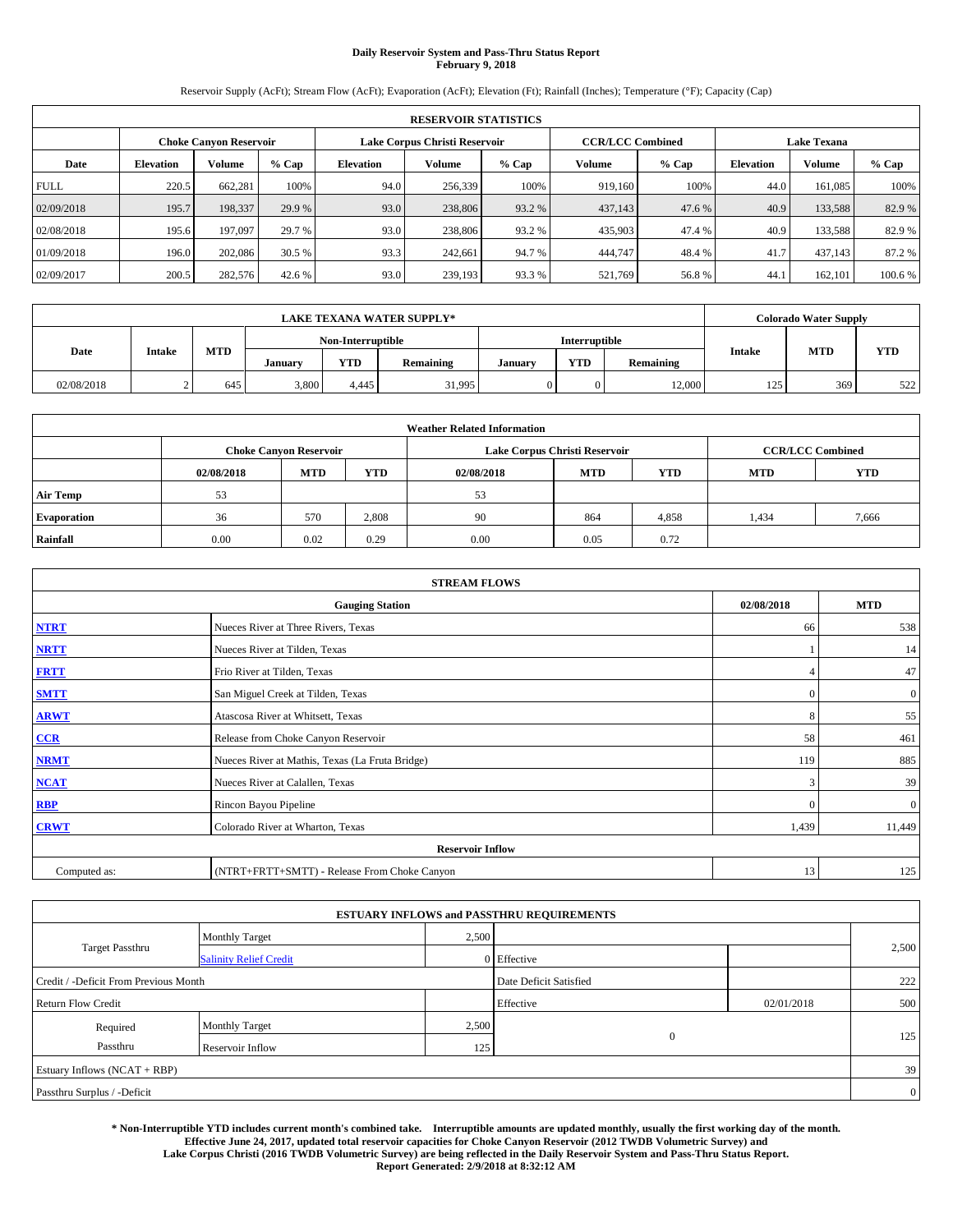# Daily Reservoir System and Pass-Thru Status Report
## February 9, 2018

Reservoir Supply (AcFt); Stream Flow (AcFt); Evaporation (AcFt); Elevation (Ft); Rainfall (Inches); Temperature (°F); Capacity (Cap)

| RESERVOIR STATISTICS | | | | | | | | | | | |
|---|---|---|---|---|---|---|---|---|---|---|---|
| | Choke Canyon Reservoir | | | Lake Corpus Christi Reservoir | | | CCR/LCC Combined | | Lake Texana | | |
| Date | Elevation | Volume | % Cap | Elevation | Volume | % Cap | Volume | % Cap | Elevation | Volume | % Cap |
| FULL | 220.5 | 662,281 | 100% | 94.0 | 256,339 | 100% | 919,160 | 100% | 44.0 | 161,085 | 100% |
| 02/09/2018 | 195.7 | 198,337 | 29.9 % | 93.0 | 238,806 | 93.2 % | 437,143 | 47.6 % | 40.9 | 133,588 | 82.9 % |
| 02/08/2018 | 195.6 | 197,097 | 29.7 % | 93.0 | 238,806 | 93.2 % | 435,903 | 47.4 % | 40.9 | 133,588 | 82.9 % |
| 01/09/2018 | 196.0 | 202,086 | 30.5 % | 93.3 | 242,661 | 94.7 % | 444,747 | 48.4 % | 41.7 | 437,143 | 87.2 % |
| 02/09/2017 | 200.5 | 282,576 | 42.6 % | 93.0 | 239,193 | 93.3 % | 521,769 | 56.8 % | 44.1 | 162,101 | 100.6 % |

| LAKE TEXANA WATER SUPPLY* | | | | | | | | | Colorado Water Supply | | |
|---|---|---|---|---|---|---|---|---|---|---|---|
| Date | Intake | MTD | Non-Interruptible | | | Interruptible | | | Intake | MTD | YTD |
| | | | January | YTD | Remaining | January | YTD | Remaining | | | |
| 02/08/2018 | 2 | 645 | 3,800 | 4,445 | 31,995 | 0 | 0 | 12,000 | 125 | 369 | 522 |

| Weather Related Information | | | | | | | | |
|---|---|---|---|---|---|---|---|---|
| | Choke Canyon Reservoir | | | Lake Corpus Christi Reservoir | | | CCR/LCC Combined | |
| | 02/08/2018 | MTD | YTD | 02/08/2018 | MTD | YTD | MTD | YTD |
| Air Temp | 53 | | | 53 | | | | |
| Evaporation | 36 | 570 | 2,808 | 90 | 864 | 4,858 | 1,434 | 7,666 |
| Rainfall | 0.00 | 0.02 | 0.29 | 0.00 | 0.05 | 0.72 | | |

| STREAM FLOWS | | | |
|---|---|---|---|
| Gauging Station | | 02/08/2018 | MTD |
| NTRT | Nueces River at Three Rivers, Texas | 66 | 538 |
| NRTT | Nueces River at Tilden, Texas | 1 | 14 |
| FRTT | Frio River at Tilden, Texas | 4 | 47 |
| SMTT | San Miguel Creek at Tilden, Texas | 0 | 0 |
| ARWT | Atascosa River at Whitsett, Texas | 8 | 55 |
| CCR | Release from Choke Canyon Reservoir | 58 | 461 |
| NRMT | Nueces River at Mathis, Texas (La Fruta Bridge) | 119 | 885 |
| NCAT | Nueces River at Calallen, Texas | 3 | 39 |
| RBP | Rincon Bayou Pipeline | 0 | 0 |
| CRWT | Colorado River at Wharton, Texas | 1,439 | 11,449 |
| Reservoir Inflow | | | |
| Computed as: | (NTRT+FRTT+SMTT) - Release From Choke Canyon | 13 | 125 |

| ESTUARY INFLOWS and PASSTHRU REQUIREMENTS | | | | | |
|---|---|---|---|---|---|
| Target Passthru | Monthly Target | 2,500 | | | 2,500 |
| | Salinity Relief Credit | 0 | Effective | | |
| Credit / -Deficit From Previous Month | | | Date Deficit Satisfied | | 222 |
| Return Flow Credit | | | Effective | 02/01/2018 | 500 |
| Required Passthru | Monthly Target | 2,500 | 0 | | 125 |
| | Reservoir Inflow | 125 | | | |
| Estuary Inflows (NCAT + RBP) | | | | | 39 |
| Passthru Surplus / -Deficit | | | | | 0 |

**\* Non-Interruptible YTD includes current month's combined take. Interruptible amounts are updated monthly, usually the first working day of the month. Effective June 24, 2017, updated total reservoir capacities for Choke Canyon Reservoir (2012 TWDB Volumetric Survey) and Lake Corpus Christi (2016 TWDB Volumetric Survey) are being reflected in the Daily Reservoir System and Pass-Thru Status Report. Report Generated: 2/9/2018 at 8:32:12 AM**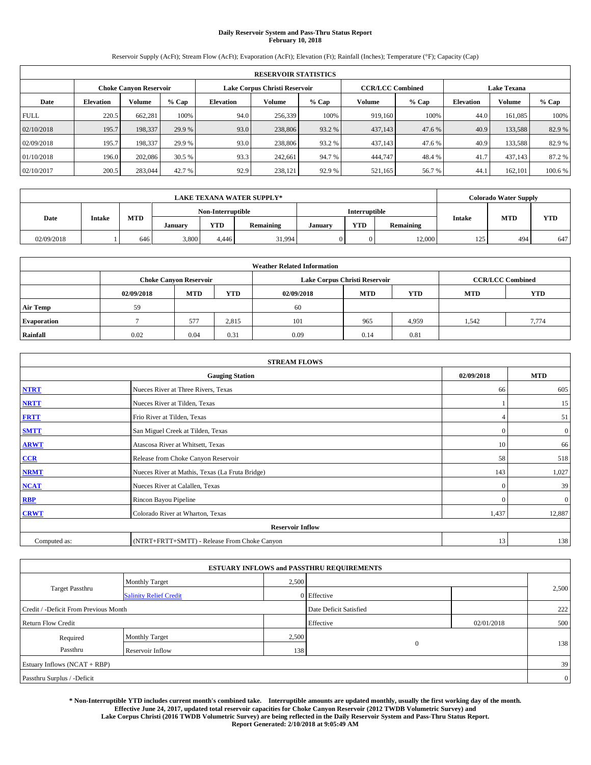# Daily Reservoir System and Pass-Thru Status Report
## February 10, 2018

Reservoir Supply (AcFt); Stream Flow (AcFt); Evaporation (AcFt); Elevation (Ft); Rainfall (Inches); Temperature (°F); Capacity (Cap)

| RESERVOIR STATISTICS | | | | | | | | | | | |
|---|---|---|---|---|---|---|---|---|---|---|---|
| | Choke Canyon Reservoir | | | Lake Corpus Christi Reservoir | | | CCR/LCC Combined | | Lake Texana | | |
| Date | Elevation | Volume | % Cap | Elevation | Volume | % Cap | Volume | % Cap | Elevation | Volume | % Cap |
| FULL | 220.5 | 662,281 | 100% | 94.0 | 256,339 | 100% | 919,160 | 100% | 44.0 | 161,085 | 100% |
| 02/10/2018 | 195.7 | 198,337 | 29.9 % | 93.0 | 238,806 | 93.2 % | 437,143 | 47.6 % | 40.9 | 133,588 | 82.9 % |
| 02/09/2018 | 195.7 | 198,337 | 29.9 % | 93.0 | 238,806 | 93.2 % | 437,143 | 47.6 % | 40.9 | 133,588 | 82.9 % |
| 01/10/2018 | 196.0 | 202,086 | 30.5 % | 93.3 | 242,661 | 94.7 % | 444,747 | 48.4 % | 41.7 | 437,143 | 87.2 % |
| 02/10/2017 | 200.5 | 283,044 | 42.7 % | 92.9 | 238,121 | 92.9 % | 521,165 | 56.7 % | 44.1 | 162,101 | 100.6 % |

| LAKE TEXANA WATER SUPPLY* | | | | | | | | | Colorado Water Supply | | |
|---|---|---|---|---|---|---|---|---|---|---|---|
| Date | Intake | MTD | Non-Interruptible | | | Interruptible | | | Intake | MTD | YTD |
| | | | January | YTD | Remaining | January | YTD | Remaining | | | |
| 02/09/2018 | 1 | 646 | 3,800 | 4,446 | 31,994 | 0 | 0 | 12,000 | 125 | 494 | 647 |

| Weather Related Information | | | | | | | | |
|---|---|---|---|---|---|---|---|---|
| | Choke Canyon Reservoir | | | Lake Corpus Christi Reservoir | | | CCR/LCC Combined | |
| | 02/09/2018 | MTD | YTD | 02/09/2018 | MTD | YTD | MTD | YTD |
| Air Temp | 59 | | | 60 | | | | |
| Evaporation | 7 | 577 | 2,815 | 101 | 965 | 4,959 | 1,542 | 7,774 |
| Rainfall | 0.02 | 0.04 | 0.31 | 0.09 | 0.14 | 0.81 | | |

| STREAM FLOWS | | | |
|---|---|---|---|
| | Gauging Station | 02/09/2018 | MTD |
| NTRT | Nueces River at Three Rivers, Texas | 66 | 605 |
| NRTT | Nueces River at Tilden, Texas | 1 | 15 |
| FRTT | Frio River at Tilden, Texas | 4 | 51 |
| SMTT | San Miguel Creek at Tilden, Texas | 0 | 0 |
| ARWT | Atascosa River at Whitsett, Texas | 10 | 66 |
| CCR | Release from Choke Canyon Reservoir | 58 | 518 |
| NRMT | Nueces River at Mathis, Texas (La Fruta Bridge) | 143 | 1,027 |
| NCAT | Nueces River at Calallen, Texas | 0 | 39 |
| RBP | Rincon Bayou Pipeline | 0 | 0 |
| CRWT | Colorado River at Wharton, Texas | 1,437 | 12,887 |
| Reservoir Inflow | | | |
| Computed as: | (NTRT+FRTT+SMTT) - Release From Choke Canyon | 13 | 138 |

| ESTUARY INFLOWS and PASSTHRU REQUIREMENTS | | | | | |
|---|---|---|---|---|---|
| Target Passthru | Monthly Target | 2,500 | | | 2,500 |
| | Salinity Relief Credit | 0 | Effective | | |
| Credit / -Deficit From Previous Month | | | Date Deficit Satisfied | | 222 |
| Return Flow Credit | | | Effective | 02/01/2018 | 500 |
| Required Passthru | Monthly Target | 2,500 | 0 | | 138 |
| | Reservoir Inflow | 138 | | | |
| Estuary Inflows (NCAT + RBP) | | | | | 39 |
| Passthru Surplus / -Deficit | | | | | 0 |

**\* Non-Interruptible YTD includes current month's combined take. Interruptible amounts are updated monthly, usually the first working day of the month. Effective June 24, 2017, updated total reservoir capacities for Choke Canyon Reservoir (2012 TWDB Volumetric Survey) and Lake Corpus Christi (2016 TWDB Volumetric Survey) are being reflected in the Daily Reservoir System and Pass-Thru Status Report. Report Generated: 2/10/2018 at 9:05:49 AM**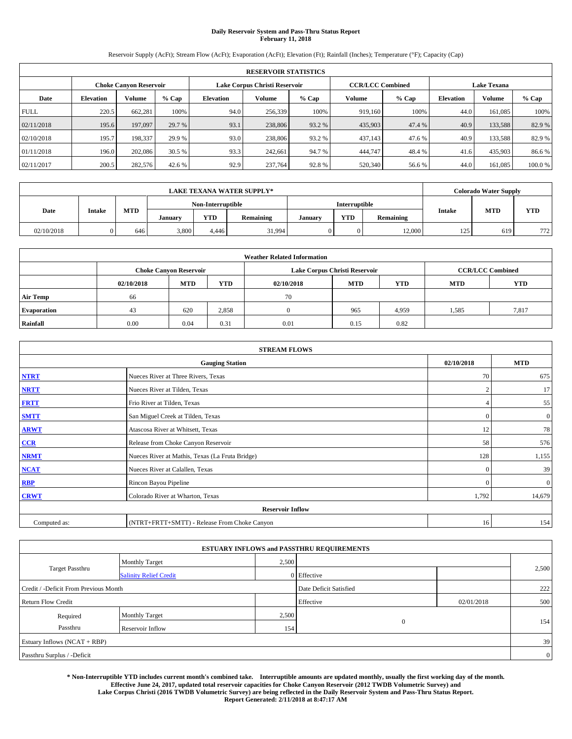# Daily Reservoir System and Pass-Thru Status Report
## February 11, 2018

Reservoir Supply (AcFt); Stream Flow (AcFt); Evaporation (AcFt); Elevation (Ft); Rainfall (Inches); Temperature (°F); Capacity (Cap)

| RESERVOIR STATISTICS | | | | | | | | | | | |
|---|---|---|---|---|---|---|---|---|---|---|---|
| | Choke Canyon Reservoir | | | Lake Corpus Christi Reservoir | | | CCR/LCC Combined | | Lake Texana | | |
| Date | Elevation | Volume | % Cap | Elevation | Volume | % Cap | Volume | % Cap | Elevation | Volume | % Cap |
| FULL | 220.5 | 662,281 | 100% | 94.0 | 256,339 | 100% | 919,160 | 100% | 44.0 | 161,085 | 100% |
| 02/11/2018 | 195.6 | 197,097 | 29.7 % | 93.1 | 238,806 | 93.2 % | 435,903 | 47.4 % | 40.9 | 133,588 | 82.9 % |
| 02/10/2018 | 195.7 | 198,337 | 29.9 % | 93.0 | 238,806 | 93.2 % | 437,143 | 47.6 % | 40.9 | 133,588 | 82.9 % |
| 01/11/2018 | 196.0 | 202,086 | 30.5 % | 93.3 | 242,661 | 94.7 % | 444,747 | 48.4 % | 41.6 | 435,903 | 86.6 % |
| 02/11/2017 | 200.5 | 282,576 | 42.6 % | 92.9 | 237,764 | 92.8 % | 520,340 | 56.6 % | 44.0 | 161,085 | 100.0 % |

| LAKE TEXANA WATER SUPPLY* | | | | | | | | | Colorado Water Supply | | |
|---|---|---|---|---|---|---|---|---|---|---|---|
| Date | Intake | MTD | Non-Interruptible | | | Interruptible | | | Intake | MTD | YTD |
| | | | January | YTD | Remaining | January | YTD | Remaining | | | |
| 02/10/2018 | 0 | 646 | 3,800 | 4,446 | 31,994 | 0 | 0 | 12,000 | 125 | 619 | 772 |

| Weather Related Information | | | | | | | | |
|---|---|---|---|---|---|---|---|---|
| | Choke Canyon Reservoir | | | Lake Corpus Christi Reservoir | | | CCR/LCC Combined | |
| | 02/10/2018 | MTD | YTD | 02/10/2018 | MTD | YTD | MTD | YTD |
| Air Temp | 66 | | | 70 | | | | |
| Evaporation | 43 | 620 | 2,858 | 0 | 965 | 4,959 | 1,585 | 7,817 |
| Rainfall | 0.00 | 0.04 | 0.31 | 0.01 | 0.15 | 0.82 | | |

| STREAM FLOWS | | | |
|---|---|---|---|
| Gauging Station | | 02/10/2018 | MTD |
| NTRT | Nueces River at Three Rivers, Texas | 70 | 675 |
| NRTT | Nueces River at Tilden, Texas | 2 | 17 |
| FRTT | Frio River at Tilden, Texas | 4 | 55 |
| SMTT | San Miguel Creek at Tilden, Texas | 0 | 0 |
| ARWT | Atascosa River at Whitsett, Texas | 12 | 78 |
| CCR | Release from Choke Canyon Reservoir | 58 | 576 |
| NRMT | Nueces River at Mathis, Texas (La Fruta Bridge) | 128 | 1,155 |
| NCAT | Nueces River at Calallen, Texas | 0 | 39 |
| RBP | Rincon Bayou Pipeline | 0 | 0 |
| CRWT | Colorado River at Wharton, Texas | 1,792 | 14,679 |
| **Reservoir Inflow** | | | |
| Computed as: | (NTRT+FRTT+SMTT) - Release From Choke Canyon | 16 | 154 |

| ESTUARY INFLOWS and PASSTHRU REQUIREMENTS | | | | | |
|---|---|---|---|---|---|
| Target Passthru | Monthly Target | 2,500 | | | 2,500 |
| | Salinity Relief Credit | 0 | Effective | | |
| Credit / -Deficit From Previous Month | | | Date Deficit Satisfied | | 222 |
| Return Flow Credit | | | Effective | 02/01/2018 | 500 |
| Required Passthru | Monthly Target | 2,500 | 0 | | 154 |
| | Reservoir Inflow | 154 | | | |
| Estuary Inflows (NCAT + RBP) | | | | | 39 |
| Passthru Surplus / -Deficit | | | | | 0 |

**\* Non-Interruptible YTD includes current month's combined take. Interruptible amounts are updated monthly, usually the first working day of the month. Effective June 24, 2017, updated total reservoir capacities for Choke Canyon Reservoir (2012 TWDB Volumetric Survey) and Lake Corpus Christi (2016 TWDB Volumetric Survey) are being reflected in the Daily Reservoir System and Pass-Thru Status Report. Report Generated: 2/11/2018 at 8:47:17 AM**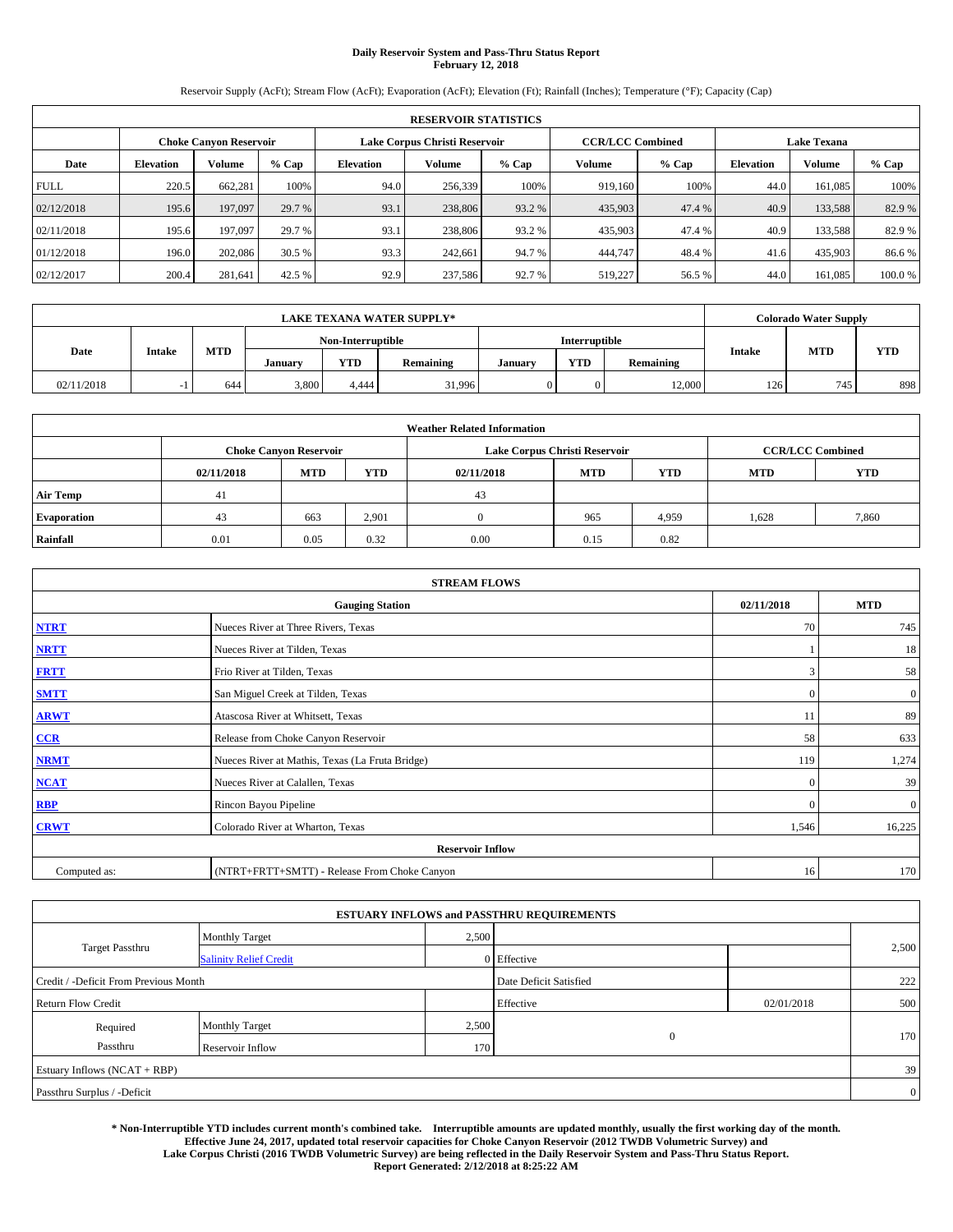# Daily Reservoir System and Pass-Thru Status Report
## February 12, 2018

Reservoir Supply (AcFt); Stream Flow (AcFt); Evaporation (AcFt); Elevation (Ft); Rainfall (Inches); Temperature (°F); Capacity (Cap)

| RESERVOIR STATISTICS | | | | | | | | | | | |
|---|---|---|---|---|---|---|---|---|---|---|---|
| | Choke Canyon Reservoir | | | Lake Corpus Christi Reservoir | | | CCR/LCC Combined | | Lake Texana | | |
| Date | Elevation | Volume | % Cap | Elevation | Volume | % Cap | Volume | % Cap | Elevation | Volume | % Cap |
| FULL | 220.5 | 662,281 | 100% | 94.0 | 256,339 | 100% | 919,160 | 100% | 44.0 | 161,085 | 100% |
| 02/12/2018 | 195.6 | 197,097 | 29.7 % | 93.1 | 238,806 | 93.2 % | 435,903 | 47.4 % | 40.9 | 133,588 | 82.9 % |
| 02/11/2018 | 195.6 | 197,097 | 29.7 % | 93.1 | 238,806 | 93.2 % | 435,903 | 47.4 % | 40.9 | 133,588 | 82.9 % |
| 01/12/2018 | 196.0 | 202,086 | 30.5 % | 93.3 | 242,661 | 94.7 % | 444,747 | 48.4 % | 41.6 | 435,903 | 86.6 % |
| 02/12/2017 | 200.4 | 281,641 | 42.5 % | 92.9 | 237,586 | 92.7 % | 519,227 | 56.5 % | 44.0 | 161,085 | 100.0 % |

| LAKE TEXANA WATER SUPPLY* | | | | | | | | | Colorado Water Supply | | |
|---|---|---|---|---|---|---|---|---|---|---|---|
| Date | Intake | MTD | Non-Interruptible | | | Interruptible | | | Intake | MTD | YTD |
| | | | January | YTD | Remaining | January | YTD | Remaining | | | |
| 02/11/2018 | -1 | 644 | 3,800 | 4,444 | 31,996 | 0 | 0 | 12,000 | 126 | 745 | 898 |

| Weather Related Information | | | | | | | | |
|---|---|---|---|---|---|---|---|---|
| | Choke Canyon Reservoir | | | Lake Corpus Christi Reservoir | | | CCR/LCC Combined | |
| | 02/11/2018 | MTD | YTD | 02/11/2018 | MTD | YTD | MTD | YTD |
| Air Temp | 41 | | | 43 | | | | |
| Evaporation | 43 | 663 | 2,901 | 0 | 965 | 4,959 | 1,628 | 7,860 |
| Rainfall | 0.01 | 0.05 | 0.32 | 0.00 | 0.15 | 0.82 | | |

| STREAM FLOWS | | | |
|---|---|---|---|
| | Gauging Station | 02/11/2018 | MTD |
| NTRT | Nueces River at Three Rivers, Texas | 70 | 745 |
| NRTT | Nueces River at Tilden, Texas | 1 | 18 |
| FRTT | Frio River at Tilden, Texas | 3 | 58 |
| SMTT | San Miguel Creek at Tilden, Texas | 0 | 0 |
| ARWT | Atascosa River at Whitsett, Texas | 11 | 89 |
| CCR | Release from Choke Canyon Reservoir | 58 | 633 |
| NRMT | Nueces River at Mathis, Texas (La Fruta Bridge) | 119 | 1,274 |
| NCAT | Nueces River at Calallen, Texas | 0 | 39 |
| RBP | Rincon Bayou Pipeline | 0 | 0 |
| CRWT | Colorado River at Wharton, Texas | 1,546 | 16,225 |
| Reservoir Inflow | | | |
| Computed as: | (NTRT+FRTT+SMTT) - Release From Choke Canyon | 16 | 170 |

| ESTUARY INFLOWS and PASSTHRU REQUIREMENTS | | | | | |
|---|---|---|---|---|---|
| Target Passthru | Monthly Target | 2,500 | | | 2,500 |
| | Salinity Relief Credit | 0 | Effective | | |
| Credit / -Deficit From Previous Month | | | Date Deficit Satisfied | | 222 |
| Return Flow Credit | | | Effective | 02/01/2018 | 500 |
| Required Passthru | Monthly Target | 2,500 | 0 | | 170 |
| | Reservoir Inflow | 170 | | | |
| Estuary Inflows (NCAT + RBP) | | | | | 39 |
| Passthru Surplus / -Deficit | | | | | 0 |

**\* Non-Interruptible YTD includes current month's combined take. Interruptible amounts are updated monthly, usually the first working day of the month. Effective June 24, 2017, updated total reservoir capacities for Choke Canyon Reservoir (2012 TWDB Volumetric Survey) and Lake Corpus Christi (2016 TWDB Volumetric Survey) are being reflected in the Daily Reservoir System and Pass-Thru Status Report. Report Generated: 2/12/2018 at 8:25:22 AM**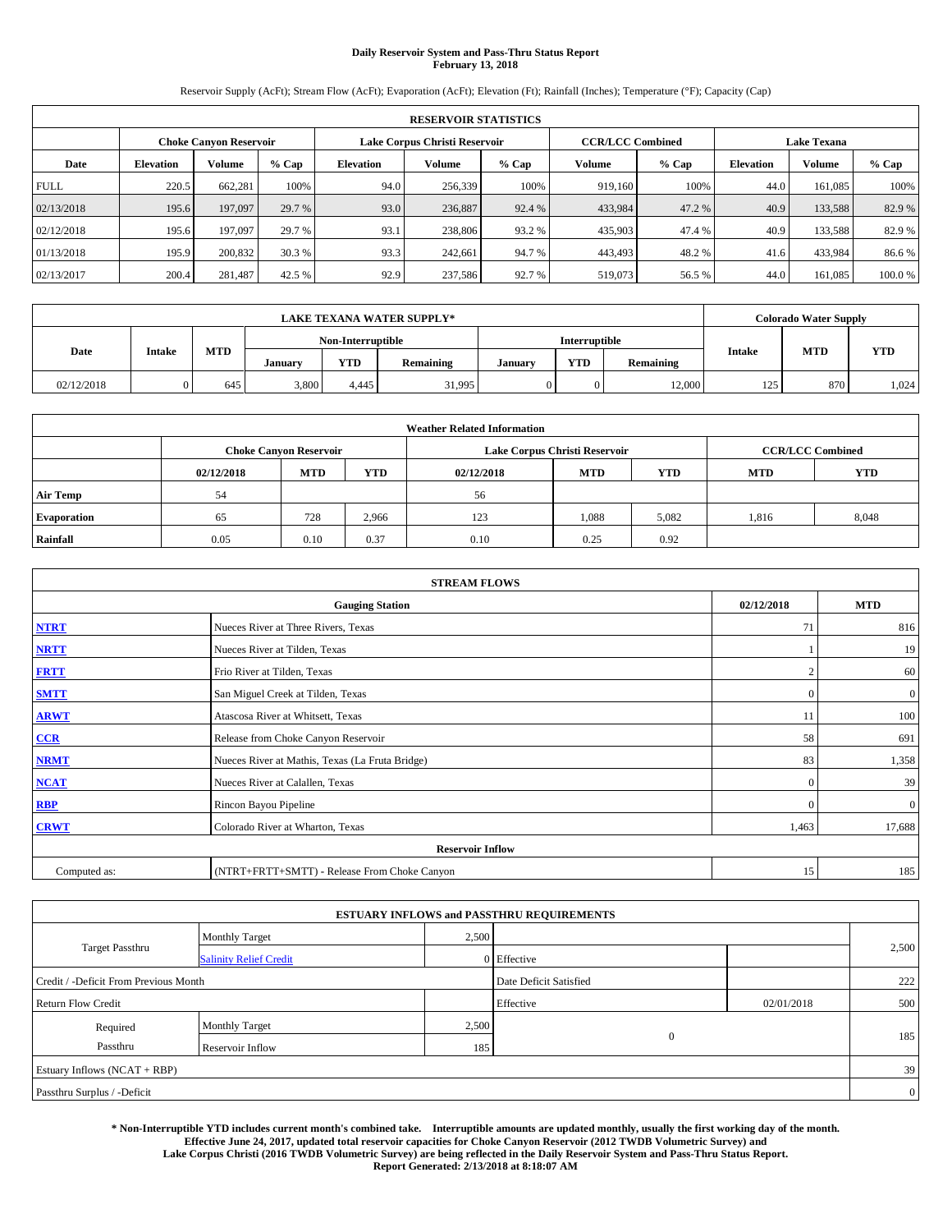# Daily Reservoir System and Pass-Thru Status Report
## February 13, 2018

Reservoir Supply (AcFt); Stream Flow (AcFt); Evaporation (AcFt); Elevation (Ft); Rainfall (Inches); Temperature (°F); Capacity (Cap)

| RESERVOIR STATISTICS | | | | | | | | | | | |
|---|---|---|---|---|---|---|---|---|---|---|---|
| | Choke Canyon Reservoir | | | Lake Corpus Christi Reservoir | | | CCR/LCC Combined | | Lake Texana | | |
| Date | Elevation | Volume | % Cap | Elevation | Volume | % Cap | Volume | % Cap | Elevation | Volume | % Cap |
| FULL | 220.5 | 662,281 | 100% | 94.0 | 256,339 | 100% | 919,160 | 100% | 44.0 | 161,085 | 100% |
| 02/13/2018 | 195.6 | 197,097 | 29.7 % | 93.0 | 236,887 | 92.4 % | 433,984 | 47.2 % | 40.9 | 133,588 | 82.9 % |
| 02/12/2018 | 195.6 | 197,097 | 29.7 % | 93.1 | 238,806 | 93.2 % | 435,903 | 47.4 % | 40.9 | 133,588 | 82.9 % |
| 01/13/2018 | 195.9 | 200,832 | 30.3 % | 93.3 | 242,661 | 94.7 % | 443,493 | 48.2 % | 41.6 | 433,984 | 86.6 % |
| 02/13/2017 | 200.4 | 281,487 | 42.5 % | 92.9 | 237,586 | 92.7 % | 519,073 | 56.5 % | 44.0 | 161,085 | 100.0 % |

| LAKE TEXANA WATER SUPPLY* | | | | | | | | | Colorado Water Supply | | |
|---|---|---|---|---|---|---|---|---|---|---|---|
| Date | Intake | MTD | Non-Interruptible | | | Interruptible | | | Intake | MTD | YTD |
| | | | January | YTD | Remaining | January | YTD | Remaining | | | |
| 02/12/2018 | 0 | 645 | 3,800 | 4,445 | 31,995 | 0 | 0 | 12,000 | 125 | 870 | 1,024 |

| Weather Related Information | | | | | | | | |
|---|---|---|---|---|---|---|---|---|
| | Choke Canyon Reservoir | | | Lake Corpus Christi Reservoir | | | CCR/LCC Combined | |
| | 02/12/2018 | MTD | YTD | 02/12/2018 | MTD | YTD | MTD | YTD |
| Air Temp | 54 | | | 56 | | | | |
| Evaporation | 65 | 728 | 2,966 | 123 | 1,088 | 5,082 | 1,816 | 8,048 |
| Rainfall | 0.05 | 0.10 | 0.37 | 0.10 | 0.25 | 0.92 | | |

| STREAM FLOWS | | | |
|---|---|---|---|
| Gauging Station | | 02/12/2018 | MTD |
| NTRT | Nueces River at Three Rivers, Texas | 71 | 816 |
| NRTT | Nueces River at Tilden, Texas | 1 | 19 |
| FRTT | Frio River at Tilden, Texas | 2 | 60 |
| SMTT | San Miguel Creek at Tilden, Texas | 0 | 0 |
| ARWT | Atascosa River at Whitsett, Texas | 11 | 100 |
| CCR | Release from Choke Canyon Reservoir | 58 | 691 |
| NRMT | Nueces River at Mathis, Texas (La Fruta Bridge) | 83 | 1,358 |
| NCAT | Nueces River at Calallen, Texas | 0 | 39 |
| RBP | Rincon Bayou Pipeline | 0 | 0 |
| CRWT | Colorado River at Wharton, Texas | 1,463 | 17,688 |
| Reservoir Inflow | | | |
| Computed as: | (NTRT+FRTT+SMTT) - Release From Choke Canyon | 15 | 185 |

| ESTUARY INFLOWS and PASSTHRU REQUIREMENTS | | | | | |
|---|---|---|---|---|---|
| Target Passthru | Monthly Target | 2,500 | | | 2,500 |
| | Salinity Relief Credit | 0 | Effective | | |
| Credit / -Deficit From Previous Month | | | Date Deficit Satisfied | | 222 |
| Return Flow Credit | | | Effective | 02/01/2018 | 500 |
| Required Passthru | Monthly Target | 2,500 | 0 | | 185 |
| | Reservoir Inflow | 185 | | | |
| Estuary Inflows (NCAT + RBP) | | | | | 39 |
| Passthru Surplus / -Deficit | | | | | 0 |

**\* Non-Interruptible YTD includes current month's combined take. Interruptible amounts are updated monthly, usually the first working day of the month. Effective June 24, 2017, updated total reservoir capacities for Choke Canyon Reservoir (2012 TWDB Volumetric Survey) and Lake Corpus Christi (2016 TWDB Volumetric Survey) are being reflected in the Daily Reservoir System and Pass-Thru Status Report. Report Generated: 2/13/2018 at 8:18:07 AM**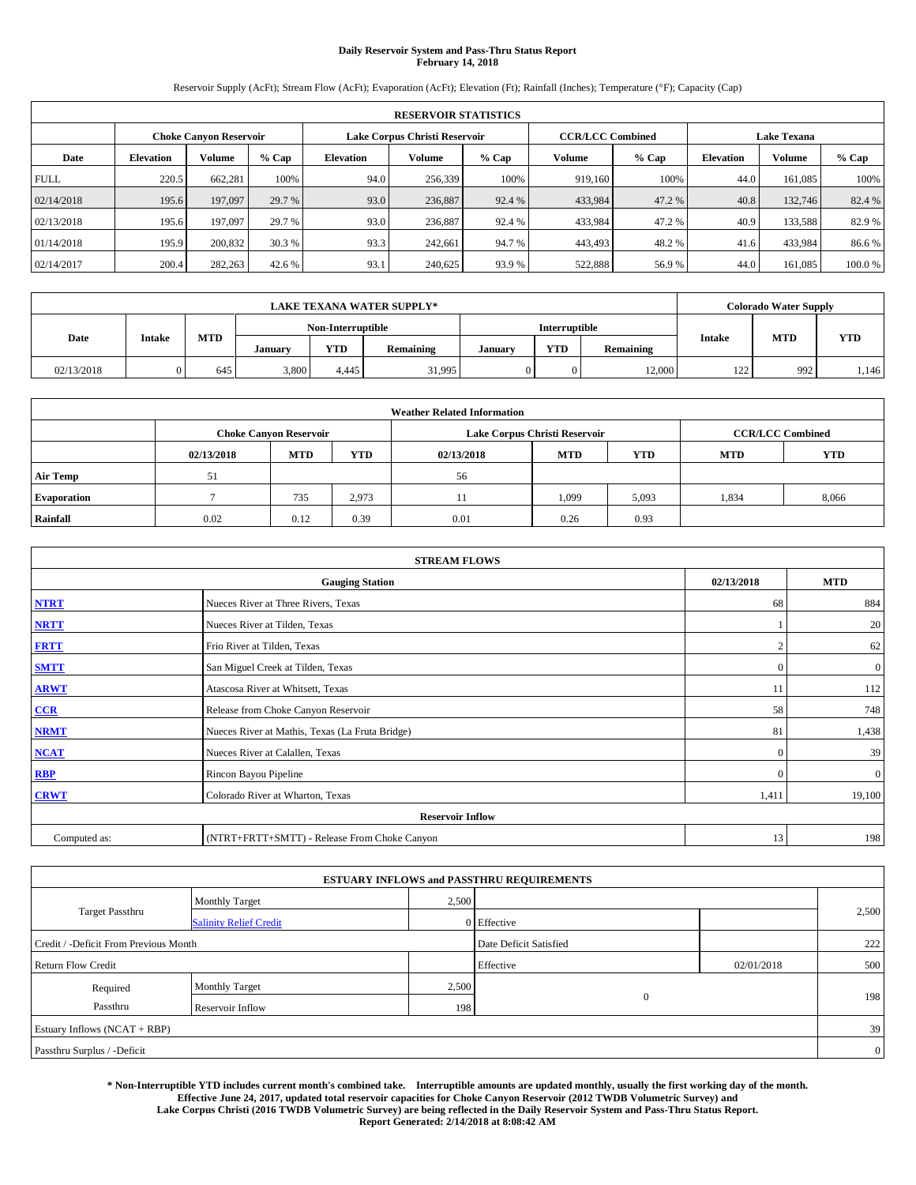# Daily Reservoir System and Pass-Thru Status Report
## February 14, 2018

Reservoir Supply (AcFt); Stream Flow (AcFt); Evaporation (AcFt); Elevation (Ft); Rainfall (Inches); Temperature (°F); Capacity (Cap)

| RESERVOIR STATISTICS | | | | | | | | | | | |
|---|---|---|---|---|---|---|---|---|---|---|---|
| | Choke Canyon Reservoir | | | Lake Corpus Christi Reservoir | | | CCR/LCC Combined | | Lake Texana | | |
| Date | Elevation | Volume | % Cap | Elevation | Volume | % Cap | Volume | % Cap | Elevation | Volume | % Cap |
| FULL | 220.5 | 662,281 | 100% | 94.0 | 256,339 | 100% | 919,160 | 100% | 44.0 | 161,085 | 100% |
| 02/14/2018 | 195.6 | 197,097 | 29.7 % | 93.0 | 236,887 | 92.4 % | 433,984 | 47.2 % | 40.8 | 132,746 | 82.4 % |
| 02/13/2018 | 195.6 | 197,097 | 29.7 % | 93.0 | 236,887 | 92.4 % | 433,984 | 47.2 % | 40.9 | 133,588 | 82.9 % |
| 01/14/2018 | 195.9 | 200,832 | 30.3 % | 93.3 | 242,661 | 94.7 % | 443,493 | 48.2 % | 41.6 | 433,984 | 86.6 % |
| 02/14/2017 | 200.4 | 282,263 | 42.6 % | 93.1 | 240,625 | 93.9 % | 522,888 | 56.9 % | 44.0 | 161,085 | 100.0 % |

| LAKE TEXANA WATER SUPPLY* | | | | | | | | | Colorado Water Supply | | |
|---|---|---|---|---|---|---|---|---|---|---|---|
| Date | Intake | MTD | Non-Interruptible | | | Interruptible | | | Intake | MTD | YTD |
| | | | January | YTD | Remaining | January | YTD | Remaining | | | |
| 02/13/2018 | 0 | 645 | 3,800 | 4,445 | 31,995 | 0 | 0 | 12,000 | 122 | 992 | 1,146 |

| Weather Related Information | | | | | | | | |
|---|---|---|---|---|---|---|---|---|
| | Choke Canyon Reservoir | | | Lake Corpus Christi Reservoir | | | CCR/LCC Combined | |
| | 02/13/2018 | MTD | YTD | 02/13/2018 | MTD | YTD | MTD | YTD |
| Air Temp | 51 | | | 56 | | | | |
| Evaporation | 7 | 735 | 2,973 | 11 | 1,099 | 5,093 | 1,834 | 8,066 |
| Rainfall | 0.02 | 0.12 | 0.39 | 0.01 | 0.26 | 0.93 | | |

| STREAM FLOWS | | | |
|---|---|---|---|
| Gauging Station | | 02/13/2018 | MTD |
| NTRT | Nueces River at Three Rivers, Texas | 68 | 884 |
| NRTT | Nueces River at Tilden, Texas | 1 | 20 |
| FRTT | Frio River at Tilden, Texas | 2 | 62 |
| SMTT | San Miguel Creek at Tilden, Texas | 0 | 0 |
| ARWT | Atascosa River at Whitsett, Texas | 11 | 112 |
| CCR | Release from Choke Canyon Reservoir | 58 | 748 |
| NRMT | Nueces River at Mathis, Texas (La Fruta Bridge) | 81 | 1,438 |
| NCAT | Nueces River at Calallen, Texas | 0 | 39 |
| RBP | Rincon Bayou Pipeline | 0 | 0 |
| CRWT | Colorado River at Wharton, Texas | 1,411 | 19,100 |
| Reservoir Inflow | | | |
| Computed as: | (NTRT+FRTT+SMTT) - Release From Choke Canyon | 13 | 198 |

| ESTUARY INFLOWS and PASSTHRU REQUIREMENTS | | | | | |
|---|---|---|---|---|---|
| Target Passthru | Monthly Target | 2,500 | | | 2,500 |
| | Salinity Relief Credit | 0 | Effective | | |
| Credit / -Deficit From Previous Month | | | Date Deficit Satisfied | | 222 |
| Return Flow Credit | | | Effective | 02/01/2018 | 500 |
| Required Passthru | Monthly Target | 2,500 | 0 | | 198 |
| | Reservoir Inflow | 198 | | | |
| Estuary Inflows (NCAT + RBP) | | | | | 39 |
| Passthru Surplus / -Deficit | | | | | 0 |

**\* Non-Interruptible YTD includes current month's combined take. Interruptible amounts are updated monthly, usually the first working day of the month. Effective June 24, 2017, updated total reservoir capacities for Choke Canyon Reservoir (2012 TWDB Volumetric Survey) and Lake Corpus Christi (2016 TWDB Volumetric Survey) are being reflected in the Daily Reservoir System and Pass-Thru Status Report. Report Generated: 2/14/2018 at 8:08:42 AM**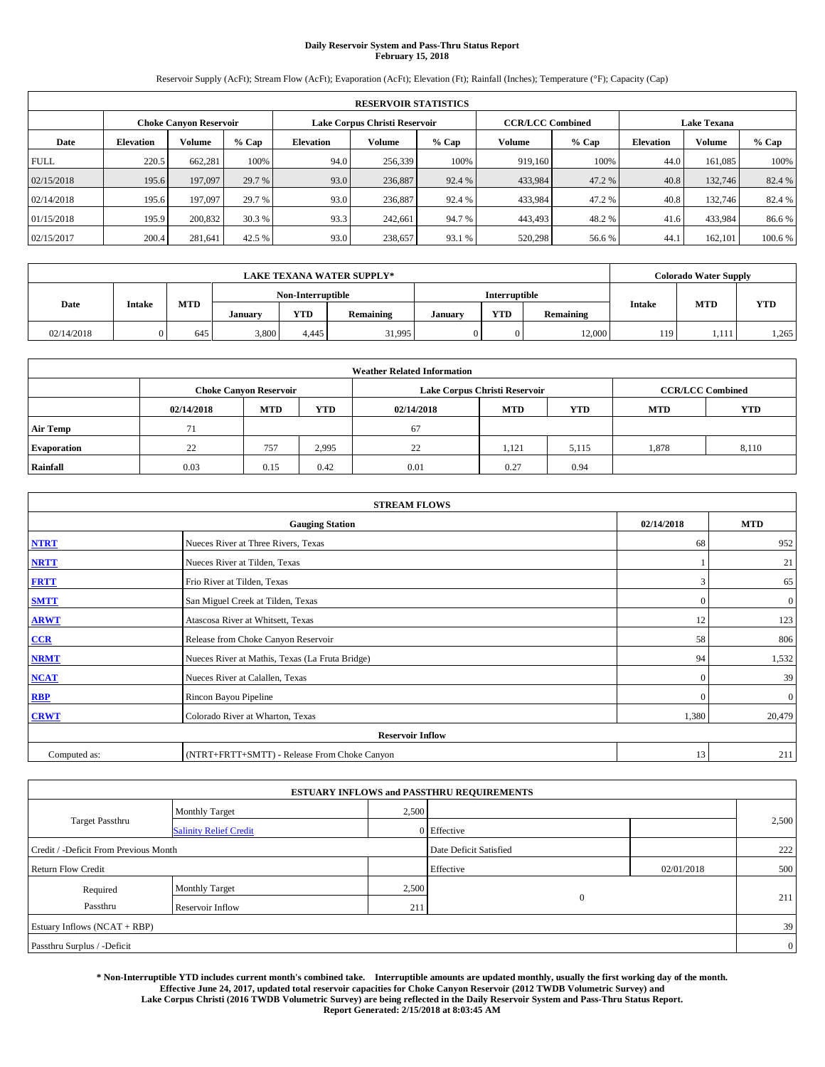# Daily Reservoir System and Pass-Thru Status Report
## February 15, 2018

Reservoir Supply (AcFt); Stream Flow (AcFt); Evaporation (AcFt); Elevation (Ft); Rainfall (Inches); Temperature (°F); Capacity (Cap)

| RESERVOIR STATISTICS | | | | | | | | | | | |
|---|---|---|---|---|---|---|---|---|---|---|---|
| | Choke Canyon Reservoir | | | Lake Corpus Christi Reservoir | | | CCR/LCC Combined | | Lake Texana | | |
| Date | Elevation | Volume | % Cap | Elevation | Volume | % Cap | Volume | % Cap | Elevation | Volume | % Cap |
| FULL | 220.5 | 662,281 | 100% | 94.0 | 256,339 | 100% | 919,160 | 100% | 44.0 | 161,085 | 100% |
| 02/15/2018 | 195.6 | 197,097 | 29.7 % | 93.0 | 236,887 | 92.4 % | 433,984 | 47.2 % | 40.8 | 132,746 | 82.4 % |
| 02/14/2018 | 195.6 | 197,097 | 29.7 % | 93.0 | 236,887 | 92.4 % | 433,984 | 47.2 % | 40.8 | 132,746 | 82.4 % |
| 01/15/2018 | 195.9 | 200,832 | 30.3 % | 93.3 | 242,661 | 94.7 % | 443,493 | 48.2 % | 41.6 | 433,984 | 86.6 % |
| 02/15/2017 | 200.4 | 281,641 | 42.5 % | 93.0 | 238,657 | 93.1 % | 520,298 | 56.6 % | 44.1 | 162,101 | 100.6 % |

| LAKE TEXANA WATER SUPPLY* | | | | | | | | | Colorado Water Supply | | |
|---|---|---|---|---|---|---|---|---|---|---|---|
| Date | Intake | MTD | Non-Interruptible | | | Interruptible | | | Intake | MTD | YTD |
| | | | January | YTD | Remaining | January | YTD | Remaining | | | |
| 02/14/2018 | 0 | 645 | 3,800 | 4,445 | 31,995 | 0 | 0 | 12,000 | 119 | 1,111 | 1,265 |

| Weather Related Information | | | | | | | | |
|---|---|---|---|---|---|---|---|---|
| | Choke Canyon Reservoir | | | Lake Corpus Christi Reservoir | | | CCR/LCC Combined | |
| | 02/14/2018 | MTD | YTD | 02/14/2018 | MTD | YTD | MTD | YTD |
| Air Temp | 71 | | | 67 | | | | |
| Evaporation | 22 | 757 | 2,995 | 22 | 1,121 | 5,115 | 1,878 | 8,110 |
| Rainfall | 0.03 | 0.15 | 0.42 | 0.01 | 0.27 | 0.94 | | |

| STREAM FLOWS | | | |
|---|---|---|---|
| | Gauging Station | 02/14/2018 | MTD |
| NTRT | Nueces River at Three Rivers, Texas | 68 | 952 |
| NRTT | Nueces River at Tilden, Texas | 1 | 21 |
| FRTT | Frio River at Tilden, Texas | 3 | 65 |
| SMTT | San Miguel Creek at Tilden, Texas | 0 | 0 |
| ARWT | Atascosa River at Whitsett, Texas | 12 | 123 |
| CCR | Release from Choke Canyon Reservoir | 58 | 806 |
| NRMT | Nueces River at Mathis, Texas (La Fruta Bridge) | 94 | 1,532 |
| NCAT | Nueces River at Calallen, Texas | 0 | 39 |
| RBP | Rincon Bayou Pipeline | 0 | 0 |
| CRWT | Colorado River at Wharton, Texas | 1,380 | 20,479 |
| | Reservoir Inflow | | |
| Computed as: | (NTRT+FRTT+SMTT) - Release From Choke Canyon | 13 | 211 |

| ESTUARY INFLOWS and PASSTHRU REQUIREMENTS | | | | | |
|---|---|---|---|---|---|
| Target Passthru | Monthly Target | 2,500 | | | 2,500 |
| | Salinity Relief Credit | 0 | Effective | | |
| Credit / -Deficit From Previous Month | | | Date Deficit Satisfied | | 222 |
| Return Flow Credit | | | Effective | 02/01/2018 | 500 |
| Required Passthru | Monthly Target | 2,500 | 0 | | 211 |
| | Reservoir Inflow | 211 | | | |
| Estuary Inflows (NCAT + RBP) | | | | | 39 |
| Passthru Surplus / -Deficit | | | | | 0 |

**\* Non-Interruptible YTD includes current month's combined take. Interruptible amounts are updated monthly, usually the first working day of the month. Effective June 24, 2017, updated total reservoir capacities for Choke Canyon Reservoir (2012 TWDB Volumetric Survey) and Lake Corpus Christi (2016 TWDB Volumetric Survey) are being reflected in the Daily Reservoir System and Pass-Thru Status Report. Report Generated: 2/15/2018 at 8:03:45 AM**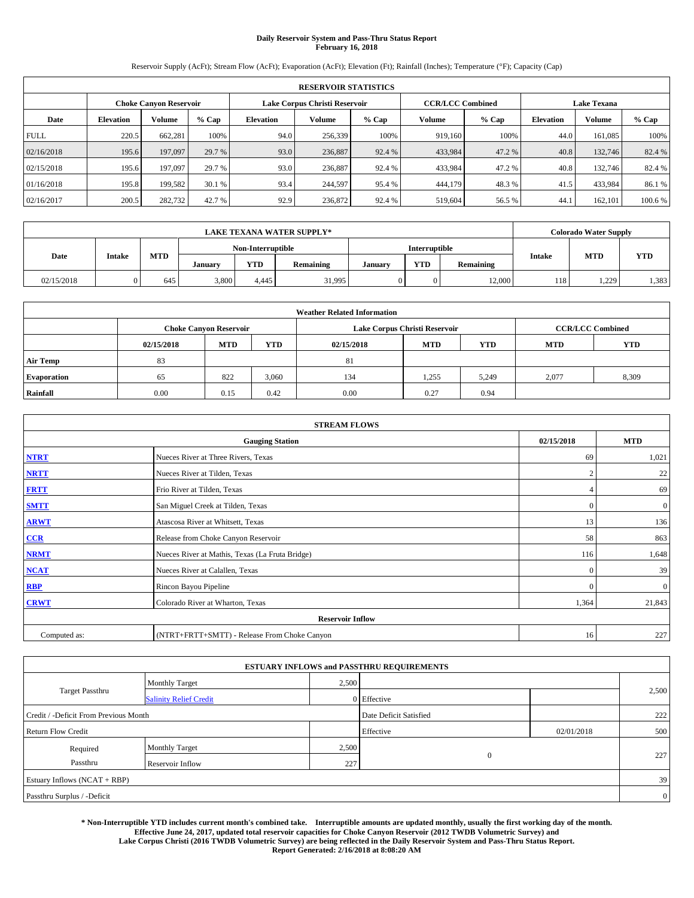# Daily Reservoir System and Pass-Thru Status Report
## February 16, 2018

Reservoir Supply (AcFt); Stream Flow (AcFt); Evaporation (AcFt); Elevation (Ft); Rainfall (Inches); Temperature (°F); Capacity (Cap)

| RESERVOIR STATISTICS | | | | | | | | | | | |
|---|---|---|---|---|---|---|---|---|---|---|---|
| | Choke Canyon Reservoir | | | Lake Corpus Christi Reservoir | | | CCR/LCC Combined | | Lake Texana | | |
| Date | Elevation | Volume | % Cap | Elevation | Volume | % Cap | Volume | % Cap | Elevation | Volume | % Cap |
| FULL | 220.5 | 662,281 | 100% | 94.0 | 256,339 | 100% | 919,160 | 100% | 44.0 | 161,085 | 100% |
| 02/16/2018 | 195.6 | 197,097 | 29.7 % | 93.0 | 236,887 | 92.4 % | 433,984 | 47.2 % | 40.8 | 132,746 | 82.4 % |
| 02/15/2018 | 195.6 | 197,097 | 29.7 % | 93.0 | 236,887 | 92.4 % | 433,984 | 47.2 % | 40.8 | 132,746 | 82.4 % |
| 01/16/2018 | 195.8 | 199,582 | 30.1 % | 93.4 | 244,597 | 95.4 % | 444,179 | 48.3 % | 41.5 | 433,984 | 86.1 % |
| 02/16/2017 | 200.5 | 282,732 | 42.7 % | 92.9 | 236,872 | 92.4 % | 519,604 | 56.5 % | 44.1 | 162,101 | 100.6 % |

| LAKE TEXANA WATER SUPPLY* | | | | | | | | | Colorado Water Supply | | |
|---|---|---|---|---|---|---|---|---|---|---|---|
| Date | Intake | MTD | Non-Interruptible | | | Interruptible | | | Intake | MTD | YTD |
| | | | January | YTD | Remaining | January | YTD | Remaining | | | |
| 02/15/2018 | 0 | 645 | 3,800 | 4,445 | 31,995 | 0 | 0 | 12,000 | 118 | 1,229 | 1,383 |

| Weather Related Information | | | | | | | | |
|---|---|---|---|---|---|---|---|---|
| | Choke Canyon Reservoir | | | Lake Corpus Christi Reservoir | | | CCR/LCC Combined | |
| | 02/15/2018 | MTD | YTD | 02/15/2018 | MTD | YTD | MTD | YTD |
| Air Temp | 83 | | | 81 | | | | |
| Evaporation | 65 | 822 | 3,060 | 134 | 1,255 | 5,249 | 2,077 | 8,309 |
| Rainfall | 0.00 | 0.15 | 0.42 | 0.00 | 0.27 | 0.94 | | |

| STREAM FLOWS | | | |
|---|---|---|---|
| | Gauging Station | 02/15/2018 | MTD |
| NTRT | Nueces River at Three Rivers, Texas | 69 | 1,021 |
| NRTT | Nueces River at Tilden, Texas | 2 | 22 |
| FRTT | Frio River at Tilden, Texas | 4 | 69 |
| SMTT | San Miguel Creek at Tilden, Texas | 0 | 0 |
| ARWT | Atascosa River at Whitsett, Texas | 13 | 136 |
| CCR | Release from Choke Canyon Reservoir | 58 | 863 |
| NRMT | Nueces River at Mathis, Texas (La Fruta Bridge) | 116 | 1,648 |
| NCAT | Nueces River at Calallen, Texas | 0 | 39 |
| RBP | Rincon Bayou Pipeline | 0 | 0 |
| CRWT | Colorado River at Wharton, Texas | 1,364 | 21,843 |
| | Reservoir Inflow | | |
| Computed as: | (NTRT+FRTT+SMTT) - Release From Choke Canyon | 16 | 227 |

| ESTUARY INFLOWS and PASSTHRU REQUIREMENTS | | | | | |
|---|---|---|---|---|---|
| Target Passthru | Monthly Target | 2,500 | | | 2,500 |
| | Salinity Relief Credit | 0 | Effective | | |
| Credit / -Deficit From Previous Month | | | Date Deficit Satisfied | | 222 |
| Return Flow Credit | | | Effective | 02/01/2018 | 500 |
| Required Passthru | Monthly Target | 2,500 | 0 | | 227 |
| | Reservoir Inflow | 227 | | | |
| Estuary Inflows (NCAT + RBP) | | | | | 39 |
| Passthru Surplus / -Deficit | | | | | 0 |

**\* Non-Interruptible YTD includes current month's combined take. Interruptible amounts are updated monthly, usually the first working day of the month. Effective June 24, 2017, updated total reservoir capacities for Choke Canyon Reservoir (2012 TWDB Volumetric Survey) and Lake Corpus Christi (2016 TWDB Volumetric Survey) are being reflected in the Daily Reservoir System and Pass-Thru Status Report. Report Generated: 2/16/2018 at 8:08:20 AM**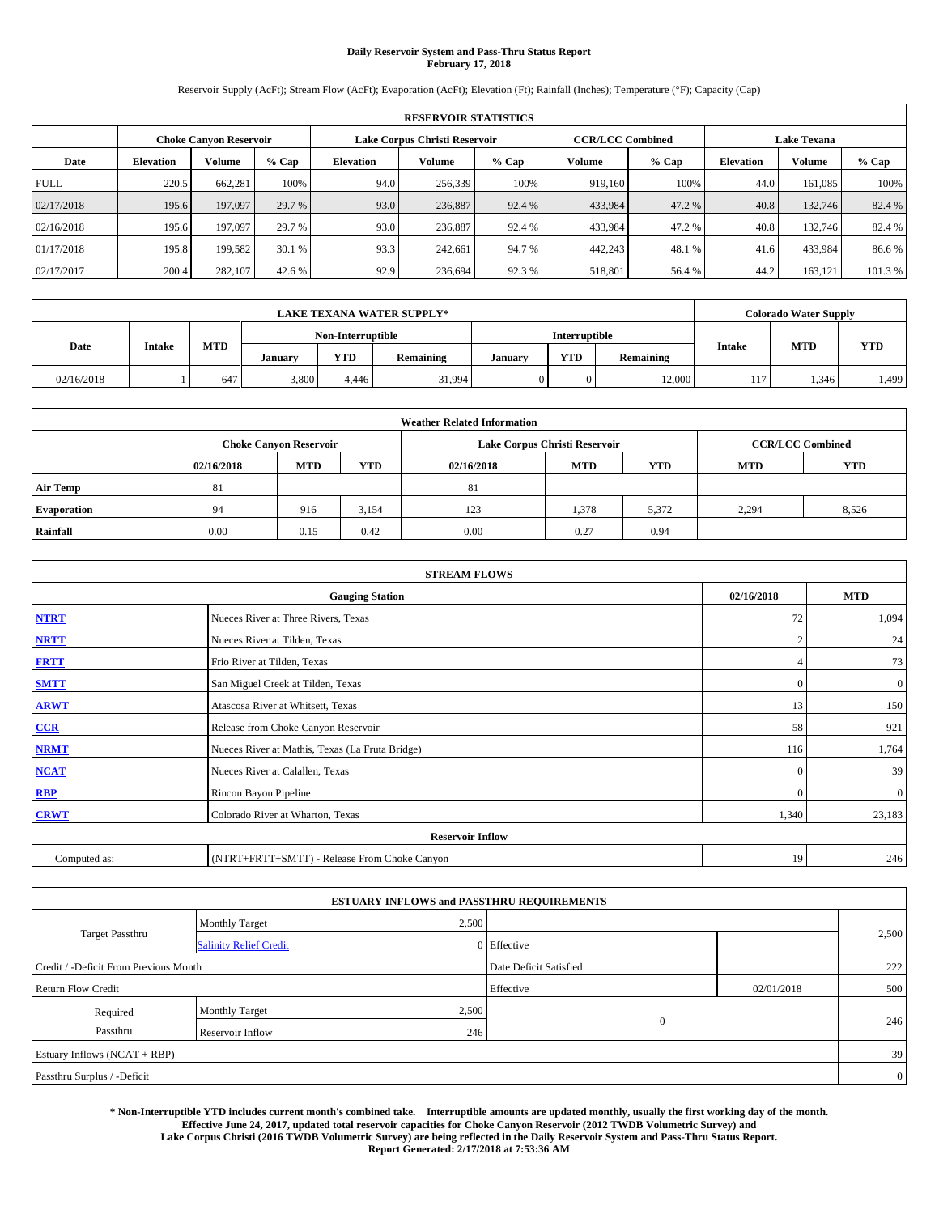# Daily Reservoir System and Pass-Thru Status Report
## February 17, 2018

Reservoir Supply (AcFt); Stream Flow (AcFt); Evaporation (AcFt); Elevation (Ft); Rainfall (Inches); Temperature (°F); Capacity (Cap)

| RESERVOIR STATISTICS | | | | | | | | | | | |
|---|---|---|---|---|---|---|---|---|---|---|---|
| | Choke Canyon Reservoir | | | Lake Corpus Christi Reservoir | | | CCR/LCC Combined | | Lake Texana | | |
| Date | Elevation | Volume | % Cap | Elevation | Volume | % Cap | Volume | % Cap | Elevation | Volume | % Cap |
| FULL | 220.5 | 662,281 | 100% | 94.0 | 256,339 | 100% | 919,160 | 100% | 44.0 | 161,085 | 100% |
| 02/17/2018 | 195.6 | 197,097 | 29.7 % | 93.0 | 236,887 | 92.4 % | 433,984 | 47.2 % | 40.8 | 132,746 | 82.4 % |
| 02/16/2018 | 195.6 | 197,097 | 29.7 % | 93.0 | 236,887 | 92.4 % | 433,984 | 47.2 % | 40.8 | 132,746 | 82.4 % |
| 01/17/2018 | 195.8 | 199,582 | 30.1 % | 93.3 | 242,661 | 94.7 % | 442,243 | 48.1 % | 41.6 | 433,984 | 86.6 % |
| 02/17/2017 | 200.4 | 282,107 | 42.6 % | 92.9 | 236,694 | 92.3 % | 518,801 | 56.4 % | 44.2 | 163,121 | 101.3 % |

| LAKE TEXANA WATER SUPPLY* | | | | | | | | | Colorado Water Supply | | |
|---|---|---|---|---|---|---|---|---|---|---|---|
| Date | Intake | MTD | Non-Interruptible | | | Interruptible | | | Intake | MTD | YTD |
| | | | January | YTD | Remaining | January | YTD | Remaining | | | |
| 02/16/2018 | 1 | 647 | 3,800 | 4,446 | 31,994 | 0 | 0 | 12,000 | 117 | 1,346 | 1,499 |

| Weather Related Information | | | | | | | | |
|---|---|---|---|---|---|---|---|---|
| | Choke Canyon Reservoir | | | Lake Corpus Christi Reservoir | | | CCR/LCC Combined | |
| | 02/16/2018 | MTD | YTD | 02/16/2018 | MTD | YTD | MTD | YTD |
| Air Temp | 81 | | | 81 | | | | |
| Evaporation | 94 | 916 | 3,154 | 123 | 1,378 | 5,372 | 2,294 | 8,526 |
| Rainfall | 0.00 | 0.15 | 0.42 | 0.00 | 0.27 | 0.94 | | |

| STREAM FLOWS | | | |
|---|---|---|---|
| | Gauging Station | 02/16/2018 | MTD |
| NTRT | Nueces River at Three Rivers, Texas | 72 | 1,094 |
| NRTT | Nueces River at Tilden, Texas | 2 | 24 |
| FRTT | Frio River at Tilden, Texas | 4 | 73 |
| SMTT | San Miguel Creek at Tilden, Texas | 0 | 0 |
| ARWT | Atascosa River at Whitsett, Texas | 13 | 150 |
| CCR | Release from Choke Canyon Reservoir | 58 | 921 |
| NRMT | Nueces River at Mathis, Texas (La Fruta Bridge) | 116 | 1,764 |
| NCAT | Nueces River at Calallen, Texas | 0 | 39 |
| RBP | Rincon Bayou Pipeline | 0 | 0 |
| CRWT | Colorado River at Wharton, Texas | 1,340 | 23,183 |
| | Reservoir Inflow | | |
| Computed as: | (NTRT+FRTT+SMTT) - Release From Choke Canyon | 19 | 246 |

| ESTUARY INFLOWS and PASSTHRU REQUIREMENTS | | | | | |
|---|---|---|---|---|---|
| Target Passthru | Monthly Target | 2,500 | | | 2,500 |
| | Salinity Relief Credit | 0 | Effective | | |
| Credit / -Deficit From Previous Month | | | Date Deficit Satisfied | | 222 |
| Return Flow Credit | | | Effective | 02/01/2018 | 500 |
| Required Passthru | Monthly Target | 2,500 | 0 | | 246 |
| | Reservoir Inflow | 246 | | | |
| Estuary Inflows (NCAT + RBP) | | | | | 39 |
| Passthru Surplus / -Deficit | | | | | 0 |

**\* Non-Interruptible YTD includes current month's combined take. Interruptible amounts are updated monthly, usually the first working day of the month. Effective June 24, 2017, updated total reservoir capacities for Choke Canyon Reservoir (2012 TWDB Volumetric Survey) and Lake Corpus Christi (2016 TWDB Volumetric Survey) are being reflected in the Daily Reservoir System and Pass-Thru Status Report. Report Generated: 2/17/2018 at 7:53:36 AM**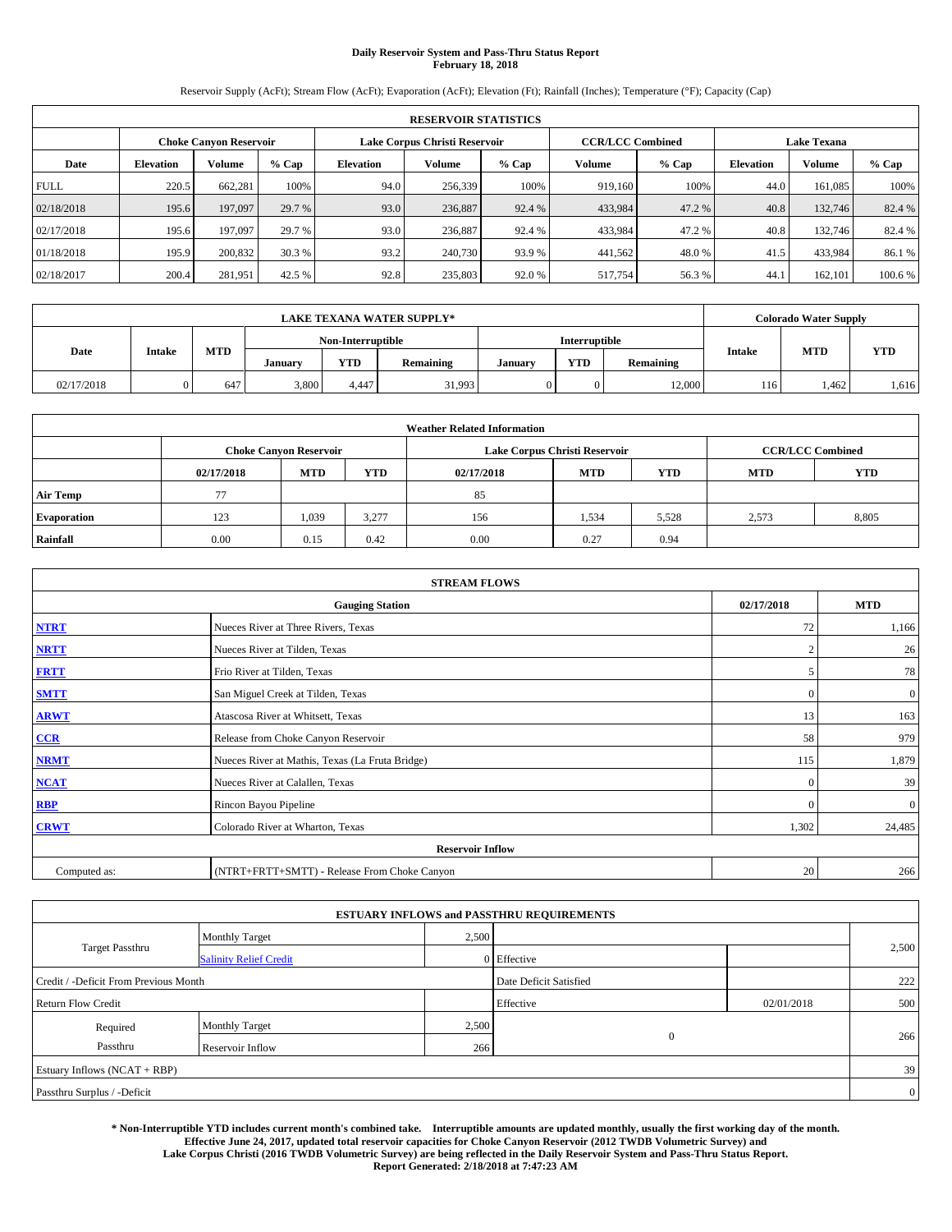# Daily Reservoir System and Pass-Thru Status Report
## February 18, 2018

Reservoir Supply (AcFt); Stream Flow (AcFt); Evaporation (AcFt); Elevation (Ft); Rainfall (Inches); Temperature (°F); Capacity (Cap)

| RESERVOIR STATISTICS | | | | | | | | | | | |
|---|---|---|---|---|---|---|---|---|---|---|---|
| | Choke Canyon Reservoir | | | Lake Corpus Christi Reservoir | | | CCR/LCC Combined | | Lake Texana | | |
| Date | Elevation | Volume | % Cap | Elevation | Volume | % Cap | Volume | % Cap | Elevation | Volume | % Cap |
| FULL | 220.5 | 662,281 | 100% | 94.0 | 256,339 | 100% | 919,160 | 100% | 44.0 | 161,085 | 100% |
| 02/18/2018 | 195.6 | 197,097 | 29.7 % | 93.0 | 236,887 | 92.4 % | 433,984 | 47.2 % | 40.8 | 132,746 | 82.4 % |
| 02/17/2018 | 195.6 | 197,097 | 29.7 % | 93.0 | 236,887 | 92.4 % | 433,984 | 47.2 % | 40.8 | 132,746 | 82.4 % |
| 01/18/2018 | 195.9 | 200,832 | 30.3 % | 93.2 | 240,730 | 93.9 % | 441,562 | 48.0 % | 41.5 | 433,984 | 86.1 % |
| 02/18/2017 | 200.4 | 281,951 | 42.5 % | 92.8 | 235,803 | 92.0 % | 517,754 | 56.3 % | 44.1 | 162,101 | 100.6 % |

| LAKE TEXANA WATER SUPPLY* | | | | | | | | | Colorado Water Supply | | |
|---|---|---|---|---|---|---|---|---|---|---|---|
| Date | Intake | MTD | Non-Interruptible | | | Interruptible | | | Intake | MTD | YTD |
| | | | January | YTD | Remaining | January | YTD | Remaining | | | |
| 02/17/2018 | 0 | 647 | 3,800 | 4,447 | 31,993 | 0 | 0 | 12,000 | 116 | 1,462 | 1,616 |

| Weather Related Information | | | | | | | | |
|---|---|---|---|---|---|---|---|---|
| | Choke Canyon Reservoir | | | Lake Corpus Christi Reservoir | | | CCR/LCC Combined | |
| | 02/17/2018 | MTD | YTD | 02/17/2018 | MTD | YTD | MTD | YTD |
| Air Temp | 77 | | | 85 | | | | |
| Evaporation | 123 | 1,039 | 3,277 | 156 | 1,534 | 5,528 | 2,573 | 8,805 |
| Rainfall | 0.00 | 0.15 | 0.42 | 0.00 | 0.27 | 0.94 | | |

| STREAM FLOWS | | | |
|---|---|---|---|
| Gauging Station | | 02/17/2018 | MTD |
| NTRT | Nueces River at Three Rivers, Texas | 72 | 1,166 |
| NRTT | Nueces River at Tilden, Texas | 2 | 26 |
| FRTT | Frio River at Tilden, Texas | 5 | 78 |
| SMTT | San Miguel Creek at Tilden, Texas | 0 | 0 |
| ARWT | Atascosa River at Whitsett, Texas | 13 | 163 |
| CCR | Release from Choke Canyon Reservoir | 58 | 979 |
| NRMT | Nueces River at Mathis, Texas (La Fruta Bridge) | 115 | 1,879 |
| NCAT | Nueces River at Calallen, Texas | 0 | 39 |
| RBP | Rincon Bayou Pipeline | 0 | 0 |
| CRWT | Colorado River at Wharton, Texas | 1,302 | 24,485 |
| Reservoir Inflow | | | |
| Computed as: | (NTRT+FRTT+SMTT) - Release From Choke Canyon | 20 | 266 |

| ESTUARY INFLOWS and PASSTHRU REQUIREMENTS | | | | | |
|---|---|---|---|---|---|
| Target Passthru | Monthly Target | 2,500 | | | 2,500 |
| | Salinity Relief Credit | 0 | Effective | | |
| Credit / -Deficit From Previous Month | | | Date Deficit Satisfied | | 222 |
| Return Flow Credit | | | Effective | 02/01/2018 | 500 |
| Required Passthru | Monthly Target | 2,500 | 0 | | 266 |
| | Reservoir Inflow | 266 | | | |
| Estuary Inflows (NCAT + RBP) | | | | | 39 |
| Passthru Surplus / -Deficit | | | | | 0 |

**\* Non-Interruptible YTD includes current month's combined take. Interruptible amounts are updated monthly, usually the first working day of the month. Effective June 24, 2017, updated total reservoir capacities for Choke Canyon Reservoir (2012 TWDB Volumetric Survey) and Lake Corpus Christi (2016 TWDB Volumetric Survey) are being reflected in the Daily Reservoir System and Pass-Thru Status Report. Report Generated: 2/18/2018 at 7:47:23 AM**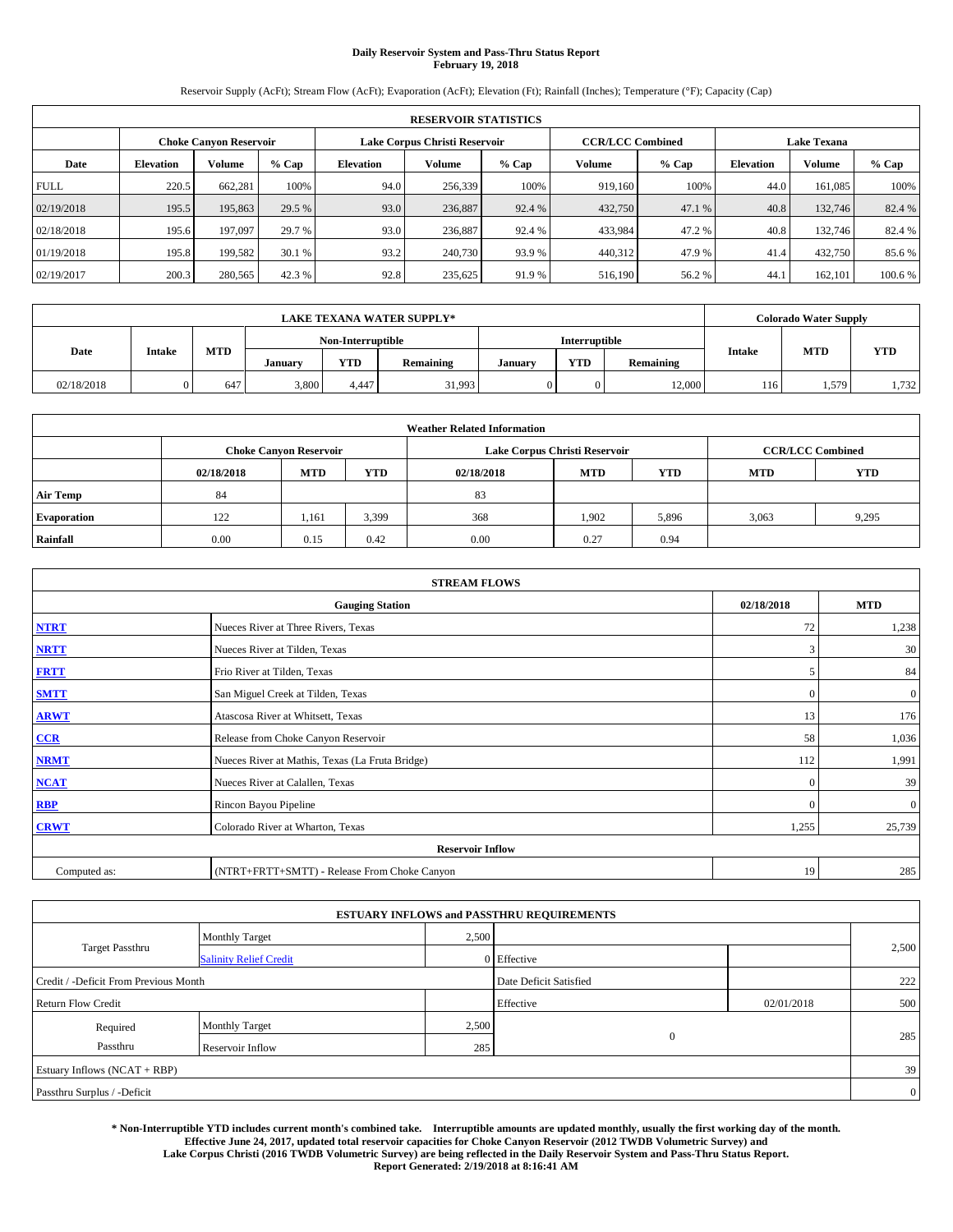# Daily Reservoir System and Pass-Thru Status Report
## February 19, 2018

Reservoir Supply (AcFt); Stream Flow (AcFt); Evaporation (AcFt); Elevation (Ft); Rainfall (Inches); Temperature (°F); Capacity (Cap)

| RESERVOIR STATISTICS | | | | | | | | | | | |
|---|---|---|---|---|---|---|---|---|---|---|---|
| | Choke Canyon Reservoir | | | Lake Corpus Christi Reservoir | | | CCR/LCC Combined | | Lake Texana | | |
| Date | Elevation | Volume | % Cap | Elevation | Volume | % Cap | Volume | % Cap | Elevation | Volume | % Cap |
| FULL | 220.5 | 662,281 | 100% | 94.0 | 256,339 | 100% | 919,160 | 100% | 44.0 | 161,085 | 100% |
| 02/19/2018 | 195.5 | 195,863 | 29.5 % | 93.0 | 236,887 | 92.4 % | 432,750 | 47.1 % | 40.8 | 132,746 | 82.4 % |
| 02/18/2018 | 195.6 | 197,097 | 29.7 % | 93.0 | 236,887 | 92.4 % | 433,984 | 47.2 % | 40.8 | 132,746 | 82.4 % |
| 01/19/2018 | 195.8 | 199,582 | 30.1 % | 93.2 | 240,730 | 93.9 % | 440,312 | 47.9 % | 41.4 | 432,750 | 85.6 % |
| 02/19/2017 | 200.3 | 280,565 | 42.3 % | 92.8 | 235,625 | 91.9 % | 516,190 | 56.2 % | 44.1 | 162,101 | 100.6 % |

| LAKE TEXANA WATER SUPPLY* | | | | | | | | | Colorado Water Supply | | |
|---|---|---|---|---|---|---|---|---|---|---|---|
| Date | Intake | MTD | Non-Interruptible | | | Interruptible | | | Intake | MTD | YTD |
| | | | January | YTD | Remaining | January | YTD | Remaining | | | |
| 02/18/2018 | 0 | 647 | 3,800 | 4,447 | 31,993 | 0 | 0 | 12,000 | 116 | 1,579 | 1,732 |

| Weather Related Information | | | | | | | | |
|---|---|---|---|---|---|---|---|---|
| | Choke Canyon Reservoir | | | Lake Corpus Christi Reservoir | | | CCR/LCC Combined | |
| | 02/18/2018 | MTD | YTD | 02/18/2018 | MTD | YTD | MTD | YTD |
| Air Temp | 84 | | | 83 | | | | |
| Evaporation | 122 | 1,161 | 3,399 | 368 | 1,902 | 5,896 | 3,063 | 9,295 |
| Rainfall | 0.00 | 0.15 | 0.42 | 0.00 | 0.27 | 0.94 | | |

| STREAM FLOWS | | | |
|---|---|---|---|
| | Gauging Station | 02/18/2018 | MTD |
| NTRT | Nueces River at Three Rivers, Texas | 72 | 1,238 |
| NRTT | Nueces River at Tilden, Texas | 3 | 30 |
| FRTT | Frio River at Tilden, Texas | 5 | 84 |
| SMTT | San Miguel Creek at Tilden, Texas | 0 | 0 |
| ARWT | Atascosa River at Whitsett, Texas | 13 | 176 |
| CCR | Release from Choke Canyon Reservoir | 58 | 1,036 |
| NRMT | Nueces River at Mathis, Texas (La Fruta Bridge) | 112 | 1,991 |
| NCAT | Nueces River at Calallen, Texas | 0 | 39 |
| RBP | Rincon Bayou Pipeline | 0 | 0 |
| CRWT | Colorado River at Wharton, Texas | 1,255 | 25,739 |
| | Reservoir Inflow | | |
| Computed as: | (NTRT+FRTT+SMTT) - Release From Choke Canyon | 19 | 285 |

| ESTUARY INFLOWS and PASSTHRU REQUIREMENTS | | | | | |
|---|---|---|---|---|---|
| Target Passthru | Monthly Target | 2,500 | | | 2,500 |
| | Salinity Relief Credit | 0 | Effective | | |
| Credit / -Deficit From Previous Month | | | Date Deficit Satisfied | | 222 |
| Return Flow Credit | | | Effective | 02/01/2018 | 500 |
| Required Passthru | Monthly Target | 2,500 | 0 | | 285 |
| | Reservoir Inflow | 285 | | | |
| Estuary Inflows (NCAT + RBP) | | | | | 39 |
| Passthru Surplus / -Deficit | | | | | 0 |

**\* Non-Interruptible YTD includes current month's combined take. Interruptible amounts are updated monthly, usually the first working day of the month. Effective June 24, 2017, updated total reservoir capacities for Choke Canyon Reservoir (2012 TWDB Volumetric Survey) and Lake Corpus Christi (2016 TWDB Volumetric Survey) are being reflected in the Daily Reservoir System and Pass-Thru Status Report. Report Generated: 2/19/2018 at 8:16:41 AM**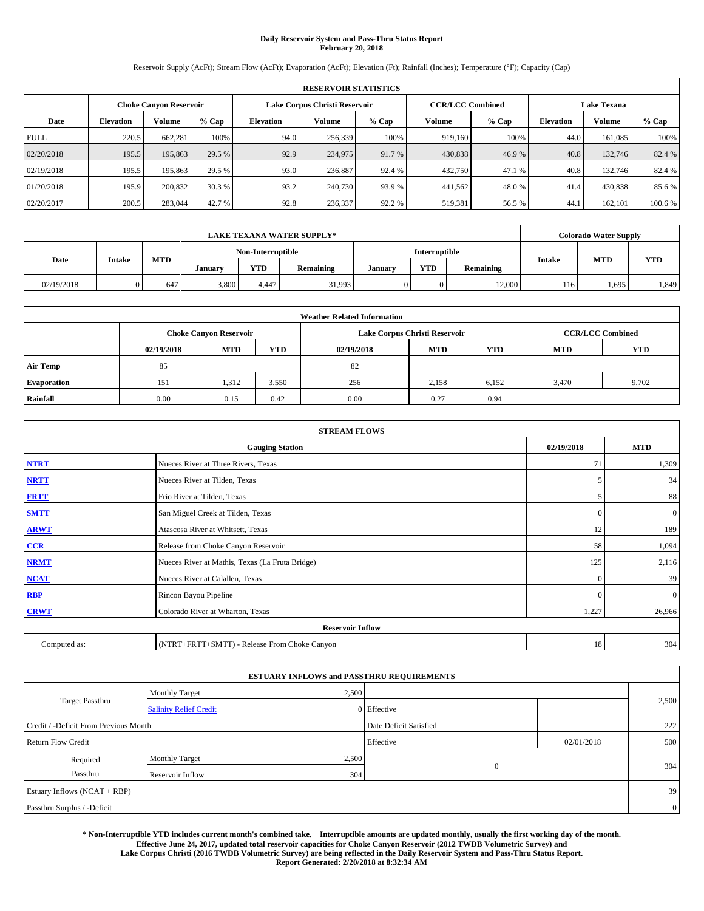# Daily Reservoir System and Pass-Thru Status Report
## February 20, 2018

Reservoir Supply (AcFt); Stream Flow (AcFt); Evaporation (AcFt); Elevation (Ft); Rainfall (Inches); Temperature (°F); Capacity (Cap)

| RESERVOIR STATISTICS | | | | | | | | | | | |
|---|---|---|---|---|---|---|---|---|---|---|---|
| | Choke Canyon Reservoir | | | Lake Corpus Christi Reservoir | | | CCR/LCC Combined | | Lake Texana | | |
| Date | Elevation | Volume | % Cap | Elevation | Volume | % Cap | Volume | % Cap | Elevation | Volume | % Cap |
| FULL | 220.5 | 662,281 | 100% | 94.0 | 256,339 | 100% | 919,160 | 100% | 44.0 | 161,085 | 100% |
| 02/20/2018 | 195.5 | 195,863 | 29.5 % | 92.9 | 234,975 | 91.7 % | 430,838 | 46.9 % | 40.8 | 132,746 | 82.4 % |
| 02/19/2018 | 195.5 | 195,863 | 29.5 % | 93.0 | 236,887 | 92.4 % | 432,750 | 47.1 % | 40.8 | 132,746 | 82.4 % |
| 01/20/2018 | 195.9 | 200,832 | 30.3 % | 93.2 | 240,730 | 93.9 % | 441,562 | 48.0 % | 41.4 | 430,838 | 85.6 % |
| 02/20/2017 | 200.5 | 283,044 | 42.7 % | 92.8 | 236,337 | 92.2 % | 519,381 | 56.5 % | 44.1 | 162,101 | 100.6 % |

| LAKE TEXANA WATER SUPPLY* | | | | | | | | | Colorado Water Supply | | |
|---|---|---|---|---|---|---|---|---|---|---|---|
| Date | Intake | MTD | Non-Interruptible | | | Interruptible | | | Intake | MTD | YTD |
| | | | January | YTD | Remaining | January | YTD | Remaining | | | |
| 02/19/2018 | 0 | 647 | 3,800 | 4,447 | 31,993 | 0 | 0 | 12,000 | 116 | 1,695 | 1,849 |

| Weather Related Information | | | | | | | | |
|---|---|---|---|---|---|---|---|---|
| | Choke Canyon Reservoir | | | Lake Corpus Christi Reservoir | | | CCR/LCC Combined | |
| | 02/19/2018 | MTD | YTD | 02/19/2018 | MTD | YTD | MTD | YTD |
| Air Temp | 85 | | | 82 | | | | |
| Evaporation | 151 | 1,312 | 3,550 | 256 | 2,158 | 6,152 | 3,470 | 9,702 |
| Rainfall | 0.00 | 0.15 | 0.42 | 0.00 | 0.27 | 0.94 | | |

| STREAM FLOWS | | | |
|---|---|---|---|
| Gauging Station | | 02/19/2018 | MTD |
| NTRT | Nueces River at Three Rivers, Texas | 71 | 1,309 |
| NRTT | Nueces River at Tilden, Texas | 5 | 34 |
| FRTT | Frio River at Tilden, Texas | 5 | 88 |
| SMTT | San Miguel Creek at Tilden, Texas | 0 | 0 |
| ARWT | Atascosa River at Whitsett, Texas | 12 | 189 |
| CCR | Release from Choke Canyon Reservoir | 58 | 1,094 |
| NRMT | Nueces River at Mathis, Texas (La Fruta Bridge) | 125 | 2,116 |
| NCAT | Nueces River at Calallen, Texas | 0 | 39 |
| RBP | Rincon Bayou Pipeline | 0 | 0 |
| CRWT | Colorado River at Wharton, Texas | 1,227 | 26,966 |
| Reservoir Inflow | | | |
| Computed as: | (NTRT+FRTT+SMTT) - Release From Choke Canyon | 18 | 304 |

| ESTUARY INFLOWS and PASSTHRU REQUIREMENTS | | | | | |
|---|---|---|---|---|---|
| Target Passthru | Monthly Target | 2,500 | | | 2,500 |
| | Salinity Relief Credit | 0 | Effective | | |
| Credit / -Deficit From Previous Month | | | Date Deficit Satisfied | | 222 |
| Return Flow Credit | | | Effective | 02/01/2018 | 500 |
| Required Passthru | Monthly Target | 2,500 | 0 | | 304 |
| | Reservoir Inflow | 304 | | | |
| Estuary Inflows (NCAT + RBP) | | | | | 39 |
| Passthru Surplus / -Deficit | | | | | 0 |

**\* Non-Interruptible YTD includes current month's combined take. Interruptible amounts are updated monthly, usually the first working day of the month. Effective June 24, 2017, updated total reservoir capacities for Choke Canyon Reservoir (2012 TWDB Volumetric Survey) and Lake Corpus Christi (2016 TWDB Volumetric Survey) are being reflected in the Daily Reservoir System and Pass-Thru Status Report. Report Generated: 2/20/2018 at 8:32:34 AM**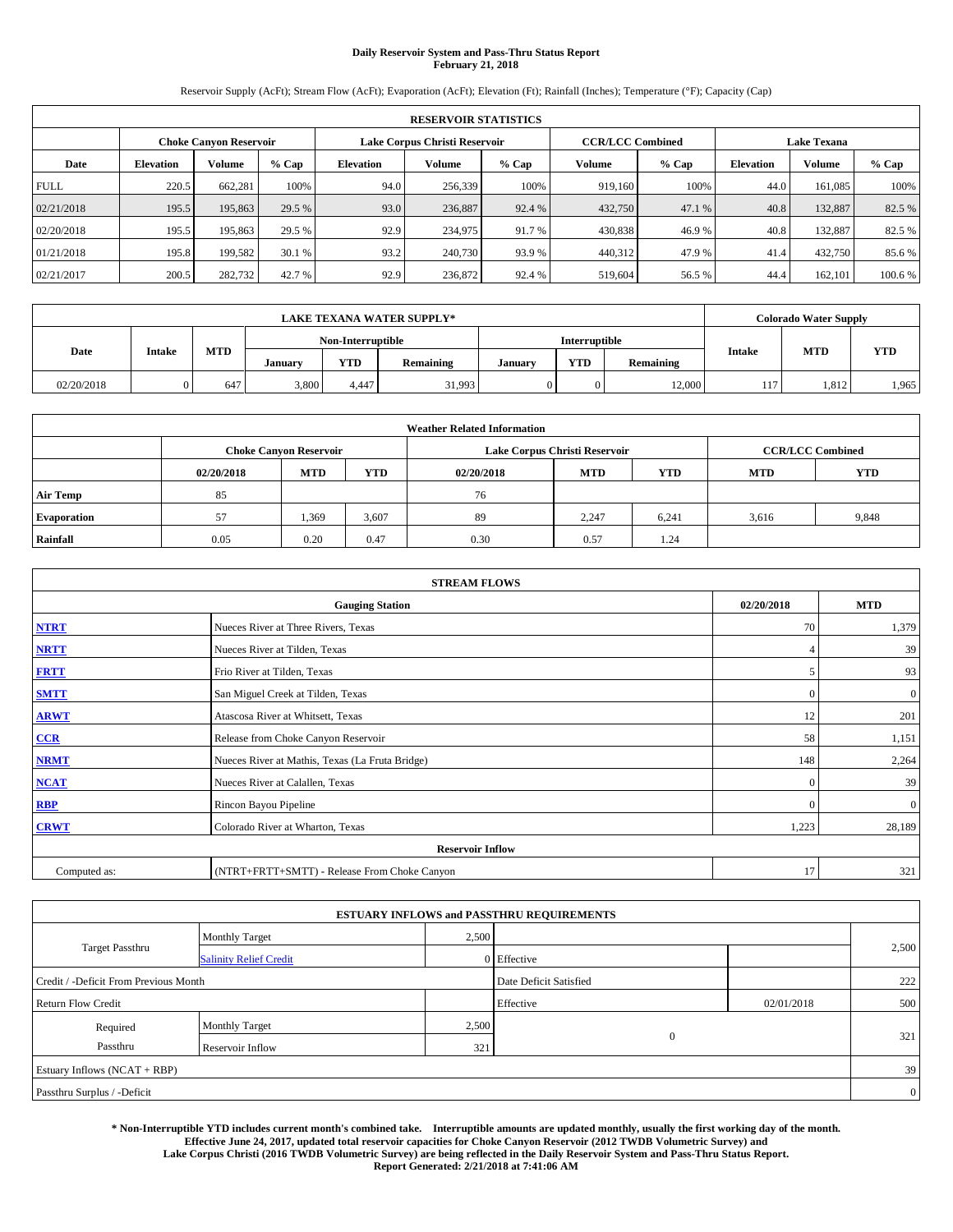# Daily Reservoir System and Pass-Thru Status Report
## February 21, 2018

Reservoir Supply (AcFt); Stream Flow (AcFt); Evaporation (AcFt); Elevation (Ft); Rainfall (Inches); Temperature (°F); Capacity (Cap)

| RESERVOIR STATISTICS | | | | | | | | | | | |
|---|---|---|---|---|---|---|---|---|---|---|---|
| | Choke Canyon Reservoir | | | Lake Corpus Christi Reservoir | | | CCR/LCC Combined | | Lake Texana | | |
| Date | Elevation | Volume | % Cap | Elevation | Volume | % Cap | Volume | % Cap | Elevation | Volume | % Cap |
| FULL | 220.5 | 662,281 | 100% | 94.0 | 256,339 | 100% | 919,160 | 100% | 44.0 | 161,085 | 100% |
| 02/21/2018 | 195.5 | 195,863 | 29.5 % | 93.0 | 236,887 | 92.4 % | 432,750 | 47.1 % | 40.8 | 132,887 | 82.5 % |
| 02/20/2018 | 195.5 | 195,863 | 29.5 % | 92.9 | 234,975 | 91.7 % | 430,838 | 46.9 % | 40.8 | 132,887 | 82.5 % |
| 01/21/2018 | 195.8 | 199,582 | 30.1 % | 93.2 | 240,730 | 93.9 % | 440,312 | 47.9 % | 41.4 | 432,750 | 85.6 % |
| 02/21/2017 | 200.5 | 282,732 | 42.7 % | 92.9 | 236,872 | 92.4 % | 519,604 | 56.5 % | 44.4 | 162,101 | 100.6 % |

| LAKE TEXANA WATER SUPPLY* | | | | | | | | | Colorado Water Supply | | |
|---|---|---|---|---|---|---|---|---|---|---|---|
| Date | Intake | MTD | Non-Interruptible | | | Interruptible | | | Intake | MTD | YTD |
| | | | January | YTD | Remaining | January | YTD | Remaining | | | |
| 02/20/2018 | 0 | 647 | 3,800 | 4,447 | 31,993 | 0 | 0 | 12,000 | 117 | 1,812 | 1,965 |

| Weather Related Information | | | | | | | | |
|---|---|---|---|---|---|---|---|---|
| | Choke Canyon Reservoir | | | Lake Corpus Christi Reservoir | | | CCR/LCC Combined | |
| | 02/20/2018 | MTD | YTD | 02/20/2018 | MTD | YTD | MTD | YTD |
| Air Temp | 85 | | | 76 | | | | |
| Evaporation | 57 | 1,369 | 3,607 | 89 | 2,247 | 6,241 | 3,616 | 9,848 |
| Rainfall | 0.05 | 0.20 | 0.47 | 0.30 | 0.57 | 1.24 | | |

| STREAM FLOWS | | | |
|---|---|---|---|
| Gauging Station | | 02/20/2018 | MTD |
| NTRT | Nueces River at Three Rivers, Texas | 70 | 1,379 |
| NRTT | Nueces River at Tilden, Texas | 4 | 39 |
| FRTT | Frio River at Tilden, Texas | 5 | 93 |
| SMTT | San Miguel Creek at Tilden, Texas | 0 | 0 |
| ARWT | Atascosa River at Whitsett, Texas | 12 | 201 |
| CCR | Release from Choke Canyon Reservoir | 58 | 1,151 |
| NRMT | Nueces River at Mathis, Texas (La Fruta Bridge) | 148 | 2,264 |
| NCAT | Nueces River at Calallen, Texas | 0 | 39 |
| RBP | Rincon Bayou Pipeline | 0 | 0 |
| CRWT | Colorado River at Wharton, Texas | 1,223 | 28,189 |
| Reservoir Inflow | | | |
| Computed as: | (NTRT+FRTT+SMTT) - Release From Choke Canyon | 17 | 321 |

| ESTUARY INFLOWS and PASSTHRU REQUIREMENTS | | | | | |
|---|---|---|---|---|---|
| Target Passthru | Monthly Target | 2,500 | | | 2,500 |
| | Salinity Relief Credit | 0 | Effective | | |
| Credit / -Deficit From Previous Month | | | Date Deficit Satisfied | | 222 |
| Return Flow Credit | | | Effective | 02/01/2018 | 500 |
| Required Passthru | Monthly Target | 2,500 | 0 | | 321 |
| | Reservoir Inflow | 321 | | | |
| Estuary Inflows (NCAT + RBP) | | | | | 39 |
| Passthru Surplus / -Deficit | | | | | 0 |

**\* Non-Interruptible YTD includes current month's combined take. Interruptible amounts are updated monthly, usually the first working day of the month. Effective June 24, 2017, updated total reservoir capacities for Choke Canyon Reservoir (2012 TWDB Volumetric Survey) and Lake Corpus Christi (2016 TWDB Volumetric Survey) are being reflected in the Daily Reservoir System and Pass-Thru Status Report. Report Generated: 2/21/2018 at 7:41:06 AM**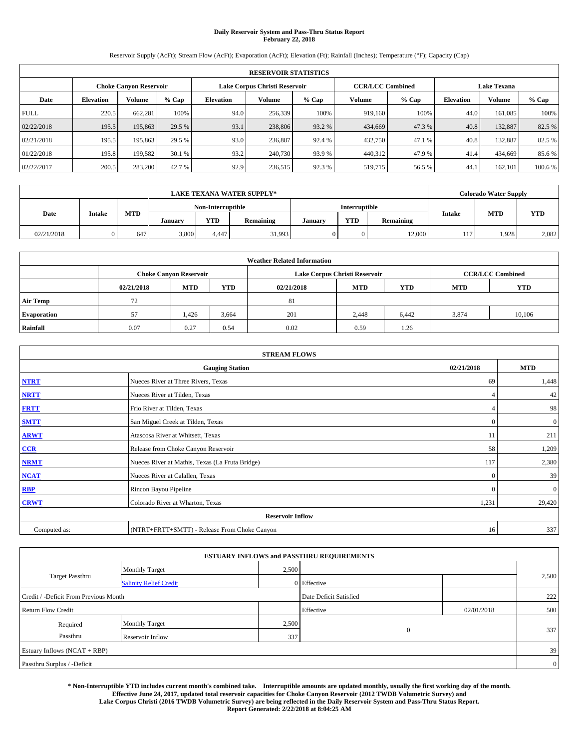# Daily Reservoir System and Pass-Thru Status Report
## February 22, 2018

Reservoir Supply (AcFt); Stream Flow (AcFt); Evaporation (AcFt); Elevation (Ft); Rainfall (Inches); Temperature (°F); Capacity (Cap)

| RESERVOIR STATISTICS | | | | | | | | | | | |
|---|---|---|---|---|---|---|---|---|---|---|---|
| | Choke Canyon Reservoir | | | Lake Corpus Christi Reservoir | | | CCR/LCC Combined | | Lake Texana | | |
| Date | Elevation | Volume | % Cap | Elevation | Volume | % Cap | Volume | % Cap | Elevation | Volume | % Cap |
| FULL | 220.5 | 662,281 | 100% | 94.0 | 256,339 | 100% | 919,160 | 100% | 44.0 | 161,085 | 100% |
| 02/22/2018 | 195.5 | 195,863 | 29.5 % | 93.1 | 238,806 | 93.2 % | 434,669 | 47.3 % | 40.8 | 132,887 | 82.5 % |
| 02/21/2018 | 195.5 | 195,863 | 29.5 % | 93.0 | 236,887 | 92.4 % | 432,750 | 47.1 % | 40.8 | 132,887 | 82.5 % |
| 01/22/2018 | 195.8 | 199,582 | 30.1 % | 93.2 | 240,730 | 93.9 % | 440,312 | 47.9 % | 41.4 | 434,669 | 85.6 % |
| 02/22/2017 | 200.5 | 283,200 | 42.7 % | 92.9 | 236,515 | 92.3 % | 519,715 | 56.5 % | 44.1 | 162,101 | 100.6 % |

| LAKE TEXANA WATER SUPPLY* | | | | | | | | | Colorado Water Supply | | |
|---|---|---|---|---|---|---|---|---|---|---|---|
| Date | Intake | MTD | Non-Interruptible | | | Interruptible | | | Intake | MTD | YTD |
| | | | January | YTD | Remaining | January | YTD | Remaining | | | |
| 02/21/2018 | 0 | 647 | 3,800 | 4,447 | 31,993 | 0 | 0 | 12,000 | 117 | 1,928 | 2,082 |

| Weather Related Information | | | | | | | | |
|---|---|---|---|---|---|---|---|---|
| | Choke Canyon Reservoir | | | Lake Corpus Christi Reservoir | | | CCR/LCC Combined | |
| | 02/21/2018 | MTD | YTD | 02/21/2018 | MTD | YTD | MTD | YTD |
| Air Temp | 72 | | | 81 | | | | |
| Evaporation | 57 | 1,426 | 3,664 | 201 | 2,448 | 6,442 | 3,874 | 10,106 |
| Rainfall | 0.07 | 0.27 | 0.54 | 0.02 | 0.59 | 1.26 | | |

| STREAM FLOWS | | | |
|---|---|---|---|
| | Gauging Station | 02/21/2018 | MTD |
| NTRT | Nueces River at Three Rivers, Texas | 69 | 1,448 |
| NRTT | Nueces River at Tilden, Texas | 4 | 42 |
| FRTT | Frio River at Tilden, Texas | 4 | 98 |
| SMTT | San Miguel Creek at Tilden, Texas | 0 | 0 |
| ARWT | Atascosa River at Whitsett, Texas | 11 | 211 |
| CCR | Release from Choke Canyon Reservoir | 58 | 1,209 |
| NRMT | Nueces River at Mathis, Texas (La Fruta Bridge) | 117 | 2,380 |
| NCAT | Nueces River at Calallen, Texas | 0 | 39 |
| RBP | Rincon Bayou Pipeline | 0 | 0 |
| CRWT | Colorado River at Wharton, Texas | 1,231 | 29,420 |
| | Reservoir Inflow | | |
| Computed as: | (NTRT+FRTT+SMTT) - Release From Choke Canyon | 16 | 337 |

| ESTUARY INFLOWS and PASSTHRU REQUIREMENTS | | | | | |
|---|---|---|---|---|---|
| Target Passthru | Monthly Target | 2,500 | | | 2,500 |
| | Salinity Relief Credit | 0 | Effective | | |
| Credit / -Deficit From Previous Month | | | Date Deficit Satisfied | | 222 |
| Return Flow Credit | | | Effective | 02/01/2018 | 500 |
| Required Passthru | Monthly Target | 2,500 | 0 | | 337 |
| | Reservoir Inflow | 337 | | | |
| Estuary Inflows (NCAT + RBP) | | | | | 39 |
| Passthru Surplus / -Deficit | | | | | 0 |

**\* Non-Interruptible YTD includes current month's combined take. Interruptible amounts are updated monthly, usually the first working day of the month. Effective June 24, 2017, updated total reservoir capacities for Choke Canyon Reservoir (2012 TWDB Volumetric Survey) and Lake Corpus Christi (2016 TWDB Volumetric Survey) are being reflected in the Daily Reservoir System and Pass-Thru Status Report. Report Generated: 2/22/2018 at 8:04:25 AM**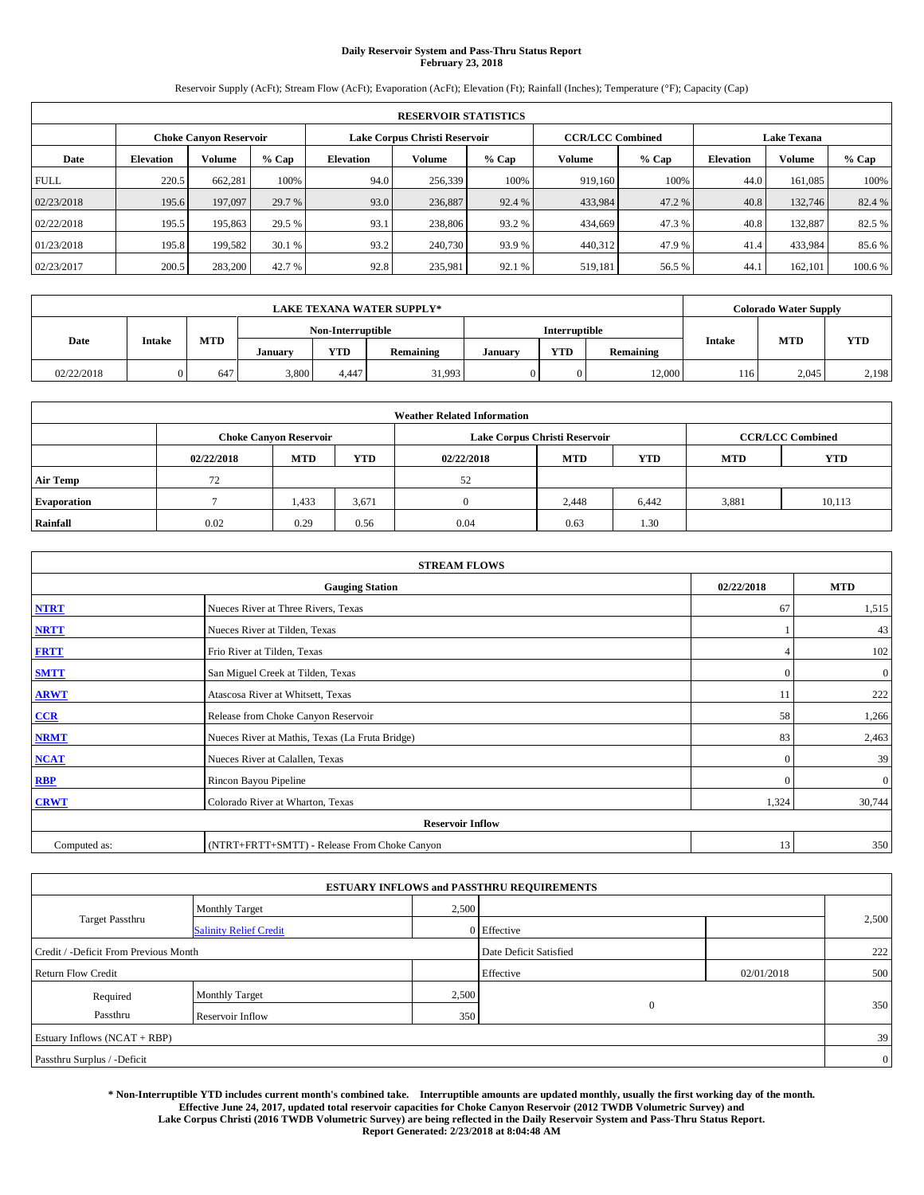# Daily Reservoir System and Pass-Thru Status Report
## February 23, 2018

Reservoir Supply (AcFt); Stream Flow (AcFt); Evaporation (AcFt); Elevation (Ft); Rainfall (Inches); Temperature (°F); Capacity (Cap)

| RESERVOIR STATISTICS | | | | | | | | | | | |
|---|---|---|---|---|---|---|---|---|---|---|---|
| | Choke Canyon Reservoir | | | Lake Corpus Christi Reservoir | | | CCR/LCC Combined | | Lake Texana | | |
| Date | Elevation | Volume | % Cap | Elevation | Volume | % Cap | Volume | % Cap | Elevation | Volume | % Cap |
| FULL | 220.5 | 662,281 | 100% | 94.0 | 256,339 | 100% | 919,160 | 100% | 44.0 | 161,085 | 100% |
| 02/23/2018 | 195.6 | 197,097 | 29.7 % | 93.0 | 236,887 | 92.4 % | 433,984 | 47.2 % | 40.8 | 132,746 | 82.4 % |
| 02/22/2018 | 195.5 | 195,863 | 29.5 % | 93.1 | 238,806 | 93.2 % | 434,669 | 47.3 % | 40.8 | 132,887 | 82.5 % |
| 01/23/2018 | 195.8 | 199,582 | 30.1 % | 93.2 | 240,730 | 93.9 % | 440,312 | 47.9 % | 41.4 | 433,984 | 85.6 % |
| 02/23/2017 | 200.5 | 283,200 | 42.7 % | 92.8 | 235,981 | 92.1 % | 519,181 | 56.5 % | 44.1 | 162,101 | 100.6 % |

| LAKE TEXANA WATER SUPPLY* | | | | | | | | | Colorado Water Supply | | |
|---|---|---|---|---|---|---|---|---|---|---|---|
| Date | Intake | MTD | Non-Interruptible | | | Interruptible | | | Intake | MTD | YTD |
| | | | January | YTD | Remaining | January | YTD | Remaining | | | |
| 02/22/2018 | 0 | 647 | 3,800 | 4,447 | 31,993 | 0 | 0 | 12,000 | 116 | 2,045 | 2,198 |

| Weather Related Information | | | | | | | | |
|---|---|---|---|---|---|---|---|---|
| | Choke Canyon Reservoir | | | Lake Corpus Christi Reservoir | | | CCR/LCC Combined | |
| | 02/22/2018 | MTD | YTD | 02/22/2018 | MTD | YTD | MTD | YTD |
| Air Temp | 72 | | | 52 | | | | |
| Evaporation | 7 | 1,433 | 3,671 | 0 | 2,448 | 6,442 | 3,881 | 10,113 |
| Rainfall | 0.02 | 0.29 | 0.56 | 0.04 | 0.63 | 1.30 | | |

| STREAM FLOWS | | | |
|---|---|---|---|
| Gauging Station | | 02/22/2018 | MTD |
| NTRT | Nueces River at Three Rivers, Texas | 67 | 1,515 |
| NRTT | Nueces River at Tilden, Texas | 1 | 43 |
| FRTT | Frio River at Tilden, Texas | 4 | 102 |
| SMTT | San Miguel Creek at Tilden, Texas | 0 | 0 |
| ARWT | Atascosa River at Whitsett, Texas | 11 | 222 |
| CCR | Release from Choke Canyon Reservoir | 58 | 1,266 |
| NRMT | Nueces River at Mathis, Texas (La Fruta Bridge) | 83 | 2,463 |
| NCAT | Nueces River at Calallen, Texas | 0 | 39 |
| RBP | Rincon Bayou Pipeline | 0 | 0 |
| CRWT | Colorado River at Wharton, Texas | 1,324 | 30,744 |
| Reservoir Inflow | | | |
| Computed as: | (NTRT+FRTT+SMTT) - Release From Choke Canyon | 13 | 350 |

| ESTUARY INFLOWS and PASSTHRU REQUIREMENTS | | | | | |
|---|---|---|---|---|---|
| Target Passthru | Monthly Target | 2,500 | | | 2,500 |
| | Salinity Relief Credit | 0 | Effective | | |
| Credit / -Deficit From Previous Month | | | Date Deficit Satisfied | | 222 |
| Return Flow Credit | | | Effective | 02/01/2018 | 500 |
| Required Passthru | Monthly Target | 2,500 | 0 | | 350 |
| | Reservoir Inflow | 350 | | | |
| Estuary Inflows (NCAT + RBP) | | | | | 39 |
| Passthru Surplus / -Deficit | | | | | 0 |

**\* Non-Interruptible YTD includes current month's combined take. Interruptible amounts are updated monthly, usually the first working day of the month. Effective June 24, 2017, updated total reservoir capacities for Choke Canyon Reservoir (2012 TWDB Volumetric Survey) and Lake Corpus Christi (2016 TWDB Volumetric Survey) are being reflected in the Daily Reservoir System and Pass-Thru Status Report. Report Generated: 2/23/2018 at 8:04:48 AM**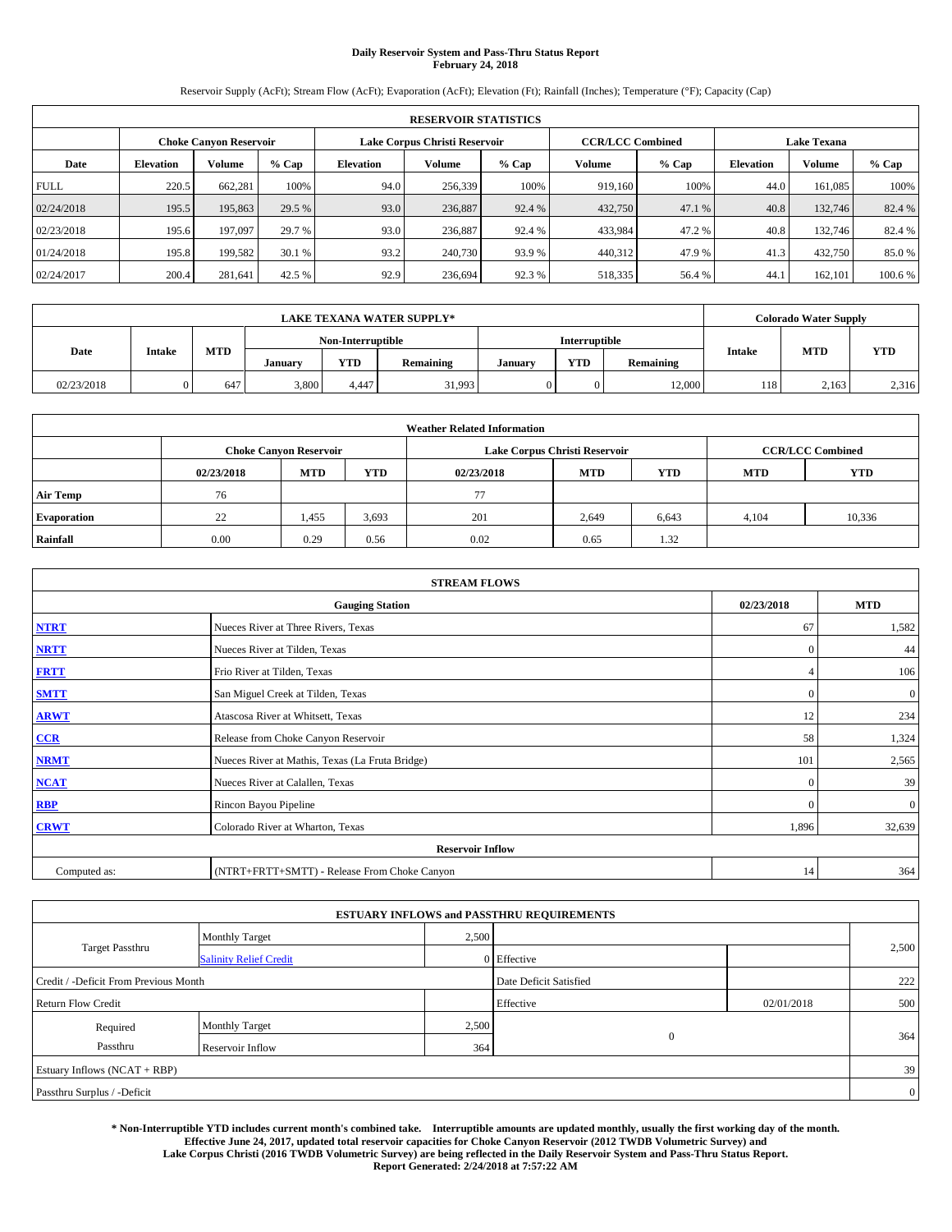# Daily Reservoir System and Pass-Thru Status Report
## February 24, 2018

Reservoir Supply (AcFt); Stream Flow (AcFt); Evaporation (AcFt); Elevation (Ft); Rainfall (Inches); Temperature (°F); Capacity (Cap)

| RESERVOIR STATISTICS | | | | | | | | | | | |
|---|---|---|---|---|---|---|---|---|---|---|---|
| | Choke Canyon Reservoir | | | Lake Corpus Christi Reservoir | | | CCR/LCC Combined | | Lake Texana | | |
| Date | Elevation | Volume | % Cap | Elevation | Volume | % Cap | Volume | % Cap | Elevation | Volume | % Cap |
| FULL | 220.5 | 662,281 | 100% | 94.0 | 256,339 | 100% | 919,160 | 100% | 44.0 | 161,085 | 100% |
| 02/24/2018 | 195.5 | 195,863 | 29.5 % | 93.0 | 236,887 | 92.4 % | 432,750 | 47.1 % | 40.8 | 132,746 | 82.4 % |
| 02/23/2018 | 195.6 | 197,097 | 29.7 % | 93.0 | 236,887 | 92.4 % | 433,984 | 47.2 % | 40.8 | 132,746 | 82.4 % |
| 01/24/2018 | 195.8 | 199,582 | 30.1 % | 93.2 | 240,730 | 93.9 % | 440,312 | 47.9 % | 41.3 | 432,750 | 85.0 % |
| 02/24/2017 | 200.4 | 281,641 | 42.5 % | 92.9 | 236,694 | 92.3 % | 518,335 | 56.4 % | 44.1 | 162,101 | 100.6 % |

| LAKE TEXANA WATER SUPPLY* | | | | | | | | | Colorado Water Supply | | |
|---|---|---|---|---|---|---|---|---|---|---|---|
| Date | Intake | MTD | Non-Interruptible | | | Interruptible | | | Intake | MTD | YTD |
| | | | January | YTD | Remaining | January | YTD | Remaining | | | |
| 02/23/2018 | 0 | 647 | 3,800 | 4,447 | 31,993 | 0 | 0 | 12,000 | 118 | 2,163 | 2,316 |

| Weather Related Information | | | | | | | | |
|---|---|---|---|---|---|---|---|---|
| | Choke Canyon Reservoir | | | Lake Corpus Christi Reservoir | | | CCR/LCC Combined | |
| | 02/23/2018 | MTD | YTD | 02/23/2018 | MTD | YTD | MTD | YTD |
| Air Temp | 76 | | | 77 | | | | |
| Evaporation | 22 | 1,455 | 3,693 | 201 | 2,649 | 6,643 | 4,104 | 10,336 |
| Rainfall | 0.00 | 0.29 | 0.56 | 0.02 | 0.65 | 1.32 | | |

| STREAM FLOWS | | | |
|---|---|---|---|
| | Gauging Station | 02/23/2018 | MTD |
| NTRT | Nueces River at Three Rivers, Texas | 67 | 1,582 |
| NRTT | Nueces River at Tilden, Texas | 0 | 44 |
| FRTT | Frio River at Tilden, Texas | 4 | 106 |
| SMTT | San Miguel Creek at Tilden, Texas | 0 | 0 |
| ARWT | Atascosa River at Whitsett, Texas | 12 | 234 |
| CCR | Release from Choke Canyon Reservoir | 58 | 1,324 |
| NRMT | Nueces River at Mathis, Texas (La Fruta Bridge) | 101 | 2,565 |
| NCAT | Nueces River at Calallen, Texas | 0 | 39 |
| RBP | Rincon Bayou Pipeline | 0 | 0 |
| CRWT | Colorado River at Wharton, Texas | 1,896 | 32,639 |
| | Reservoir Inflow | | |
| Computed as: | (NTRT+FRTT+SMTT) - Release From Choke Canyon | 14 | 364 |

| ESTUARY INFLOWS and PASSTHRU REQUIREMENTS | | | | | |
|---|---|---|---|---|---|
| Target Passthru | Monthly Target | 2,500 | | | 2,500 |
| | Salinity Relief Credit | 0 | Effective | | |
| Credit / -Deficit From Previous Month | | | Date Deficit Satisfied | | 222 |
| Return Flow Credit | | | Effective | 02/01/2018 | 500 |
| Required Passthru | Monthly Target | 2,500 | 0 | | 364 |
| | Reservoir Inflow | 364 | | | |
| Estuary Inflows (NCAT + RBP) | | | | | 39 |
| Passthru Surplus / -Deficit | | | | | 0 |

**\* Non-Interruptible YTD includes current month's combined take. Interruptible amounts are updated monthly, usually the first working day of the month. Effective June 24, 2017, updated total reservoir capacities for Choke Canyon Reservoir (2012 TWDB Volumetric Survey) and Lake Corpus Christi (2016 TWDB Volumetric Survey) are being reflected in the Daily Reservoir System and Pass-Thru Status Report. Report Generated: 2/24/2018 at 7:57:22 AM**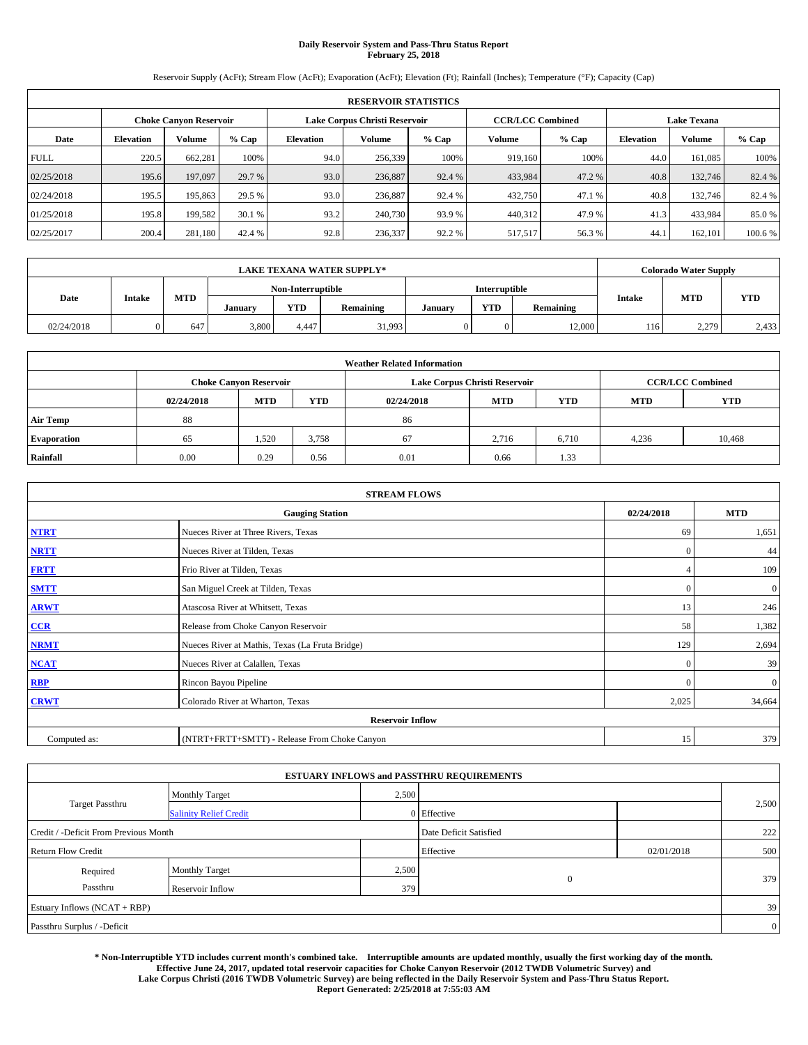# Daily Reservoir System and Pass-Thru Status Report
## February 25, 2018

Reservoir Supply (AcFt); Stream Flow (AcFt); Evaporation (AcFt); Elevation (Ft); Rainfall (Inches); Temperature (°F); Capacity (Cap)

| RESERVOIR STATISTICS | | | | | | | | | | | |
|---|---|---|---|---|---|---|---|---|---|---|---|
| | Choke Canyon Reservoir | | | Lake Corpus Christi Reservoir | | | CCR/LCC Combined | | Lake Texana | | |
| Date | Elevation | Volume | % Cap | Elevation | Volume | % Cap | Volume | % Cap | Elevation | Volume | % Cap |
| FULL | 220.5 | 662,281 | 100% | 94.0 | 256,339 | 100% | 919,160 | 100% | 44.0 | 161,085 | 100% |
| 02/25/2018 | 195.6 | 197,097 | 29.7 % | 93.0 | 236,887 | 92.4 % | 433,984 | 47.2 % | 40.8 | 132,746 | 82.4 % |
| 02/24/2018 | 195.5 | 195,863 | 29.5 % | 93.0 | 236,887 | 92.4 % | 432,750 | 47.1 % | 40.8 | 132,746 | 82.4 % |
| 01/25/2018 | 195.8 | 199,582 | 30.1 % | 93.2 | 240,730 | 93.9 % | 440,312 | 47.9 % | 41.3 | 433,984 | 85.0 % |
| 02/25/2017 | 200.4 | 281,180 | 42.4 % | 92.8 | 236,337 | 92.2 % | 517,517 | 56.3 % | 44.1 | 162,101 | 100.6 % |

| LAKE TEXANA WATER SUPPLY* | | | | | | | | | Colorado Water Supply | | |
|---|---|---|---|---|---|---|---|---|---|---|---|
| Date | Intake | MTD | Non-Interruptible | | | Interruptible | | | Intake | MTD | YTD |
| | | | January | YTD | Remaining | January | YTD | Remaining | | | |
| 02/24/2018 | 0 | 647 | 3,800 | 4,447 | 31,993 | 0 | 0 | 12,000 | 116 | 2,279 | 2,433 |

| Weather Related Information | | | | | | | | |
|---|---|---|---|---|---|---|---|---|
| | Choke Canyon Reservoir | | | Lake Corpus Christi Reservoir | | | CCR/LCC Combined | |
| | 02/24/2018 | MTD | YTD | 02/24/2018 | MTD | YTD | MTD | YTD |
| Air Temp | 88 | | | 86 | | | | |
| Evaporation | 65 | 1,520 | 3,758 | 67 | 2,716 | 6,710 | 4,236 | 10,468 |
| Rainfall | 0.00 | 0.29 | 0.56 | 0.01 | 0.66 | 1.33 | | |

| STREAM FLOWS | | | |
|---|---|---|---|
| | Gauging Station | 02/24/2018 | MTD |
| NTRT | Nueces River at Three Rivers, Texas | 69 | 1,651 |
| NRTT | Nueces River at Tilden, Texas | 0 | 44 |
| FRTT | Frio River at Tilden, Texas | 4 | 109 |
| SMTT | San Miguel Creek at Tilden, Texas | 0 | 0 |
| ARWT | Atascosa River at Whitsett, Texas | 13 | 246 |
| CCR | Release from Choke Canyon Reservoir | 58 | 1,382 |
| NRMT | Nueces River at Mathis, Texas (La Fruta Bridge) | 129 | 2,694 |
| NCAT | Nueces River at Calallen, Texas | 0 | 39 |
| RBP | Rincon Bayou Pipeline | 0 | 0 |
| CRWT | Colorado River at Wharton, Texas | 2,025 | 34,664 |
| Reservoir Inflow | | | |
| Computed as: | (NTRT+FRTT+SMTT) - Release From Choke Canyon | 15 | 379 |

| ESTUARY INFLOWS and PASSTHRU REQUIREMENTS | | | | | |
|---|---|---|---|---|---|
| Target Passthru | Monthly Target | 2,500 | | | 2,500 |
| | Salinity Relief Credit | 0 | Effective | | |
| Credit / -Deficit From Previous Month | | | Date Deficit Satisfied | | 222 |
| Return Flow Credit | | | Effective | 02/01/2018 | 500 |
| Required Passthru | Monthly Target | 2,500 | 0 | | 379 |
| | Reservoir Inflow | 379 | | | |
| Estuary Inflows (NCAT + RBP) | | | | | 39 |
| Passthru Surplus / -Deficit | | | | | 0 |

**\* Non-Interruptible YTD includes current month's combined take. Interruptible amounts are updated monthly, usually the first working day of the month. Effective June 24, 2017, updated total reservoir capacities for Choke Canyon Reservoir (2012 TWDB Volumetric Survey) and Lake Corpus Christi (2016 TWDB Volumetric Survey) are being reflected in the Daily Reservoir System and Pass-Thru Status Report. Report Generated: 2/25/2018 at 7:55:03 AM**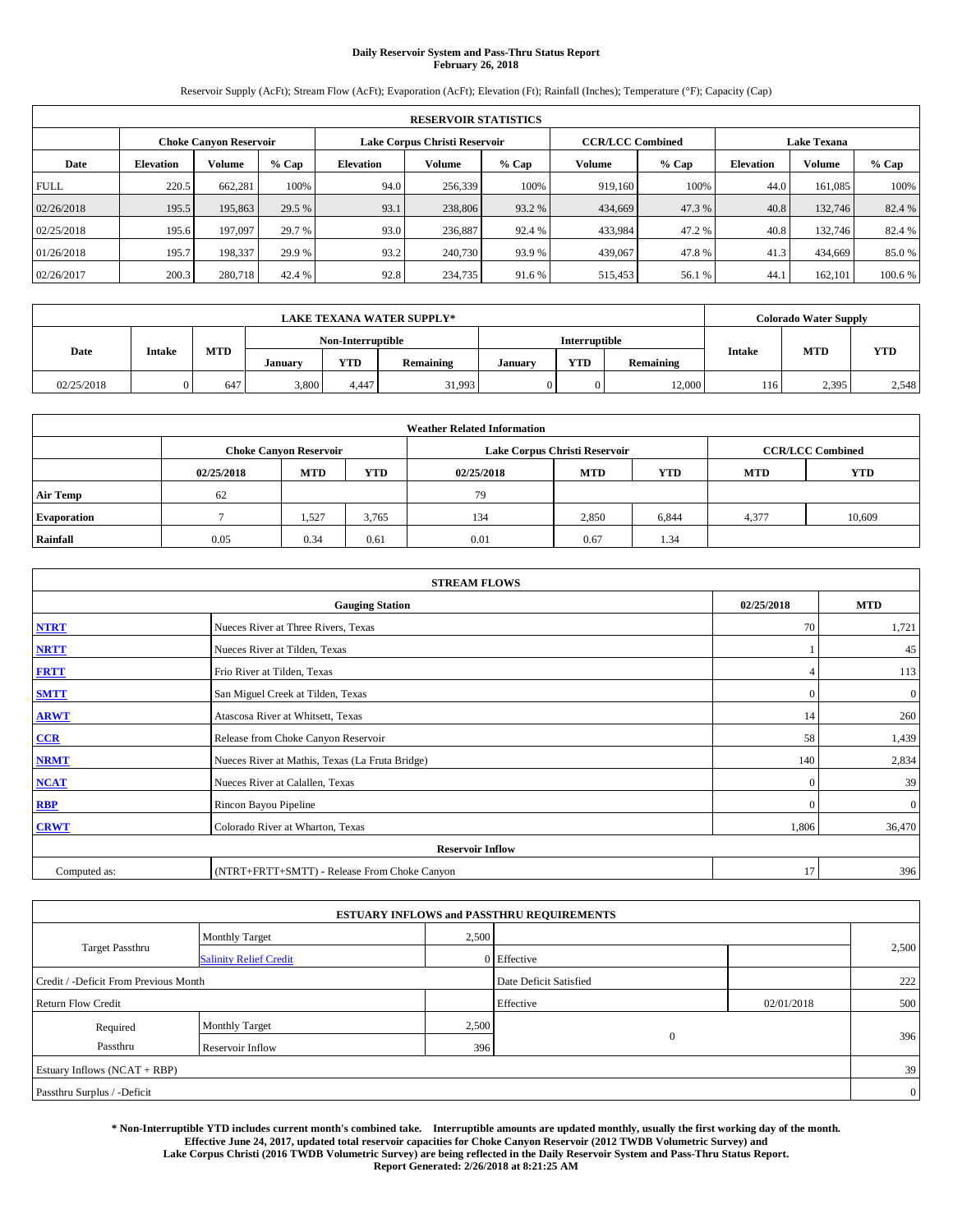# Daily Reservoir System and Pass-Thru Status Report
## February 26, 2018

Reservoir Supply (AcFt); Stream Flow (AcFt); Evaporation (AcFt); Elevation (Ft); Rainfall (Inches); Temperature (°F); Capacity (Cap)

| RESERVOIR STATISTICS | | | | | | | | | | | |
|---|---|---|---|---|---|---|---|---|---|---|---|
| | Choke Canyon Reservoir | | | Lake Corpus Christi Reservoir | | | CCR/LCC Combined | | Lake Texana | | |
| Date | Elevation | Volume | % Cap | Elevation | Volume | % Cap | Volume | % Cap | Elevation | Volume | % Cap |
| FULL | 220.5 | 662,281 | 100% | 94.0 | 256,339 | 100% | 919,160 | 100% | 44.0 | 161,085 | 100% |
| 02/26/2018 | 195.5 | 195,863 | 29.5 % | 93.1 | 238,806 | 93.2 % | 434,669 | 47.3 % | 40.8 | 132,746 | 82.4 % |
| 02/25/2018 | 195.6 | 197,097 | 29.7 % | 93.0 | 236,887 | 92.4 % | 433,984 | 47.2 % | 40.8 | 132,746 | 82.4 % |
| 01/26/2018 | 195.7 | 198,337 | 29.9 % | 93.2 | 240,730 | 93.9 % | 439,067 | 47.8 % | 41.3 | 434,669 | 85.0 % |
| 02/26/2017 | 200.3 | 280,718 | 42.4 % | 92.8 | 234,735 | 91.6 % | 515,453 | 56.1 % | 44.1 | 162,101 | 100.6 % |

| LAKE TEXANA WATER SUPPLY* | | | | | | | | | Colorado Water Supply | | |
|---|---|---|---|---|---|---|---|---|---|---|---|
| Date | Intake | MTD | Non-Interruptible | | | Interruptible | | | Intake | MTD | YTD |
| | | | January | YTD | Remaining | January | YTD | Remaining | | | |
| 02/25/2018 | 0 | 647 | 3,800 | 4,447 | 31,993 | 0 | 0 | 12,000 | 116 | 2,395 | 2,548 |

| Weather Related Information | | | | | | | | |
|---|---|---|---|---|---|---|---|---|
| | Choke Canyon Reservoir | | | Lake Corpus Christi Reservoir | | | CCR/LCC Combined | |
| | 02/25/2018 | MTD | YTD | 02/25/2018 | MTD | YTD | MTD | YTD |
| Air Temp | 62 | | | 79 | | | | |
| Evaporation | 7 | 1,527 | 3,765 | 134 | 2,850 | 6,844 | 4,377 | 10,609 |
| Rainfall | 0.05 | 0.34 | 0.61 | 0.01 | 0.67 | 1.34 | | |

| STREAM FLOWS | | | |
|---|---|---|---|
| | Gauging Station | 02/25/2018 | MTD |
| NTRT | Nueces River at Three Rivers, Texas | 70 | 1,721 |
| NRTT | Nueces River at Tilden, Texas | 1 | 45 |
| FRTT | Frio River at Tilden, Texas | 4 | 113 |
| SMTT | San Miguel Creek at Tilden, Texas | 0 | 0 |
| ARWT | Atascosa River at Whitsett, Texas | 14 | 260 |
| CCR | Release from Choke Canyon Reservoir | 58 | 1,439 |
| NRMT | Nueces River at Mathis, Texas (La Fruta Bridge) | 140 | 2,834 |
| NCAT | Nueces River at Calallen, Texas | 0 | 39 |
| RBP | Rincon Bayou Pipeline | 0 | 0 |
| CRWT | Colorado River at Wharton, Texas | 1,806 | 36,470 |
| **Reservoir Inflow** | | | |
| Computed as: | (NTRT+FRTT+SMTT) - Release From Choke Canyon | 17 | 396 |

| ESTUARY INFLOWS and PASSTHRU REQUIREMENTS | | | | | |
|---|---|---|---|---|---|
| Target Passthru | Monthly Target | 2,500 | | | 2,500 |
| | Salinity Relief Credit | 0 | Effective | | |
| Credit / -Deficit From Previous Month | | | Date Deficit Satisfied | | 222 |
| Return Flow Credit | | | Effective | 02/01/2018 | 500 |
| Required Passthru | Monthly Target | 2,500 | 0 | | 396 |
| | Reservoir Inflow | 396 | | | |
| Estuary Inflows (NCAT + RBP) | | | | | 39 |
| Passthru Surplus / -Deficit | | | | | 0 |

**\* Non-Interruptible YTD includes current month's combined take. Interruptible amounts are updated monthly, usually the first working day of the month. Effective June 24, 2017, updated total reservoir capacities for Choke Canyon Reservoir (2012 TWDB Volumetric Survey) and Lake Corpus Christi (2016 TWDB Volumetric Survey) are being reflected in the Daily Reservoir System and Pass-Thru Status Report. Report Generated: 2/26/2018 at 8:21:25 AM**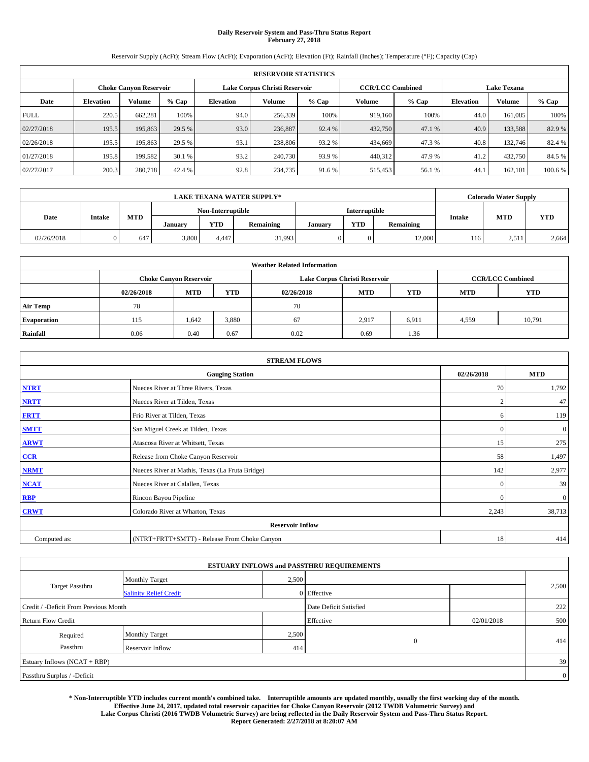# Daily Reservoir System and Pass-Thru Status Report
## February 27, 2018

Reservoir Supply (AcFt); Stream Flow (AcFt); Evaporation (AcFt); Elevation (Ft); Rainfall (Inches); Temperature (°F); Capacity (Cap)

| RESERVOIR STATISTICS | | | | | | | | | | | |
|---|---|---|---|---|---|---|---|---|---|---|---|
| | Choke Canyon Reservoir | | | Lake Corpus Christi Reservoir | | | CCR/LCC Combined | | Lake Texana | | |
| Date | Elevation | Volume | % Cap | Elevation | Volume | % Cap | Volume | % Cap | Elevation | Volume | % Cap |
| FULL | 220.5 | 662,281 | 100% | 94.0 | 256,339 | 100% | 919,160 | 100% | 44.0 | 161,085 | 100% |
| 02/27/2018 | 195.5 | 195,863 | 29.5 % | 93.0 | 236,887 | 92.4 % | 432,750 | 47.1 % | 40.9 | 133,588 | 82.9 % |
| 02/26/2018 | 195.5 | 195,863 | 29.5 % | 93.1 | 238,806 | 93.2 % | 434,669 | 47.3 % | 40.8 | 132,746 | 82.4 % |
| 01/27/2018 | 195.8 | 199,582 | 30.1 % | 93.2 | 240,730 | 93.9 % | 440,312 | 47.9 % | 41.2 | 432,750 | 84.5 % |
| 02/27/2017 | 200.3 | 280,718 | 42.4 % | 92.8 | 234,735 | 91.6 % | 515,453 | 56.1 % | 44.1 | 162,101 | 100.6 % |

| LAKE TEXANA WATER SUPPLY* | | | | | | | | | Colorado Water Supply | | |
|---|---|---|---|---|---|---|---|---|---|---|---|
| Date | Intake | MTD | Non-Interruptible | | | Interruptible | | | Intake | MTD | YTD |
| | | | January | YTD | Remaining | January | YTD | Remaining | | | |
| 02/26/2018 | 0 | 647 | 3,800 | 4,447 | 31,993 | 0 | 0 | 12,000 | 116 | 2,511 | 2,664 |

| Weather Related Information | | | | | | | | |
|---|---|---|---|---|---|---|---|---|
| | Choke Canyon Reservoir | | | Lake Corpus Christi Reservoir | | | CCR/LCC Combined | |
| | 02/26/2018 | MTD | YTD | 02/26/2018 | MTD | YTD | MTD | YTD |
| Air Temp | 78 | | | 70 | | | | |
| Evaporation | 115 | 1,642 | 3,880 | 67 | 2,917 | 6,911 | 4,559 | 10,791 |
| Rainfall | 0.06 | 0.40 | 0.67 | 0.02 | 0.69 | 1.36 | | |

| STREAM FLOWS | | | |
|---|---|---|---|
| | Gauging Station | 02/26/2018 | MTD |
| NTRT | Nueces River at Three Rivers, Texas | 70 | 1,792 |
| NRTT | Nueces River at Tilden, Texas | 2 | 47 |
| FRTT | Frio River at Tilden, Texas | 6 | 119 |
| SMTT | San Miguel Creek at Tilden, Texas | 0 | 0 |
| ARWT | Atascosa River at Whitsett, Texas | 15 | 275 |
| CCR | Release from Choke Canyon Reservoir | 58 | 1,497 |
| NRMT | Nueces River at Mathis, Texas (La Fruta Bridge) | 142 | 2,977 |
| NCAT | Nueces River at Calallen, Texas | 0 | 39 |
| RBP | Rincon Bayou Pipeline | 0 | 0 |
| CRWT | Colorado River at Wharton, Texas | 2,243 | 38,713 |
| Reservoir Inflow | | | |
| Computed as: | (NTRT+FRTT+SMTT) - Release From Choke Canyon | 18 | 414 |

| ESTUARY INFLOWS and PASSTHRU REQUIREMENTS | | | | | |
|---|---|---|---|---|---|
| Target Passthru | Monthly Target | 2,500 | | | 2,500 |
| | Salinity Relief Credit | 0 | Effective | | |
| Credit / -Deficit From Previous Month | | | Date Deficit Satisfied | | 222 |
| Return Flow Credit | | | Effective | 02/01/2018 | 500 |
| Required Passthru | Monthly Target | 2,500 | 0 | | 414 |
| | Reservoir Inflow | 414 | | | |
| Estuary Inflows (NCAT + RBP) | | | | | 39 |
| Passthru Surplus / -Deficit | | | | | 0 |

**\* Non-Interruptible YTD includes current month's combined take. Interruptible amounts are updated monthly, usually the first working day of the month. Effective June 24, 2017, updated total reservoir capacities for Choke Canyon Reservoir (2012 TWDB Volumetric Survey) and Lake Corpus Christi (2016 TWDB Volumetric Survey) are being reflected in the Daily Reservoir System and Pass-Thru Status Report. Report Generated: 2/27/2018 at 8:20:07 AM**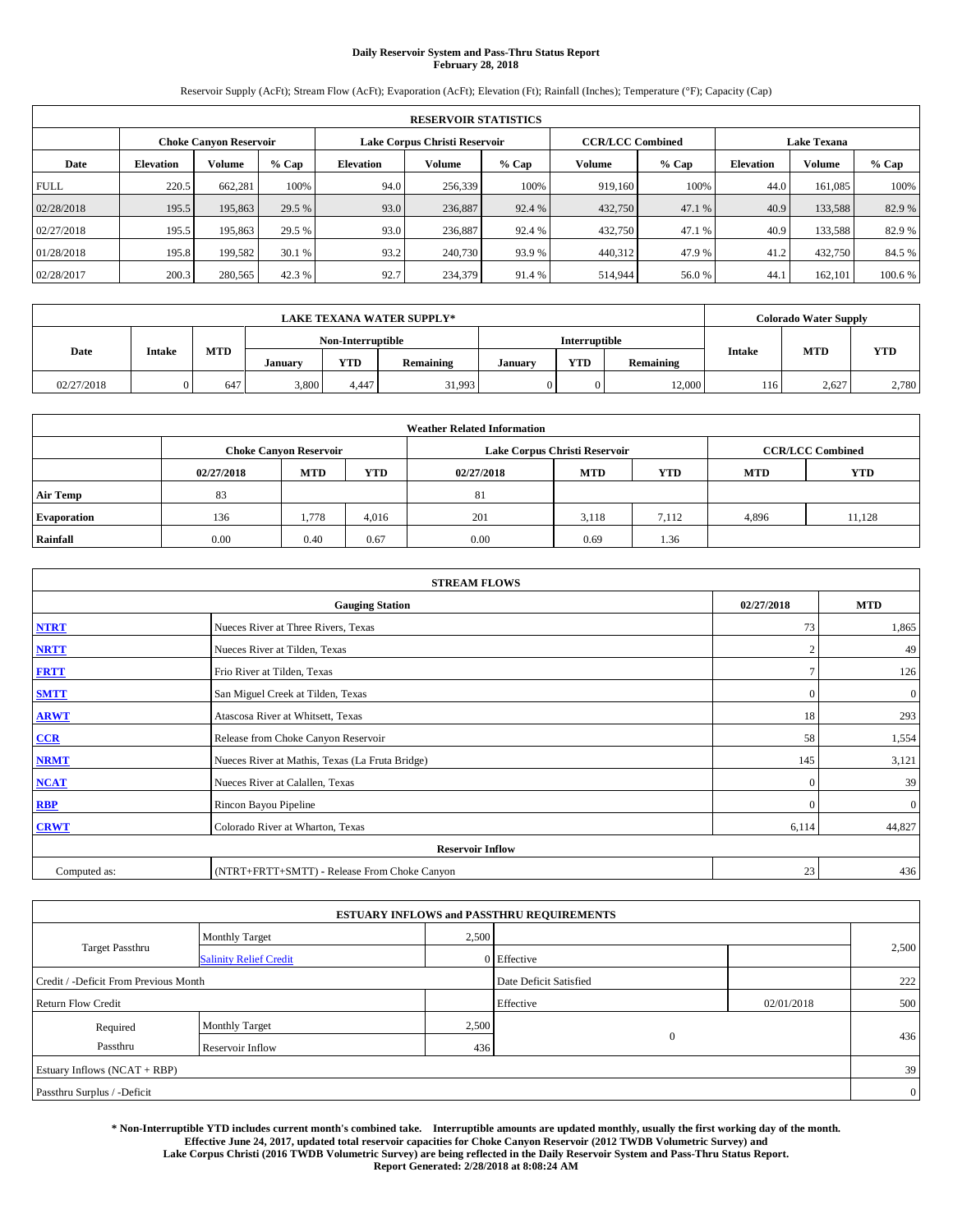**Daily Reservoir System and Pass-Thru Status Report**
**February 28, 2018**

Reservoir Supply (AcFt); Stream Flow (AcFt); Evaporation (AcFt); Elevation (Ft); Rainfall (Inches); Temperature (°F); Capacity (Cap)

| RESERVOIR STATISTICS | | | | | | | | | | | |
|---|---|---|---|---|---|---|---|---|---|---|---|
| | Choke Canyon Reservoir | | | Lake Corpus Christi Reservoir | | | CCR/LCC Combined | | Lake Texana | | |
| Date | Elevation | Volume | % Cap | Elevation | Volume | % Cap | Volume | % Cap | Elevation | Volume | % Cap |
| FULL | 220.5 | 662,281 | 100% | 94.0 | 256,339 | 100% | 919,160 | 100% | 44.0 | 161,085 | 100% |
| 02/28/2018 | 195.5 | 195,863 | 29.5 % | 93.0 | 236,887 | 92.4 % | 432,750 | 47.1 % | 40.9 | 133,588 | 82.9 % |
| 02/27/2018 | 195.5 | 195,863 | 29.5 % | 93.0 | 236,887 | 92.4 % | 432,750 | 47.1 % | 40.9 | 133,588 | 82.9 % |
| 01/28/2018 | 195.8 | 199,582 | 30.1 % | 93.2 | 240,730 | 93.9 % | 440,312 | 47.9 % | 41.2 | 432,750 | 84.5 % |
| 02/28/2017 | 200.3 | 280,565 | 42.3 % | 92.7 | 234,379 | 91.4 % | 514,944 | 56.0 % | 44.1 | 162,101 | 100.6 % |

| LAKE TEXANA WATER SUPPLY* | | | | | | | | | Colorado Water Supply | | |
|---|---|---|---|---|---|---|---|---|---|---|---|
| | | | Non-Interruptible | | | Interruptible | | | | | |
| Date | Intake | MTD | January | YTD | Remaining | January | YTD | Remaining | Intake | MTD | YTD |
| 02/27/2018 | 0 | 647 | 3,800 | 4,447 | 31,993 | 0 | 0 | 12,000 | 116 | 2,627 | 2,780 |

| Weather Related Information | | | | | | | | |
|---|---|---|---|---|---|---|---|---|
| | Choke Canyon Reservoir | | | Lake Corpus Christi Reservoir | | | CCR/LCC Combined | |
| | 02/27/2018 | MTD | YTD | 02/27/2018 | MTD | YTD | MTD | YTD |
| Air Temp | 83 | | | 81 | | | | |
| Evaporation | 136 | 1,778 | 4,016 | 201 | 3,118 | 7,112 | 4,896 | 11,128 |
| Rainfall | 0.00 | 0.40 | 0.67 | 0.00 | 0.69 | 1.36 | | |

| STREAM FLOWS | | | |
|---|---|---|---|
| | Gauging Station | 02/27/2018 | MTD |
| NTRT | Nueces River at Three Rivers, Texas | 73 | 1,865 |
| NRTT | Nueces River at Tilden, Texas | 2 | 49 |
| FRTT | Frio River at Tilden, Texas | 7 | 126 |
| SMTT | San Miguel Creek at Tilden, Texas | 0 | 0 |
| ARWT | Atascosa River at Whitsett, Texas | 18 | 293 |
| CCR | Release from Choke Canyon Reservoir | 58 | 1,554 |
| NRMT | Nueces River at Mathis, Texas (La Fruta Bridge) | 145 | 3,121 |
| NCAT | Nueces River at Calallen, Texas | 0 | 39 |
| RBP | Rincon Bayou Pipeline | 0 | 0 |
| CRWT | Colorado River at Wharton, Texas | 6,114 | 44,827 |
| Reservoir Inflow | | | |
| Computed as: | (NTRT+FRTT+SMTT) - Release From Choke Canyon | 23 | 436 |

| ESTUARY INFLOWS and PASSTHRU REQUIREMENTS | | | | | |
|---|---|---|---|---|---|
| Target Passthru | Monthly Target | 2,500 | | | 2,500 |
| | Salinity Relief Credit | 0 | Effective | | |
| Credit / -Deficit From Previous Month | | | Date Deficit Satisfied | | 222 |
| Return Flow Credit | | | Effective | 02/01/2018 | 500 |
| Required Passthru | Monthly Target | 2,500 | 0 | | 436 |
| | Reservoir Inflow | 436 | | | |
| Estuary Inflows (NCAT + RBP) | | | | | 39 |
| Passthru Surplus / -Deficit | | | | | 0 |

**\* Non-Interruptible YTD includes current month's combined take. Interruptible amounts are updated monthly, usually the first working day of the month. Effective June 24, 2017, updated total reservoir capacities for Choke Canyon Reservoir (2012 TWDB Volumetric Survey) and Lake Corpus Christi (2016 TWDB Volumetric Survey) are being reflected in the Daily Reservoir System and Pass-Thru Status Report. Report Generated: 2/28/2018 at 8:08:24 AM**